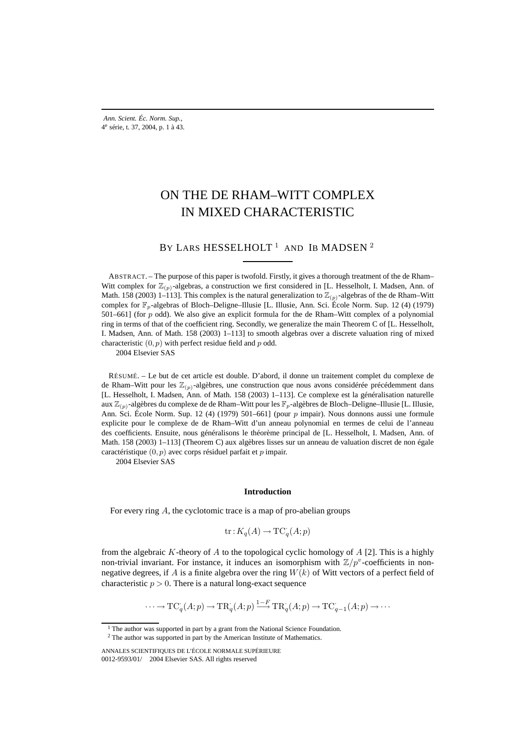# ON THE DE RHAM–WITT COMPLEX IN MIXED CHARACTERISTIC

BY LARS HESSELHOLT [1] AND IB MADSEN [2]

ABSTRACT. – The purpose of this paper is twofold. Firstly, it gives a thorough treatment of the de Rham–Witt complex for $\mathbb{Z}_{(p)}$-algebras, a construction we first considered in [L. Hesselholt, I. Madsen, Ann. of Math. 158 (2003) 1–113]. This complex is the natural generalization to $\mathbb{Z}_{(p)}$-algebras of the de Rham–Witt complex for $\mathbb{F}_p$-algebras of Bloch–Deligne–Illusie [L. Illusie, Ann. Sci. École Norm. Sup. 12 (4) (1979) 501–661] (for $p$ odd). We also give an explicit formula for the de Rham–Witt complex of a polynomial ring in terms of that of the coefficient ring. Secondly, we generalize the main Theorem C of [L. Hesselholt, I. Madsen, Ann. of Math. 158 (2003) 1–113] to smooth algebras over a discrete valuation ring of mixed characteristic $(0, p)$ with perfect residue field and $p$ odd.

2004 Elsevier SAS

RÉSUMÉ. – Le but de cet article est double. D'abord, il donne un traitement complet du complexe de de Rham–Witt pour les $\mathbb{Z}_{(p)}$-algèbres, une construction que nous avons considérée précédemment dans [L. Hesselholt, I. Madsen, Ann. of Math. 158 (2003) 1–113]. Ce complexe est la généralisation naturelle aux $\mathbb{Z}_{(p)}$-algèbres du complexe de de Rham–Witt pour les $\mathbb{F}_p$-algèbres de Bloch–Deligne–Illusie [L. Illusie, Ann. Sci. École Norm. Sup. 12 (4) (1979) 501–661] (pour $p$ impair). Nous donnons aussi une formule explicite pour le complexe de de Rham–Witt d'un anneau polynomial en termes de celui de l'anneau des coefficients. Ensuite, nous généralisons le théorème principal de [L. Hesselholt, I. Madsen, Ann. of Math. 158 (2003) 1–113] (Theorem C) aux algèbres lisses sur un anneau de valuation discret de non égale caractéristique $(0, p)$ avec corps résiduel parfait et $p$ impair.

2004 Elsevier SAS

## Introduction

For every ring $A$, the cyclotomic trace is a map of pro-abelian groups

$$\mathrm{tr}: K_q(A) \to \mathrm{TC}^{\cdot}_q(A;p)$$

from the algebraic $K$-theory of $A$ to the topological cyclic homology of $A$ [2]. This is a highly non-trivial invariant. For instance, it induces an isomorphism with $\mathbb{Z}/p^v$-coefficients in non-negative degrees, if $A$ is a finite algebra over the ring $W(k)$ of Witt vectors of a perfect field of characteristic $p > 0$. There is a natural long-exact sequence

$$\cdots \to \mathrm{TC}^{\cdot}_q(A;p) \to \mathrm{TR}^{\cdot}_q(A;p) \xrightarrow{1-F} \mathrm{TR}^{\cdot}_q(A;p) \to \mathrm{TC}^{\cdot}_{q-1}(A;p) \to \cdots$$

[1] The author was supported in part by a grant from the National Science Foundation.

[2] The author was supported in part by the American Institute of Mathematics.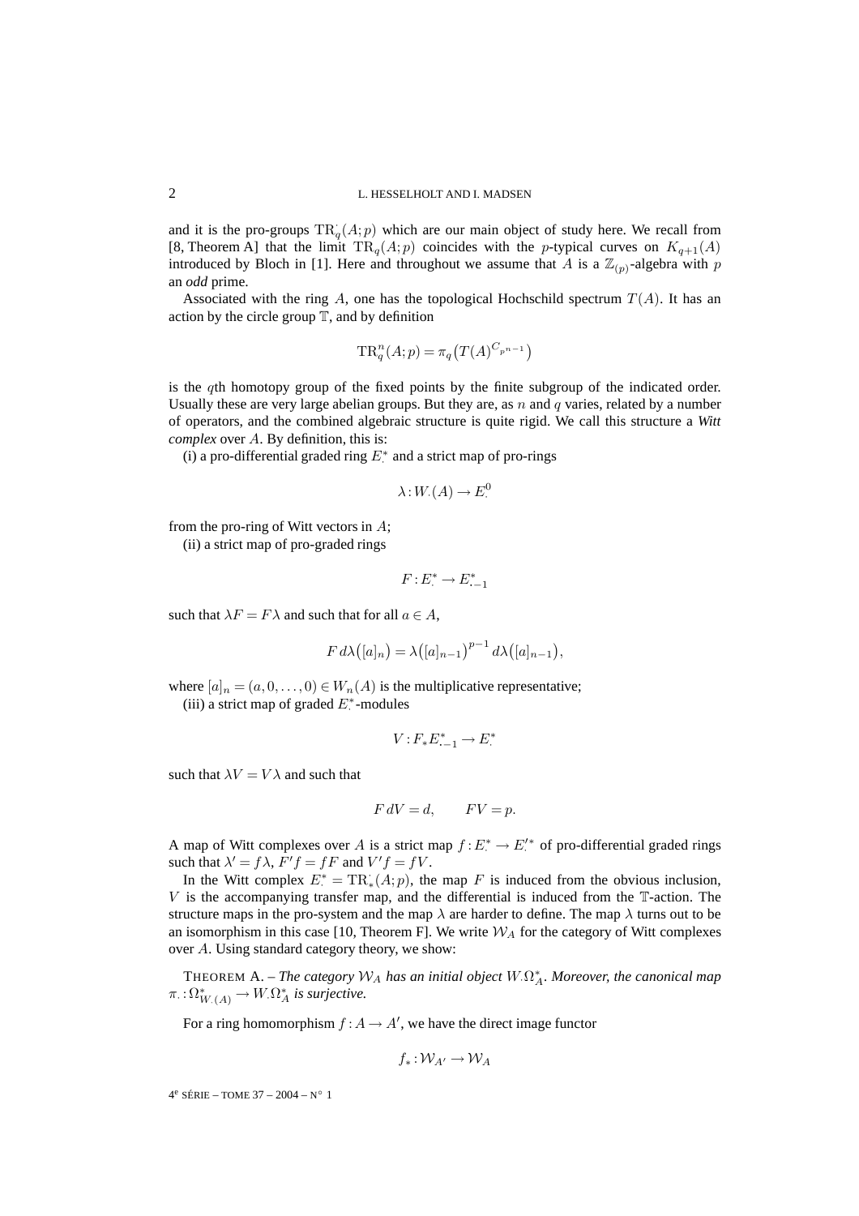and it is the pro-groups $\mathrm{TR}_q^{\cdot}(A;p)$ which are our main object of study here. We recall from [8, Theorem A] that the limit $\mathrm{TR}_q(A;p)$ coincides with the $p$-typical curves on $K_{q+1}(A)$ introduced by Bloch in [1]. Here and throughout we assume that $A$ is a $\mathbb{Z}_{(p)}$-algebra with $p$ an *odd* prime.

Associated with the ring $A$, one has the topological Hochschild spectrum $T(A)$. It has an action by the circle group $\mathbb{T}$, and by definition

$$\mathrm{TR}_q^n(A;p) = \pi_q\big(T(A)^{C_{p^{n-1}}}\big)$$

is the $q$th homotopy group of the fixed points by the finite subgroup of the indicated order. Usually these are very large abelian groups. But they are, as $n$ and $q$ varies, related by a number of operators, and the combined algebraic structure is quite rigid. We call this structure a *Witt complex* over $A$. By definition, this is:

(i) a pro-differential graded ring $E_{\cdot}^{*}$ and a strict map of pro-rings

$$\lambda : W_{\cdot}(A) \to E_{\cdot}^{0}$$

from the pro-ring of Witt vectors in $A$;

(ii) a strict map of pro-graded rings

$$F : E_{\cdot}^{*} \to E_{\cdot-1}^{*}$$

such that $\lambda F = F\lambda$ and such that for all $a \in A$,

$$F\, d\lambda\big([a]_n\big) = \lambda\big([a]_{n-1}\big)^{p-1}\, d\lambda\big([a]_{n-1}\big),$$

where $[a]_n = (a, 0, \ldots, 0) \in W_n(A)$ is the multiplicative representative;

(iii) a strict map of graded $E_{\cdot}^{*}$-modules

$$V : F_* E_{\cdot-1}^{*} \to E_{\cdot}^{*}$$

such that $\lambda V = V\lambda$ and such that

$$F\, dV = d, \qquad FV = p.$$

A map of Witt complexes over $A$ is a strict map $f : E_{\cdot}^{*} \to E_{\cdot}'^{*}$ of pro-differential graded rings such that $\lambda' = f\lambda$, $F'f = fF$ and $V'f = fV$.

In the Witt complex $E_{\cdot}^{*} = \mathrm{TR}_{*}^{\cdot}(A;p)$, the map $F$ is induced from the obvious inclusion, $V$ is the accompanying transfer map, and the differential is induced from the $\mathbb{T}$-action. The structure maps in the pro-system and the map $\lambda$ are harder to define. The map $\lambda$ turns out to be an isomorphism in this case [10, Theorem F]. We write $\mathcal{W}_A$ for the category of Witt complexes over $A$. Using standard category theory, we show:

THEOREM A. – *The category $\mathcal{W}_A$ has an initial object $W_{\cdot}\Omega_A^{*}$. Moreover, the canonical map $\pi_{\cdot} : \Omega_{W_{\cdot}(A)}^{*} \to W_{\cdot}\Omega_A^{*}$ is surjective.*

For a ring homomorphism $f : A \to A'$, we have the direct image functor

$$f_* : \mathcal{W}_{A'} \to \mathcal{W}_A$$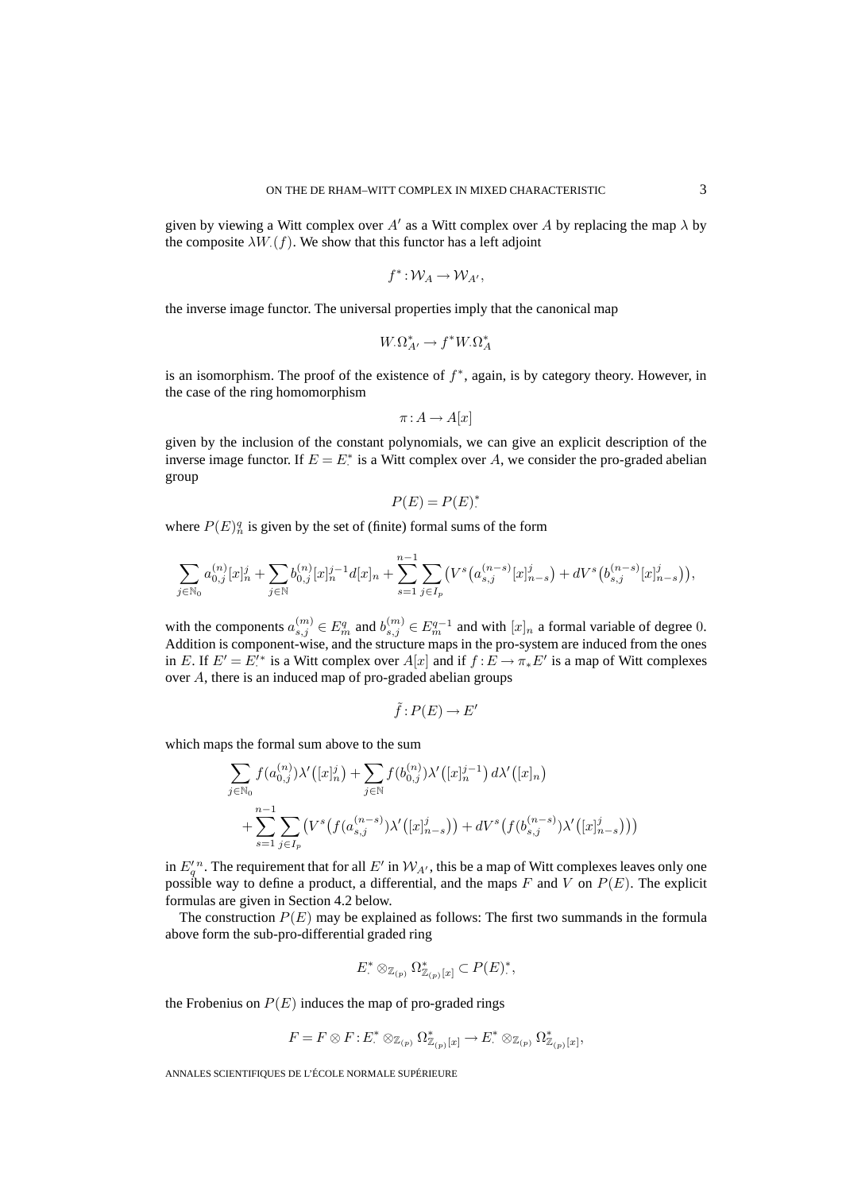given by viewing a Witt complex over $A'$ as a Witt complex over $A$ by replacing the map $\lambda$ by the composite $\lambda W_\cdot(f)$. We show that this functor has a left adjoint

$$f^* \colon \mathcal{W}_A \to \mathcal{W}_{A'},$$

the inverse image functor. The universal properties imply that the canonical map

$$W_\cdot\Omega^*_{A'} \to f^* W_\cdot\Omega^*_A$$

is an isomorphism. The proof of the existence of $f^*$, again, is by category theory. However, in the case of the ring homomorphism

$$\pi \colon A \to A[x]$$

given by the inclusion of the constant polynomials, we can give an explicit description of the inverse image functor. If $E = E^*_\cdot$ is a Witt complex over $A$, we consider the pro-graded abelian group

$$P(E) = P(E)^*_\cdot$$

where $P(E)^q_n$ is given by the set of (finite) formal sums of the form

$$\sum_{j \in \mathbb{N}_0} a^{(n)}_{0,j}[x]^j_n + \sum_{j \in \mathbb{N}} b^{(n)}_{0,j}[x]^{j-1}_n d[x]_n + \sum_{s=1}^{n-1} \sum_{j \in I_p} \big( V^s\big(a^{(n-s)}_{s,j}[x]^j_{n-s}\big) + dV^s\big(b^{(n-s)}_{s,j}[x]^j_{n-s}\big)\big),$$

with the components $a^{(m)}_{s,j} \in E^q_m$ and $b^{(m)}_{s,j} \in E^{q-1}_m$ and with $[x]_n$ a formal variable of degree $0$. Addition is component-wise, and the structure maps in the pro-system are induced from the ones in $E$. If $E' = E'^*_\cdot$ is a Witt complex over $A[x]$ and if $f \colon E \to \pi_* E'$ is a map of Witt complexes over $A$, there is an induced map of pro-graded abelian groups

$$\tilde{f} \colon P(E) \to E'$$

which maps the formal sum above to the sum

$$\begin{aligned} &\sum_{j \in \mathbb{N}_0} f(a^{(n)}_{0,j})\lambda'\big([x]^j_n\big) + \sum_{j \in \mathbb{N}} f(b^{(n)}_{0,j})\lambda'\big([x]^{j-1}_n\big)\, d\lambda'\big([x]_n\big) \\ &\quad + \sum_{s=1}^{n-1} \sum_{j \in I_p} \big( V^s\big(f(a^{(n-s)}_{s,j})\lambda'\big([x]^j_{n-s}\big)\big) + dV^s\big(f(b^{(n-s)}_{s,j})\lambda'\big([x]^j_{n-s}\big)\big)\big) \end{aligned}$$

in $E'^{\,n}_q$. The requirement that for all $E'$ in $\mathcal{W}_{A'}$, this be a map of Witt complexes leaves only one possible way to define a product, a differential, and the maps $F$ and $V$ on $P(E)$. The explicit formulas are given in Section 4.2 below.

The construction $P(E)$ may be explained as follows: The first two summands in the formula above form the sub-pro-differential graded ring

$$E^*_\cdot \otimes_{\mathbb{Z}_{(p)}} \Omega^*_{\mathbb{Z}_{(p)}[x]} \subset P(E)^*_\cdot,$$

the Frobenius on $P(E)$ induces the map of pro-graded rings

$$F = F \otimes F \colon E^*_\cdot \otimes_{\mathbb{Z}_{(p)}} \Omega^*_{\mathbb{Z}_{(p)}[x]} \to E^*_\cdot \otimes_{\mathbb{Z}_{(p)}} \Omega^*_{\mathbb{Z}_{(p)}[x]},$$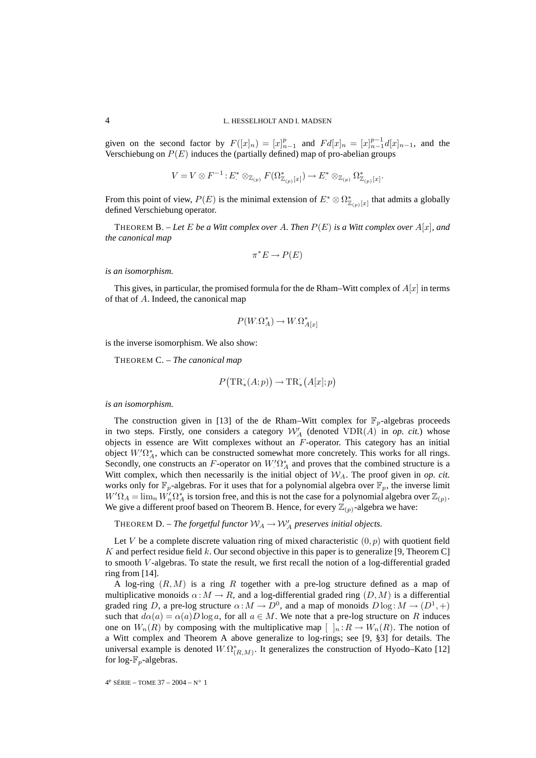given on the second factor by $F([x]_n) = [x]_{n-1}^p$ and $Fd[x]_n = [x]_{n-1}^{p-1}d[x]_{n-1}$, and the Verschiebung on $P(E)$ induces the (partially defined) map of pro-abelian groups

$$V = V \otimes F^{-1} : E^*_{\cdot} \otimes_{\mathbb{Z}_{(p)}} F(\Omega^*_{\mathbb{Z}_{(p)}[x]}) \to E^*_{\cdot} \otimes_{\mathbb{Z}_{(p)}} \Omega^*_{\mathbb{Z}_{(p)}[x]}.$$

From this point of view, $P(E)$ is the minimal extension of $E^*_{\cdot} \otimes \Omega^*_{\mathbb{Z}_{(p)}[x]}$ that admits a globally defined Verschiebung operator.

THEOREM B. – *Let $E$ be a Witt complex over $A$. Then $P(E)$ is a Witt complex over $A[x]$, and the canonical map*

$$\pi^* E \to P(E)$$

*is an isomorphism.*

This gives, in particular, the promised formula for the de Rham–Witt complex of $A[x]$ in terms of that of $A$. Indeed, the canonical map

$$P(W_{\cdot}\Omega^*_A) \to W_{\cdot}\Omega^*_{A[x]}$$

is the inverse isomorphism. We also show:

THEOREM C. – *The canonical map*

$$P\big(\mathrm{TR}^{\cdot}_*(A;p)\big) \to \mathrm{TR}^{\cdot}_*\big(A[x];p\big)$$

*is an isomorphism.*

The construction given in [13] of the de Rham–Witt complex for $\mathbb{F}_p$-algebras proceeds in two steps. Firstly, one considers a category $\mathcal{W}'_A$ (denoted $\mathrm{VDR}(A)$ in *op. cit.*) whose objects in essence are Witt complexes without an $F$-operator. This category has an initial object $W'_{\cdot}\Omega^*_A$, which can be constructed somewhat more concretely. This works for all rings. Secondly, one constructs an $F$-operator on $W'_{\cdot}\Omega^*_A$ and proves that the combined structure is a Witt complex, which then necessarily is the initial object of $\mathcal{W}_A$. The proof given in *op. cit.* works only for $\mathbb{F}_p$-algebras. For it uses that for a polynomial algebra over $\mathbb{F}_p$, the inverse limit $W'\Omega_A = \lim_n W'_n\Omega^*_A$ is torsion free, and this is not the case for a polynomial algebra over $\mathbb{Z}_{(p)}$. We give a different proof based on Theorem B. Hence, for every $\mathbb{Z}_{(p)}$-algebra we have:

THEOREM D. – *The forgetful functor $\mathcal{W}_A \to \mathcal{W}'_A$ preserves initial objects.*

Let $V$ be a complete discrete valuation ring of mixed characteristic $(0,p)$ with quotient field $K$ and perfect residue field $k$. Our second objective in this paper is to generalize [9, Theorem C] to smooth $V$-algebras. To state the result, we first recall the notion of a log-differential graded ring from [14].

A log-ring $(R,M)$ is a ring $R$ together with a pre-log structure defined as a map of multiplicative monoids $\alpha : M \to R$, and a log-differential graded ring $(D,M)$ is a differential graded ring $D$, a pre-log structure $\alpha : M \to D^0$, and a map of monoids $D\log : M \to (D^1,+)$ such that $d\alpha(a) = \alpha(a)D\log a$, for all $a \in M$. We note that a pre-log structure on $R$ induces one on $W_n(R)$ by composing with the multiplicative map $[\ ]_n : R \to W_n(R)$. The notion of a Witt complex and Theorem A above generalize to log-rings; see [9, §3] for details. The universal example is denoted $W_{\cdot}\Omega^*_{(R,M)}$. It generalizes the construction of Hyodo–Kato [12] for log-$\mathbb{F}_p$-algebras.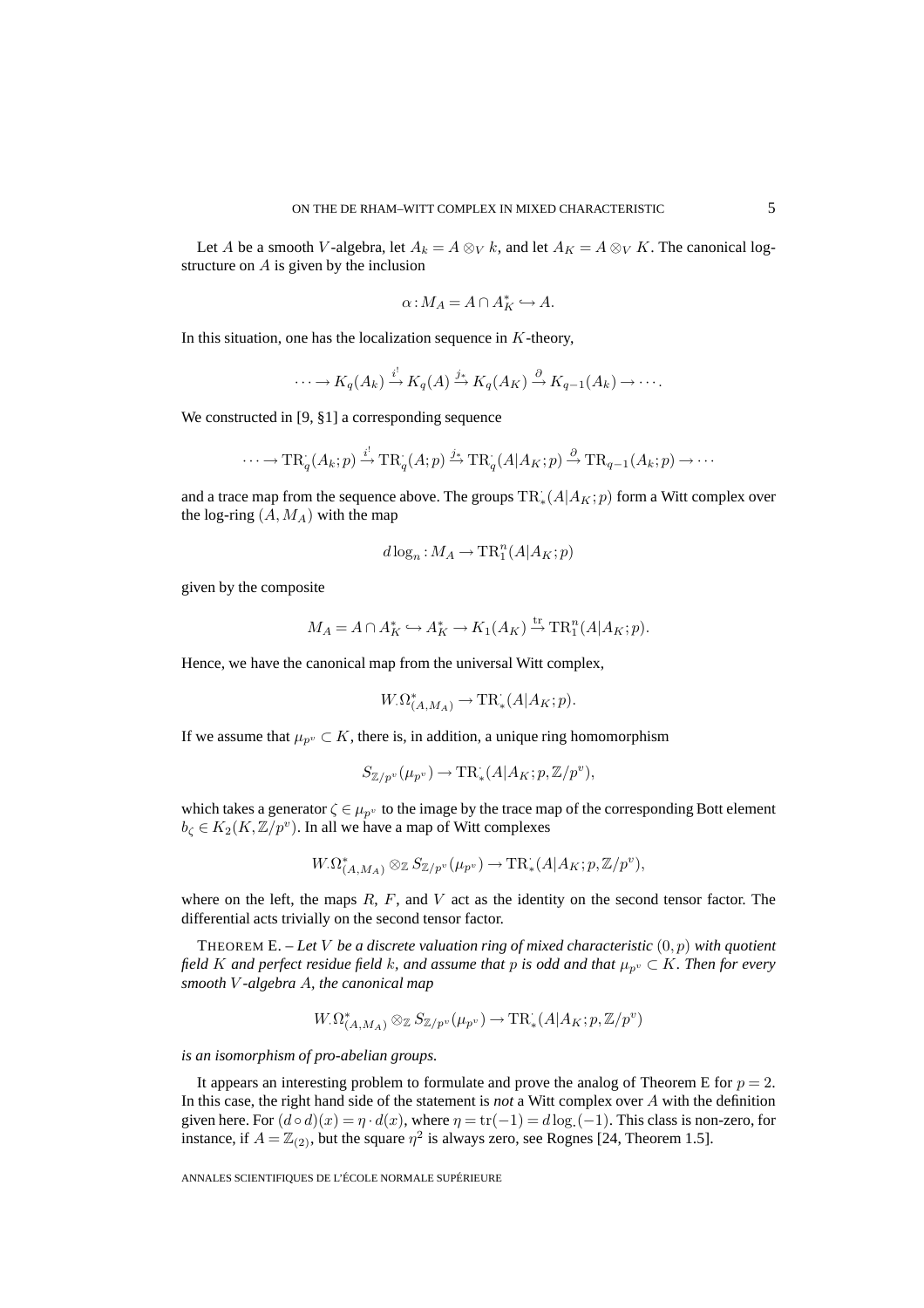Let $A$ be a smooth $V$-algebra, let $A_k = A \otimes_V k$, and let $A_K = A \otimes_V K$. The canonical log-structure on $A$ is given by the inclusion

$$\alpha \colon M_A = A \cap A_K^* \hookrightarrow A.$$

In this situation, one has the localization sequence in $K$-theory,

$$\cdots \to K_q(A_k) \xrightarrow{i^!} K_q(A) \xrightarrow{j_*} K_q(A_K) \xrightarrow{\partial} K_{q-1}(A_k) \to \cdots.$$

We constructed in [9, §1] a corresponding sequence

$$\cdots \to \mathrm{TR}^{\cdot}_q(A_k;p) \xrightarrow{i^!} \mathrm{TR}^{\cdot}_q(A;p) \xrightarrow{j_*} \mathrm{TR}^{\cdot}_q(A|A_K;p) \xrightarrow{\partial} \mathrm{TR}_{q-1}(A_k;p) \to \cdots$$

and a trace map from the sequence above. The groups $\mathrm{TR}^{\cdot}_*(A|A_K;p)$ form a Witt complex over the log-ring $(A, M_A)$ with the map

$$d\log_n \colon M_A \to \mathrm{TR}^n_1(A|A_K;p)$$

given by the composite

$$M_A = A \cap A_K^* \hookrightarrow A_K^* \to K_1(A_K) \xrightarrow{\mathrm{tr}} \mathrm{TR}^n_1(A|A_K;p).$$

Hence, we have the canonical map from the universal Witt complex,

$$W_{\cdot}\Omega^*_{(A,M_A)} \to \mathrm{TR}^{\cdot}_*(A|A_K;p).$$

If we assume that $\mu_{p^v} \subset K$, there is, in addition, a unique ring homomorphism

$$S_{\mathbb{Z}/p^v}(\mu_{p^v}) \to \mathrm{TR}^{\cdot}_*(A|A_K;p,\mathbb{Z}/p^v),$$

which takes a generator $\zeta \in \mu_{p^v}$ to the image by the trace map of the corresponding Bott element $b_\zeta \in K_2(K, \mathbb{Z}/p^v)$. In all we have a map of Witt complexes

$$W_{\cdot}\Omega^*_{(A,M_A)} \otimes_{\mathbb{Z}} S_{\mathbb{Z}/p^v}(\mu_{p^v}) \to \mathrm{TR}^{\cdot}_*(A|A_K;p,\mathbb{Z}/p^v),$$

where on the left, the maps $R$, $F$, and $V$ act as the identity on the second tensor factor. The differential acts trivially on the second tensor factor.

THEOREM E. – *Let $V$ be a discrete valuation ring of mixed characteristic $(0,p)$ with quotient field $K$ and perfect residue field $k$, and assume that $p$ is odd and that $\mu_{p^v} \subset K$. Then for every smooth $V$-algebra $A$, the canonical map*

$$W_{\cdot}\Omega^*_{(A,M_A)} \otimes_{\mathbb{Z}} S_{\mathbb{Z}/p^v}(\mu_{p^v}) \to \mathrm{TR}^{\cdot}_*(A|A_K;p,\mathbb{Z}/p^v)$$

*is an isomorphism of pro-abelian groups.*

It appears an interesting problem to formulate and prove the analog of Theorem E for $p = 2$. In this case, the right hand side of the statement is *not* a Witt complex over $A$ with the definition given here. For $(d \circ d)(x) = \eta \cdot d(x)$, where $\eta = \mathrm{tr}(-1) = d\log_{\cdot}(-1)$. This class is non-zero, for instance, if $A = \mathbb{Z}_{(2)}$, but the square $\eta^2$ is always zero, see Rognes [24, Theorem 1.5].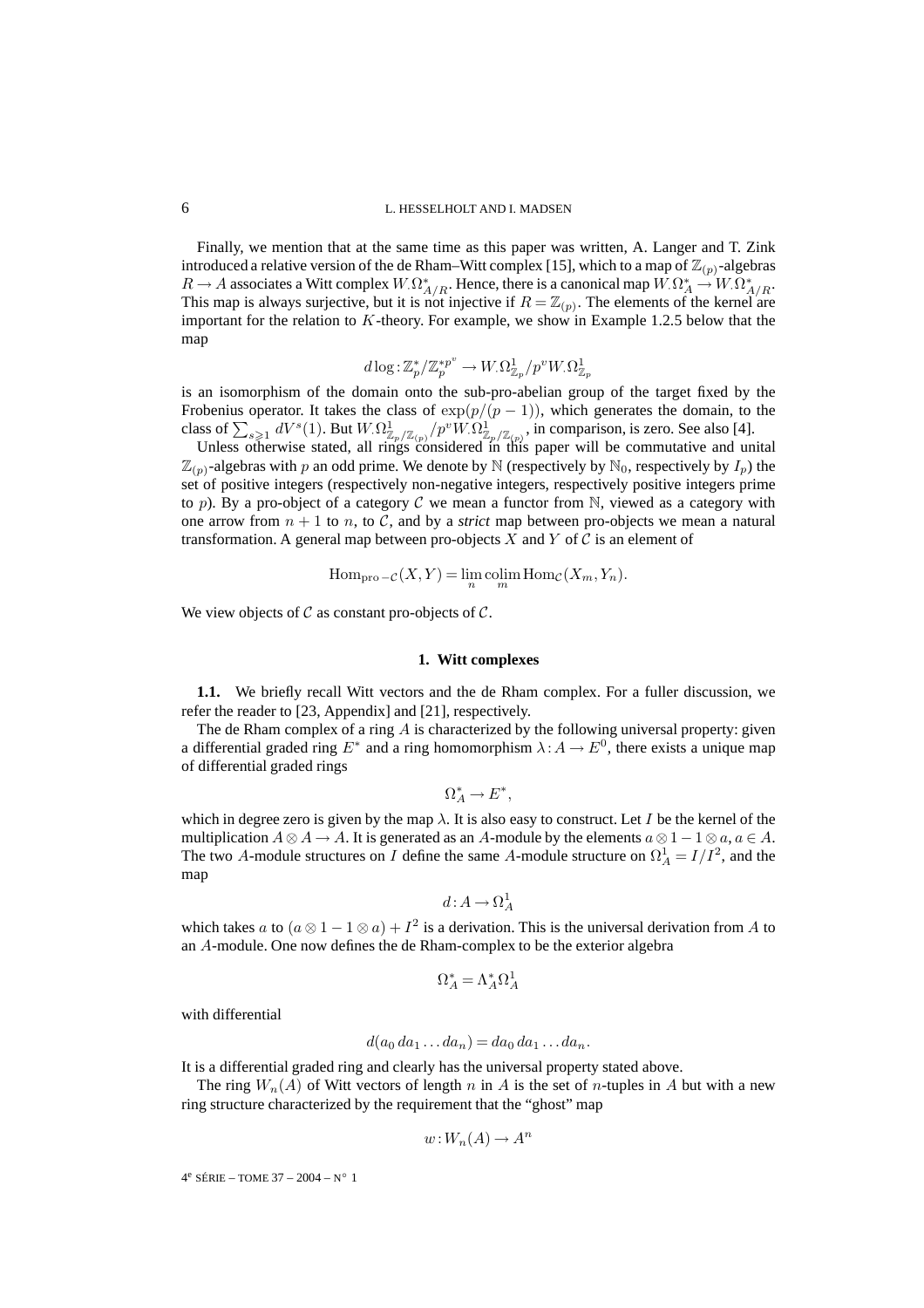Finally, we mention that at the same time as this paper was written, A. Langer and T. Zink introduced a relative version of the de Rham–Witt complex [15], which to a map of $\mathbb{Z}_{(p)}$-algebras $R \to A$ associates a Witt complex $W_\cdot\Omega^*_{A/R}$. Hence, there is a canonical map $W_\cdot\Omega^*_A \to W_\cdot\Omega^*_{A/R}$. This map is always surjective, but it is not injective if $R = \mathbb{Z}_{(p)}$. The elements of the kernel are important for the relation to $K$-theory. For example, we show in Example 1.2.5 below that the map

$$d\log : \mathbb{Z}_p^*/\mathbb{Z}_p^{*p^v} \to W_\cdot\Omega^1_{\mathbb{Z}_p}/p^v W_\cdot\Omega^1_{\mathbb{Z}_p}$$

is an isomorphism of the domain onto the sub-pro-abelian group of the target fixed by the Frobenius operator. It takes the class of $\exp(p/(p-1))$, which generates the domain, to the class of $\sum_{s\geqslant 1} dV^s(1)$. But $W_\cdot\Omega^1_{\mathbb{Z}_p/\mathbb{Z}_{(p)}}/p^v W_\cdot\Omega^1_{\mathbb{Z}_p/\mathbb{Z}_{(p)}}$, in comparison, is zero. See also [4].

Unless otherwise stated, all rings considered in this paper will be commutative and unital $\mathbb{Z}_{(p)}$-algebras with $p$ an odd prime. We denote by $\mathbb{N}$ (respectively by $\mathbb{N}_0$, respectively by $I_p$) the set of positive integers (respectively non-negative integers, respectively positive integers prime to $p$). By a pro-object of a category $\mathcal{C}$ we mean a functor from $\mathbb{N}$, viewed as a category with one arrow from $n+1$ to $n$, to $\mathcal{C}$, and by a *strict* map between pro-objects we mean a natural transformation. A general map between pro-objects $X$ and $Y$ of $\mathcal{C}$ is an element of

$$\mathrm{Hom}_{\mathrm{pro}-\mathcal{C}}(X,Y) = \lim_n \operatorname*{colim}_m \mathrm{Hom}_{\mathcal{C}}(X_m, Y_n).$$

We view objects of $\mathcal{C}$ as constant pro-objects of $\mathcal{C}$.

## 1. Witt complexes

**1.1.** We briefly recall Witt vectors and the de Rham complex. For a fuller discussion, we refer the reader to [23, Appendix] and [21], respectively.

The de Rham complex of a ring $A$ is characterized by the following universal property: given a differential graded ring $E^*$ and a ring homomorphism $\lambda : A \to E^0$, there exists a unique map of differential graded rings

$$\Omega^*_A \to E^*,$$

which in degree zero is given by the map $\lambda$. It is also easy to construct. Let $I$ be the kernel of the multiplication $A \otimes A \to A$. It is generated as an $A$-module by the elements $a \otimes 1 - 1 \otimes a$, $a \in A$. The two $A$-module structures on $I$ define the same $A$-module structure on $\Omega^1_A = I/I^2$, and the map

$$d : A \to \Omega^1_A$$

which takes $a$ to $(a \otimes 1 - 1 \otimes a) + I^2$ is a derivation. This is the universal derivation from $A$ to an $A$-module. One now defines the de Rham-complex to be the exterior algebra

$$\Omega^*_A = \Lambda^*_A \Omega^1_A$$

with differential

$$d(a_0\, da_1 \dots da_n) = da_0\, da_1 \dots da_n.$$

It is a differential graded ring and clearly has the universal property stated above.

The ring $W_n(A)$ of Witt vectors of length $n$ in $A$ is the set of $n$-tuples in $A$ but with a new ring structure characterized by the requirement that the "ghost" map

$$w : W_n(A) \to A^n$$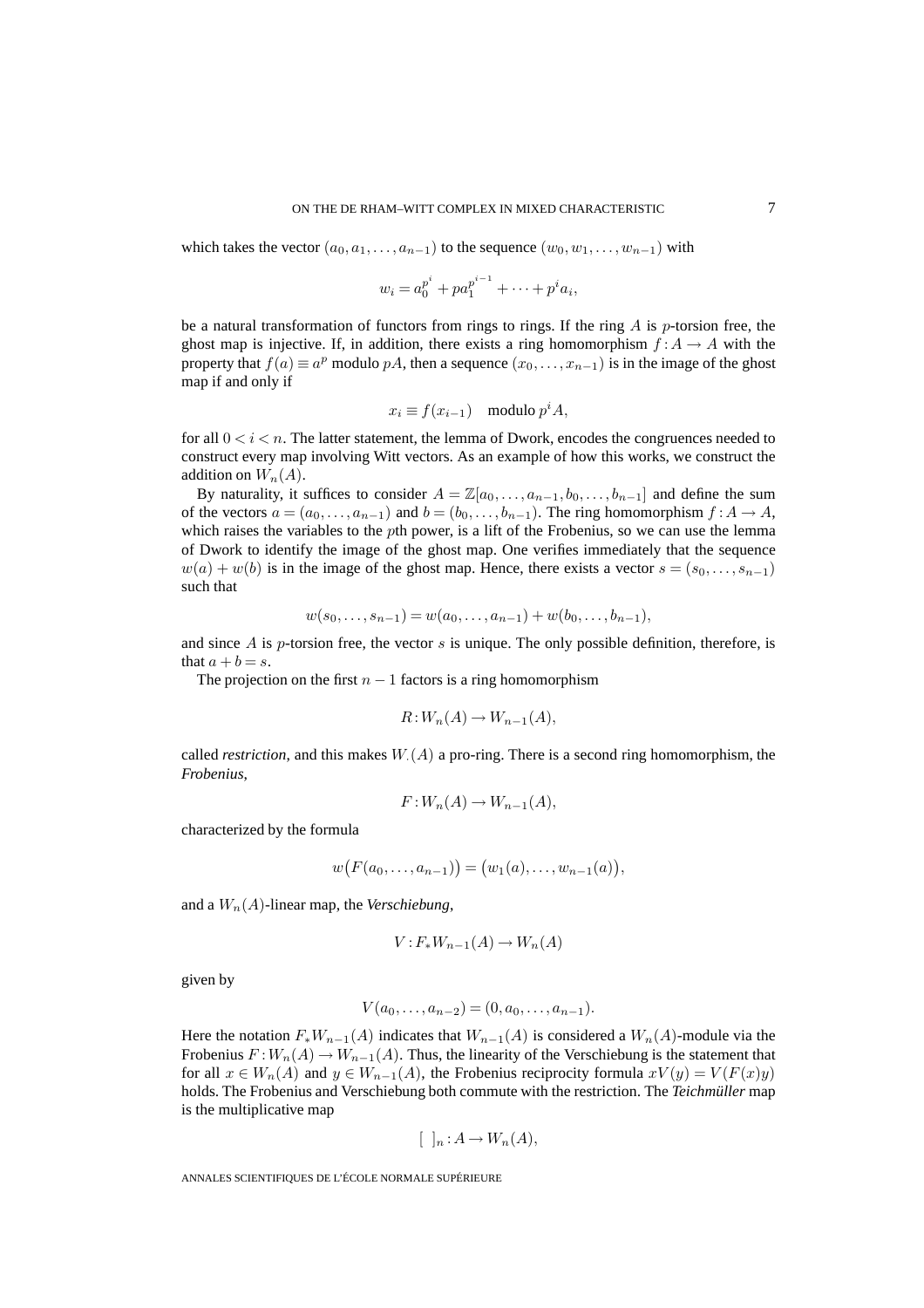which takes the vector $(a_0, a_1, \dots, a_{n-1})$ to the sequence $(w_0, w_1, \dots, w_{n-1})$ with

$$w_i = a_0^{p^i} + pa_1^{p^{i-1}} + \cdots + p^i a_i,$$

be a natural transformation of functors from rings to rings. If the ring $A$ is $p$-torsion free, the ghost map is injective. If, in addition, there exists a ring homomorphism $f\colon A \to A$ with the property that $f(a) \equiv a^p$ modulo $pA$, then a sequence $(x_0, \dots, x_{n-1})$ is in the image of the ghost map if and only if

$$x_i \equiv f(x_{i-1}) \quad \text{modulo } p^i A,$$

for all $0 < i < n$. The latter statement, the lemma of Dwork, encodes the congruences needed to construct every map involving Witt vectors. As an example of how this works, we construct the addition on $W_n(A)$.

By naturality, it suffices to consider $A = \mathbb{Z}[a_0, \dots, a_{n-1}, b_0, \dots, b_{n-1}]$ and define the sum of the vectors $a = (a_0, \dots, a_{n-1})$ and $b = (b_0, \dots, b_{n-1})$. The ring homomorphism $f\colon A \to A$, which raises the variables to the $p$th power, is a lift of the Frobenius, so we can use the lemma of Dwork to identify the image of the ghost map. One verifies immediately that the sequence $w(a) + w(b)$ is in the image of the ghost map. Hence, there exists a vector $s = (s_0, \dots, s_{n-1})$ such that

$$w(s_0, \dots, s_{n-1}) = w(a_0, \dots, a_{n-1}) + w(b_0, \dots, b_{n-1}),$$

and since $A$ is $p$-torsion free, the vector $s$ is unique. The only possible definition, therefore, is that $a + b = s$.

The projection on the first $n-1$ factors is a ring homomorphism

$$R\colon W_n(A) \to W_{n-1}(A),$$

called *restriction*, and this makes $W_\cdot(A)$ a pro-ring. There is a second ring homomorphism, the *Frobenius*,

$$F\colon W_n(A) \to W_{n-1}(A),$$

characterized by the formula

$$w\big(F(a_0, \dots, a_{n-1})\big) = \big(w_1(a), \dots, w_{n-1}(a)\big),$$

and a $W_n(A)$-linear map, the *Verschiebung*,

$$V\colon F_* W_{n-1}(A) \to W_n(A)$$

given by

$$V(a_0, \dots, a_{n-2}) = (0, a_0, \dots, a_{n-1}).$$

Here the notation $F_* W_{n-1}(A)$ indicates that $W_{n-1}(A)$ is considered a $W_n(A)$-module via the Frobenius $F\colon W_n(A) \to W_{n-1}(A)$. Thus, the linearity of the Verschiebung is the statement that for all $x \in W_n(A)$ and $y \in W_{n-1}(A)$, the Frobenius reciprocity formula $xV(y) = V(F(x)y)$ holds. The Frobenius and Verschiebung both commute with the restriction. The *Teichmüller* map is the multiplicative map

$$[\ \ ]_n\colon A \to W_n(A),$$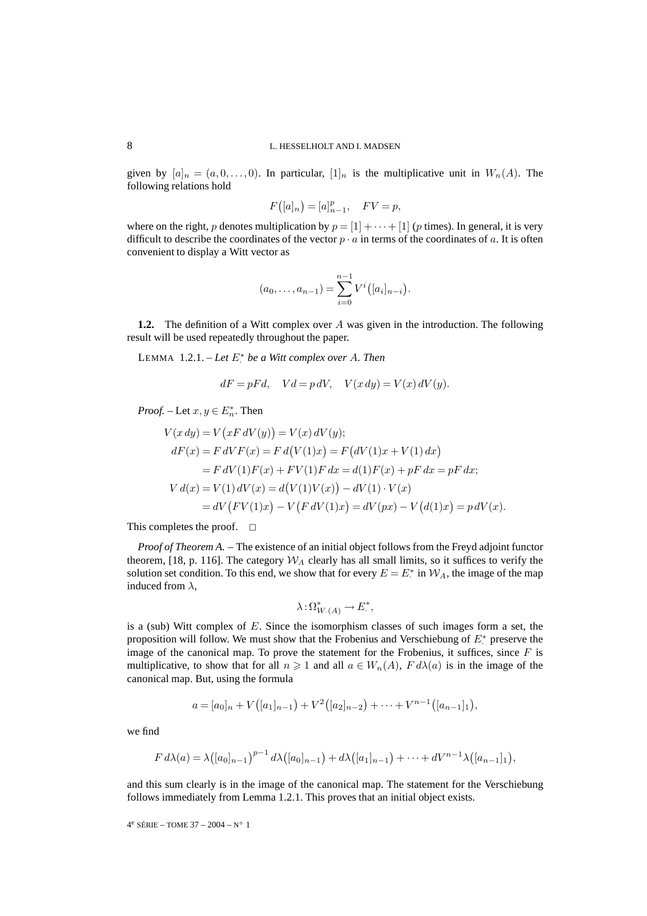given by $[a]_n = (a, 0, \ldots, 0)$. In particular, $[1]_n$ is the multiplicative unit in $W_n(A)$. The following relations hold

$$F\big([a]_n\big) = [a]_{n-1}^p, \quad FV = p,$$

where on the right, $p$ denotes multiplication by $p = [1] + \cdots + [1]$ ($p$ times). In general, it is very difficult to describe the coordinates of the vector $p \cdot a$ in terms of the coordinates of $a$. It is often convenient to display a Witt vector as

$$(a_0, \ldots, a_{n-1}) = \sum_{i=0}^{n-1} V^i\big([a_i]_{n-i}\big).$$

**1.2.** The definition of a Witt complex over $A$ was given in the introduction. The following result will be used repeatedly throughout the paper.

LEMMA 1.2.1. – *Let $E^*_\cdot$ be a Witt complex over $A$. Then*

$$dF = pFd, \quad Vd = p\,dV, \quad V(x\,dy) = V(x)\,dV(y).$$

*Proof.* – Let $x, y \in E^*_n$. Then

$$\begin{aligned}
V(x\,dy) &= V\big(xF\,dV(y)\big) = V(x)\,dV(y);\\
dF(x) &= F\,dVF(x) = F\,d\big(V(1)x\big) = F\big(dV(1)x + V(1)\,dx\big)\\
&= F\,dV(1)F(x) + FV(1)F\,dx = d(1)F(x) + pF\,dx = pF\,dx;\\
V\,d(x) &= V(1)\,dV(x) = d\big(V(1)V(x)\big) - dV(1)\cdot V(x)\\
&= dV\big(FV(1)x\big) - V\big(F\,dV(1)x\big) = dV(px) - V\big(d(1)x\big) = p\,dV(x).
\end{aligned}$$

This completes the proof. $\square$

*Proof of Theorem A.* – The existence of an initial object follows from the Freyd adjoint functor theorem, [18, p. 116]. The category $\mathcal{W}_A$ clearly has all small limits, so it suffices to verify the solution set condition. To this end, we show that for every $E = E^*_\cdot$ in $\mathcal{W}_A$, the image of the map induced from $\lambda$,

$$\lambda : \Omega^*_{W_\cdot(A)} \to E^*_\cdot,$$

is a (sub) Witt complex of $E$. Since the isomorphism classes of such images form a set, the proposition will follow. We must show that the Frobenius and Verschiebung of $E^*_\cdot$ preserve the image of the canonical map. To prove the statement for the Frobenius, it suffices, since $F$ is multiplicative, to show that for all $n \geqslant 1$ and all $a \in W_n(A)$, $F\,d\lambda(a)$ is in the image of the canonical map. But, using the formula

$$a = [a_0]_n + V\big([a_1]_{n-1}\big) + V^2\big([a_2]_{n-2}\big) + \cdots + V^{n-1}\big([a_{n-1}]_1\big),$$

we find

$$F\,d\lambda(a) = \lambda\big([a_0]_{n-1}\big)^{p-1}\,d\lambda\big([a_0]_{n-1}\big) + d\lambda\big([a_1]_{n-1}\big) + \cdots + dV^{n-1}\lambda\big([a_{n-1}]_1\big),$$

and this sum clearly is in the image of the canonical map. The statement for the Verschiebung follows immediately from Lemma 1.2.1. This proves that an initial object exists.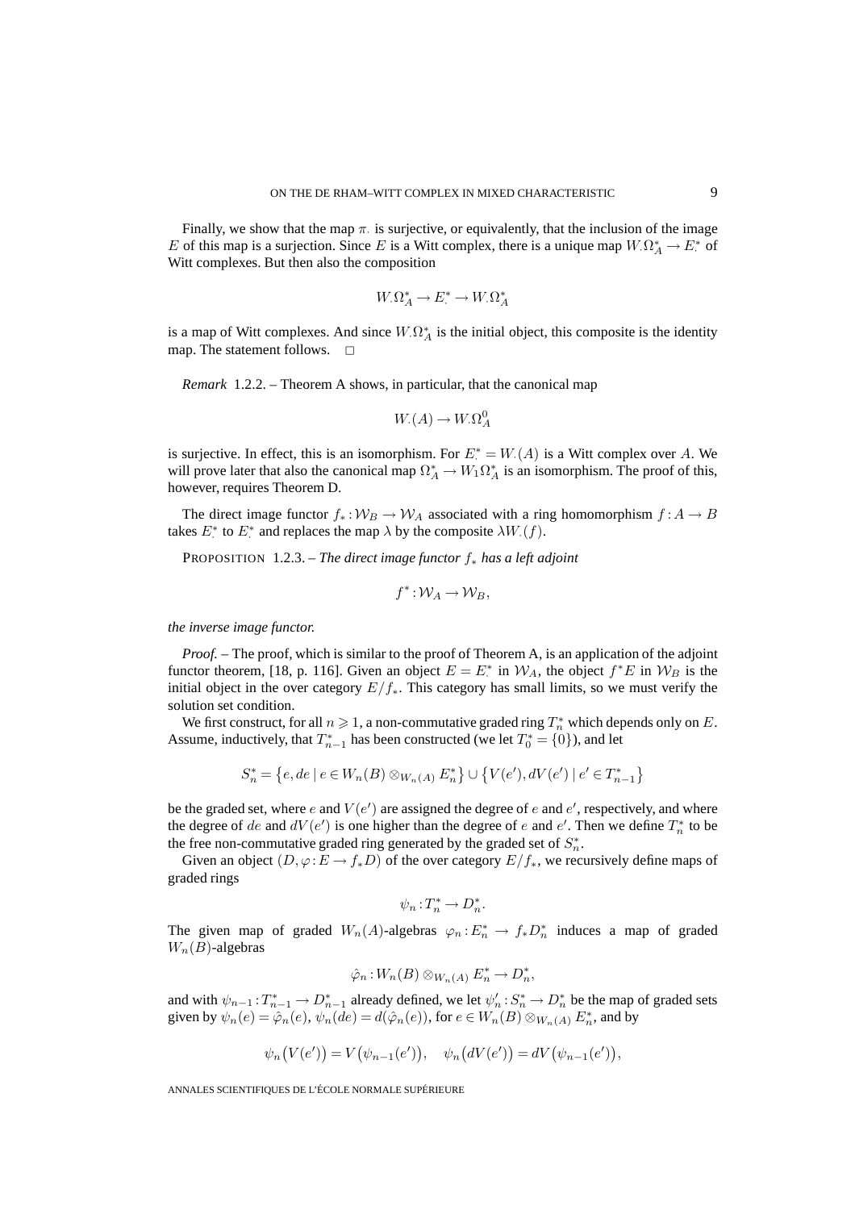Finally, we show that the map $\pi_\cdot$ is surjective, or equivalently, that the inclusion of the image $E$ of this map is a surjection. Since $E$ is a Witt complex, there is a unique map $W_\cdot\Omega_A^* \to E_\cdot^*$ of Witt complexes. But then also the composition

$$W_\cdot\Omega_A^* \to E_\cdot^* \to W_\cdot\Omega_A^*$$

is a map of Witt complexes. And since $W_\cdot\Omega_A^*$ is the initial object, this composite is the identity map. The statement follows. □

*Remark* 1.2.2. – Theorem A shows, in particular, that the canonical map

$$W_\cdot(A) \to W_\cdot\Omega_A^0$$

is surjective. In effect, this is an isomorphism. For $E_\cdot^* = W_\cdot(A)$ is a Witt complex over $A$. We will prove later that also the canonical map $\Omega_A^* \to W_1\Omega_A^*$ is an isomorphism. The proof of this, however, requires Theorem D.

The direct image functor $f_*: \mathcal{W}_B \to \mathcal{W}_A$ associated with a ring homomorphism $f: A \to B$ takes $E_\cdot^*$ to $E_\cdot^*$ and replaces the map $\lambda$ by the composite $\lambda W_\cdot(f)$.

PROPOSITION 1.2.3. – *The direct image functor $f_*$ has a left adjoint*

$$f^*: \mathcal{W}_A \to \mathcal{W}_B,$$

*the inverse image functor.*

*Proof.* – The proof, which is similar to the proof of Theorem A, is an application of the adjoint functor theorem, [18, p. 116]. Given an object $E = E_\cdot^*$ in $\mathcal{W}_A$, the object $f^*E$ in $\mathcal{W}_B$ is the initial object in the over category $E/f_*$. This category has small limits, so we must verify the solution set condition.

We first construct, for all $n \geqslant 1$, a non-commutative graded ring $T_n^*$ which depends only on $E$. Assume, inductively, that $T_{n-1}^*$ has been constructed (we let $T_0^* = \{0\}$), and let

$$S_n^* = \{e, de \mid e \in W_n(B) \otimes_{W_n(A)} E_n^*\} \cup \{V(e'), dV(e') \mid e' \in T_{n-1}^*\}$$

be the graded set, where $e$ and $V(e')$ are assigned the degree of $e$ and $e'$, respectively, and where the degree of $de$ and $dV(e')$ is one higher than the degree of $e$ and $e'$. Then we define $T_n^*$ to be the free non-commutative graded ring generated by the graded set of $S_n^*$.

Given an object $(D, \varphi: E \to f_*D)$ of the over category $E/f_*$, we recursively define maps of graded rings

$$\psi_n: T_n^* \to D_n^*.$$

The given map of graded $W_n(A)$-algebras $\varphi_n: E_n^* \to f_*D_n^*$ induces a map of graded $W_n(B)$-algebras

$$\hat{\varphi}_n: W_n(B) \otimes_{W_n(A)} E_n^* \to D_n^*,$$

and with $\psi_{n-1}: T_{n-1}^* \to D_{n-1}^*$ already defined, we let $\psi_n': S_n^* \to D_n^*$ be the map of graded sets given by $\psi_n(e) = \hat{\varphi}_n(e)$, $\psi_n(de) = d(\hat{\varphi}_n(e))$, for $e \in W_n(B) \otimes_{W_n(A)} E_n^*$, and by

$$\psi_n(V(e')) = V(\psi_{n-1}(e')), \quad \psi_n(dV(e')) = dV(\psi_{n-1}(e')),$$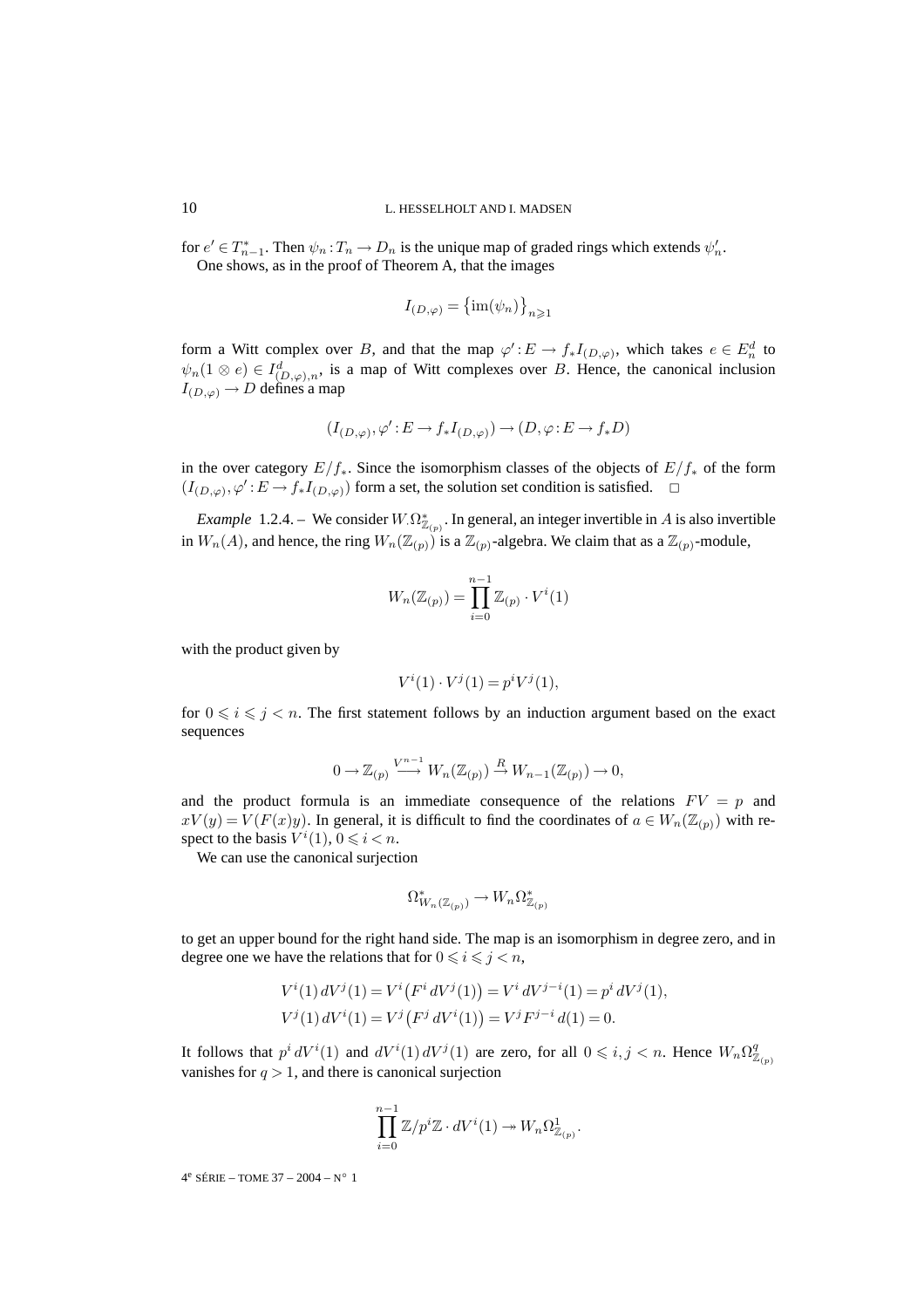for $e' \in T^*_{n-1}$. Then $\psi_n : T_n \to D_n$ is the unique map of graded rings which extends $\psi'_n$.

One shows, as in the proof of Theorem A, that the images

$$I_{(D,\varphi)} = \{\operatorname{im}(\psi_n)\}_{n \geqslant 1}$$

form a Witt complex over $B$, and that the map $\varphi' : E \to f_* I_{(D,\varphi)}$, which takes $e \in E^d_n$ to $\psi_n(1 \otimes e) \in I^d_{(D,\varphi),n}$, is a map of Witt complexes over $B$. Hence, the canonical inclusion $I_{(D,\varphi)} \to D$ defines a map

$$(I_{(D,\varphi)}, \varphi' : E \to f_* I_{(D,\varphi)}) \to (D, \varphi : E \to f_* D)$$

in the over category $E/f_*$. Since the isomorphism classes of the objects of $E/f_*$ of the form $(I_{(D,\varphi)}, \varphi' : E \to f_* I_{(D,\varphi)})$ form a set, the solution set condition is satisfied. $\square$

*Example* 1.2.4. – We consider $W_\cdot\Omega^*_{\mathbb{Z}_{(p)}}$. In general, an integer invertible in $A$ is also invertible in $W_n(A)$, and hence, the ring $W_n(\mathbb{Z}_{(p)})$ is a $\mathbb{Z}_{(p)}$-algebra. We claim that as a $\mathbb{Z}_{(p)}$-module,

$$W_n(\mathbb{Z}_{(p)}) = \prod_{i=0}^{n-1} \mathbb{Z}_{(p)} \cdot V^i(1)$$

with the product given by

$$V^i(1) \cdot V^j(1) = p^i V^j(1),$$

for $0 \leqslant i \leqslant j < n$. The first statement follows by an induction argument based on the exact sequences

$$0 \to \mathbb{Z}_{(p)} \xrightarrow{V^{n-1}} W_n(\mathbb{Z}_{(p)}) \xrightarrow{R} W_{n-1}(\mathbb{Z}_{(p)}) \to 0,$$

and the product formula is an immediate consequence of the relations $FV = p$ and $xV(y) = V(F(x)y)$. In general, it is difficult to find the coordinates of $a \in W_n(\mathbb{Z}_{(p)})$ with respect to the basis $V^i(1)$, $0 \leqslant i < n$.

We can use the canonical surjection

$$\Omega^*_{W_n(\mathbb{Z}_{(p)})} \to W_n\Omega^*_{\mathbb{Z}_{(p)}}$$

to get an upper bound for the right hand side. The map is an isomorphism in degree zero, and in degree one we have the relations that for $0 \leqslant i \leqslant j < n$,

$$V^i(1)\, dV^j(1) = V^i\big(F^i\, dV^j(1)\big) = V^i\, dV^{j-i}(1) = p^i\, dV^j(1),$$
$$V^j(1)\, dV^i(1) = V^j\big(F^j\, dV^i(1)\big) = V^j F^{j-i}\, d(1) = 0.$$

It follows that $p^i\, dV^i(1)$ and $dV^i(1)\, dV^j(1)$ are zero, for all $0 \leqslant i, j < n$. Hence $W_n\Omega^q_{\mathbb{Z}_{(p)}}$ vanishes for $q > 1$, and there is canonical surjection

$$\prod_{i=0}^{n-1} \mathbb{Z}/p^i\mathbb{Z} \cdot dV^i(1) \twoheadrightarrow W_n\Omega^1_{\mathbb{Z}_{(p)}}.$$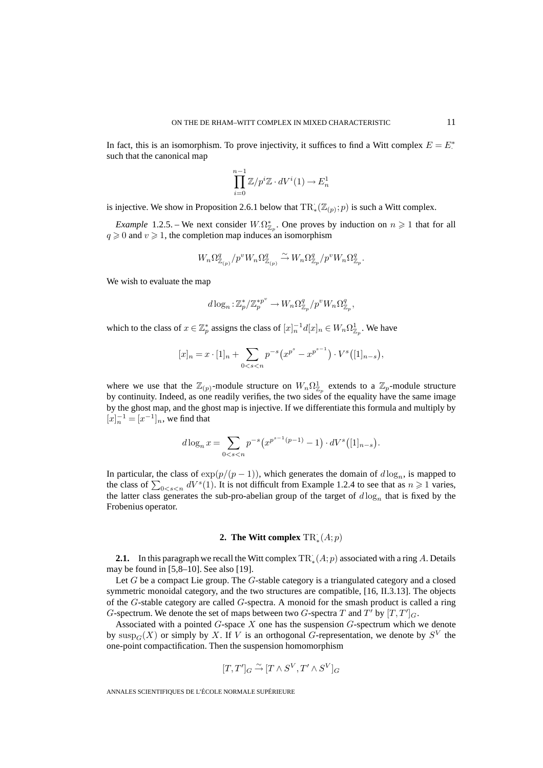In fact, this is an isomorphism. To prove injectivity, it suffices to find a Witt complex $E = E^*_\cdot$ such that the canonical map

$$\prod_{i=0}^{n-1} \mathbb{Z}/p^i\mathbb{Z} \cdot dV^i(1) \to E^1_n$$

is injective. We show in Proposition 2.6.1 below that $\mathrm{TR}^{\cdot}_*(\mathbb{Z}_{(p)};p)$ is such a Witt complex.

*Example* 1.2.5. – We next consider $W_\cdot\Omega^*_{\mathbb{Z}_p}$. One proves by induction on $n \geqslant 1$ that for all $q \geqslant 0$ and $v \geqslant 1$, the completion map induces an isomorphism

$$W_n\Omega^q_{\mathbb{Z}_{(p)}}/p^v W_n\Omega^q_{\mathbb{Z}_{(p)}} \xrightarrow{\sim} W_n\Omega^q_{\mathbb{Z}_p}/p^v W_n\Omega^q_{\mathbb{Z}_p}.$$

We wish to evaluate the map

$$d\log_n : \mathbb{Z}_p^*/\mathbb{Z}_p^{*p^v} \to W_n\Omega^q_{\mathbb{Z}_p}/p^v W_n\Omega^q_{\mathbb{Z}_p},$$

which to the class of $x \in \mathbb{Z}_p^*$ assigns the class of $[x]_n^{-1} d[x]_n \in W_n\Omega^1_{\mathbb{Z}_p}$. We have

$$[x]_n = x \cdot [1]_n + \sum_{0<s<n} p^{-s}\big(x^{p^s} - x^{p^{s-1}}\big) \cdot V^s\big([1]_{n-s}\big),$$

where we use that the $\mathbb{Z}_{(p)}$-module structure on $W_n\Omega^1_{\mathbb{Z}_p}$ extends to a $\mathbb{Z}_p$-module structure by continuity. Indeed, as one readily verifies, the two sides of the equality have the same image by the ghost map, and the ghost map is injective. If we differentiate this formula and multiply by $[x]_n^{-1} = [x^{-1}]_n$, we find that

$$d\log_n x = \sum_{0<s<n} p^{-s}\big(x^{p^{s-1}(p-1)} - 1\big) \cdot dV^s\big([1]_{n-s}\big).$$

In particular, the class of $\exp(p/(p-1))$, which generates the domain of $d\log_n$, is mapped to the class of $\sum_{0<s<n} dV^s(1)$. It is not difficult from Example 1.2.4 to see that as $n \geqslant 1$ varies, the latter class generates the sub-pro-abelian group of the target of $d\log_n$ that is fixed by the Frobenius operator.

## 2. The Witt complex $\mathrm{TR}^{\cdot}_*(A;p)$

**2.1.** In this paragraph we recall the Witt complex $\mathrm{TR}^{\cdot}_*(A;p)$ associated with a ring $A$. Details may be found in [5,8–10]. See also [19].

Let $G$ be a compact Lie group. The $G$-stable category is a triangulated category and a closed symmetric monoidal category, and the two structures are compatible, [16, II.3.13]. The objects of the $G$-stable category are called $G$-spectra. A monoid for the smash product is called a ring $G$-spectrum. We denote the set of maps between two $G$-spectra $T$ and $T'$ by $[T,T']_G$.

Associated with a pointed $G$-space $X$ one has the suspension $G$-spectrum which we denote by $\mathrm{susp}_G(X)$ or simply by $X$. If $V$ is an orthogonal $G$-representation, we denote by $S^V$ the one-point compactification. Then the suspension homomorphism

$$[T,T']_G \xrightarrow{\sim} [T \wedge S^V, T' \wedge S^V]_G$$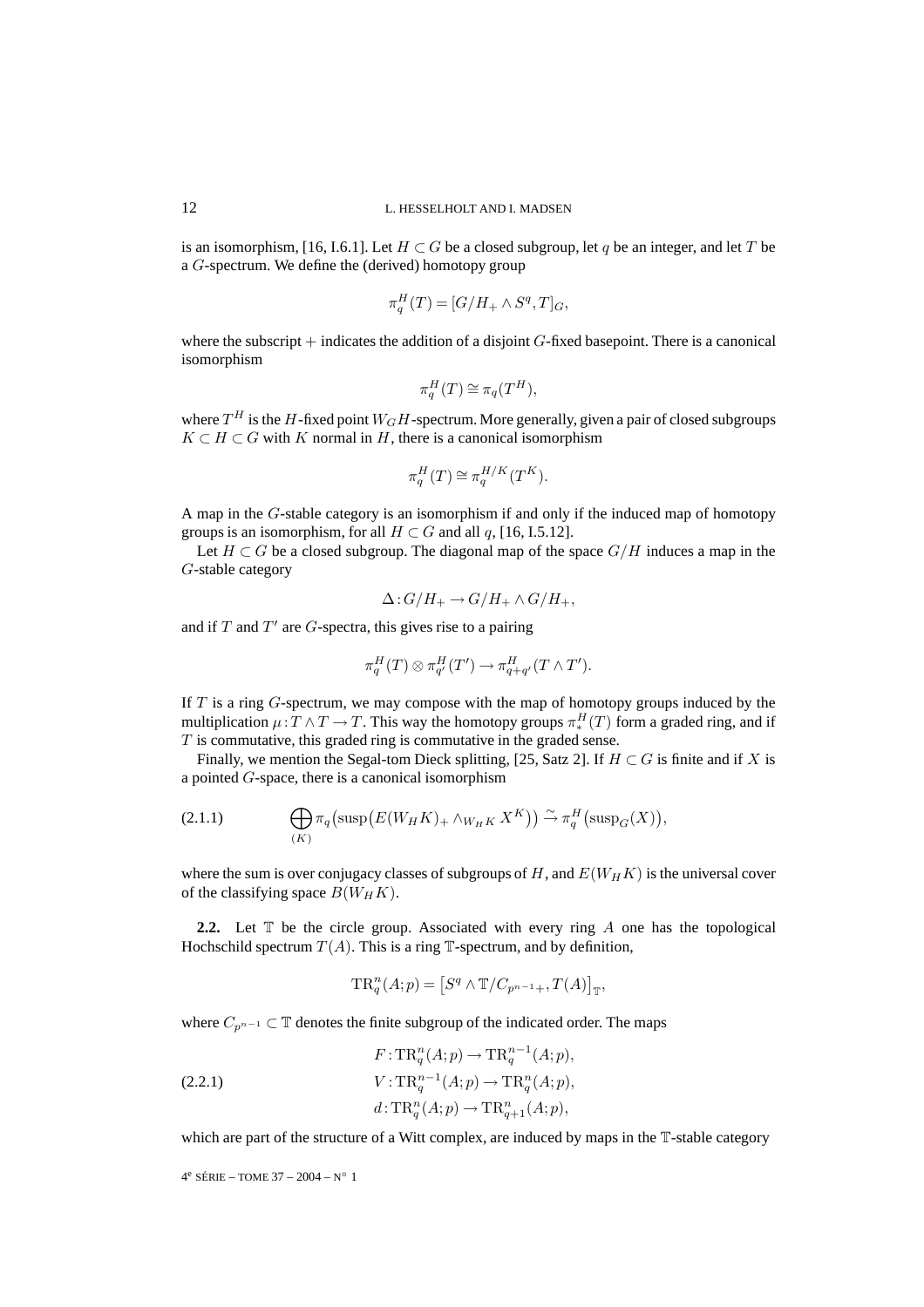is an isomorphism, [16, I.6.1]. Let $H \subset G$ be a closed subgroup, let $q$ be an integer, and let $T$ be a $G$-spectrum. We define the (derived) homotopy group

$$\pi_q^H(T) = [G/H_+ \wedge S^q, T]_G,$$

where the subscript $+$ indicates the addition of a disjoint $G$-fixed basepoint. There is a canonical isomorphism

$$\pi_q^H(T) \cong \pi_q(T^H),$$

where $T^H$ is the $H$-fixed point $W_G H$-spectrum. More generally, given a pair of closed subgroups $K \subset H \subset G$ with $K$ normal in $H$, there is a canonical isomorphism

$$\pi_q^H(T) \cong \pi_q^{H/K}(T^K).$$

A map in the $G$-stable category is an isomorphism if and only if the induced map of homotopy groups is an isomorphism, for all $H \subset G$ and all $q$, [16, I.5.12].

Let $H \subset G$ be a closed subgroup. The diagonal map of the space $G/H$ induces a map in the $G$-stable category

$$\Delta : G/H_+ \to G/H_+ \wedge G/H_+,$$

and if $T$ and $T'$ are $G$-spectra, this gives rise to a pairing

$$\pi_q^H(T) \otimes \pi_{q'}^H(T') \to \pi_{q+q'}^H(T \wedge T').$$

If $T$ is a ring $G$-spectrum, we may compose with the map of homotopy groups induced by the multiplication $\mu : T \wedge T \to T$. This way the homotopy groups $\pi_*^H(T)$ form a graded ring, and if $T$ is commutative, this graded ring is commutative in the graded sense.

Finally, we mention the Segal-tom Dieck splitting, [25, Satz 2]. If $H \subset G$ is finite and if $X$ is a pointed $G$-space, there is a canonical isomorphism

$$\bigoplus_{(K)} \pi_q\big(\operatorname{susp}\big(E(W_H K)_+ \wedge_{W_H K} X^K\big)\big) \xrightarrow{\sim} \pi_q^H\big(\operatorname{susp}_G(X)\big), \tag{2.1.1}$$

where the sum is over conjugacy classes of subgroups of $H$, and $E(W_H K)$ is the universal cover of the classifying space $B(W_H K)$.

**2.2.** Let $\mathbb{T}$ be the circle group. Associated with every ring $A$ one has the topological Hochschild spectrum $T(A)$. This is a ring $\mathbb{T}$-spectrum, and by definition,

$$\mathrm{TR}_q^n(A;p) = \big[S^q \wedge \mathbb{T}/C_{p^{n-1}+}, T(A)\big]_{\mathbb{T}},$$

where $C_{p^{n-1}} \subset \mathbb{T}$ denotes the finite subgroup of the indicated order. The maps

$$\begin{aligned} F &: \mathrm{TR}_q^n(A;p) \to \mathrm{TR}_q^{n-1}(A;p), \\ V &: \mathrm{TR}_q^{n-1}(A;p) \to \mathrm{TR}_q^n(A;p), \\ d &: \mathrm{TR}_q^n(A;p) \to \mathrm{TR}_{q+1}^n(A;p), \end{aligned} \tag{2.2.1}$$

which are part of the structure of a Witt complex, are induced by maps in the $\mathbb{T}$-stable category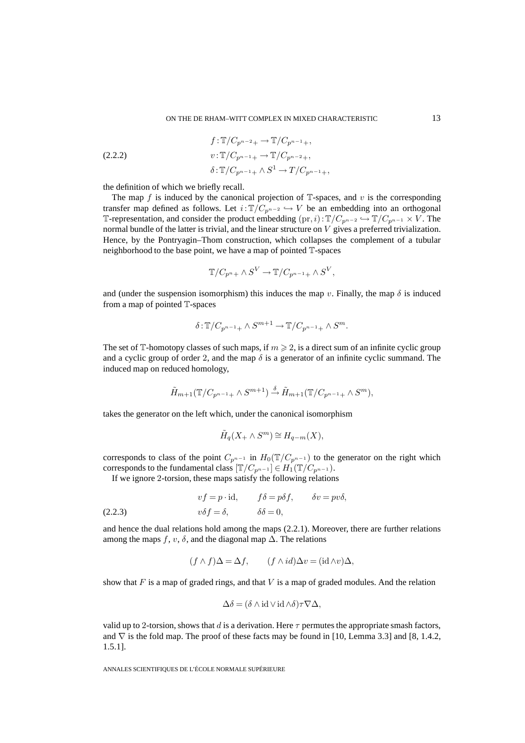$$
\begin{aligned}
&f : \mathbb{T}/C_{p^{n-2}+} \to \mathbb{T}/C_{p^{n-1}+}, \\
&v : \mathbb{T}/C_{p^{n-1}+} \to \mathbb{T}/C_{p^{n-2}+}, \qquad (2.2.2)\\
&\delta : \mathbb{T}/C_{p^{n-1}+} \wedge S^1 \to T/C_{p^{n-1}+},
\end{aligned}
$$

the definition of which we briefly recall.

The map $f$ is induced by the canonical projection of $\mathbb{T}$-spaces, and $v$ is the corresponding transfer map defined as follows. Let $i : \mathbb{T}/C_{p^{n-2}} \hookrightarrow V$ be an embedding into an orthogonal $\mathbb{T}$-representation, and consider the product embedding $(\mathrm{pr}, i) : \mathbb{T}/C_{p^{n-2}} \hookrightarrow \mathbb{T}/C_{p^{n-1}} \times V$. The normal bundle of the latter is trivial, and the linear structure on $V$ gives a preferred trivialization. Hence, by the Pontryagin–Thom construction, which collapses the complement of a tubular neighborhood to the base point, we have a map of pointed $\mathbb{T}$-spaces

$$
\mathbb{T}/C_{p^n+} \wedge S^V \to \mathbb{T}/C_{p^{n-1}+} \wedge S^V,
$$

and (under the suspension isomorphism) this induces the map $v$. Finally, the map $\delta$ is induced from a map of pointed $\mathbb{T}$-spaces

$$
\delta : \mathbb{T}/C_{p^{n-1}+} \wedge S^{m+1} \to \mathbb{T}/C_{p^{n-1}+} \wedge S^m.
$$

The set of $\mathbb{T}$-homotopy classes of such maps, if $m \geqslant 2$, is a direct sum of an infinite cyclic group and a cyclic group of order 2, and the map $\delta$ is a generator of an infinite cyclic summand. The induced map on reduced homology,

$$
\tilde{H}_{m+1}(\mathbb{T}/C_{p^{n-1}+} \wedge S^{m+1}) \xrightarrow{\delta} \tilde{H}_{m+1}(\mathbb{T}/C_{p^{n-1}+} \wedge S^m),
$$

takes the generator on the left which, under the canonical isomorphism

$$
\tilde{H}_q(X_+ \wedge S^m) \cong H_{q-m}(X),
$$

corresponds to class of the point $C_{p^{n-1}}$ in $H_0(\mathbb{T}/C_{p^{n-1}})$ to the generator on the right which corresponds to the fundamental class $[\mathbb{T}/C_{p^{n-1}}] \in H_1(\mathbb{T}/C_{p^{n-1}})$.

If we ignore 2-torsion, these maps satisfy the following relations

$$
\begin{aligned}
&vf = p \cdot \mathrm{id}, \qquad f\delta = p\delta f, \qquad \delta v = pv\delta, \\
&v\delta f = \delta, \qquad \delta\delta = 0, \qquad (2.2.3)
\end{aligned}
$$

and hence the dual relations hold among the maps (2.2.1). Moreover, there are further relations among the maps $f$, $v$, $\delta$, and the diagonal map $\Delta$. The relations

$$
(f \wedge f)\Delta = \Delta f, \qquad (f \wedge id)\Delta v = (\mathrm{id} \wedge v)\Delta,
$$

show that $F$ is a map of graded rings, and that $V$ is a map of graded modules. And the relation

$$
\Delta\delta = (\delta \wedge \mathrm{id} \vee \mathrm{id} \wedge \delta)\tau\nabla\Delta,
$$

valid up to 2-torsion, shows that $d$ is a derivation. Here $\tau$ permutes the appropriate smash factors, and $\nabla$ is the fold map. The proof of these facts may be found in [10, Lemma 3.3] and [8, 1.4.2, 1.5.1].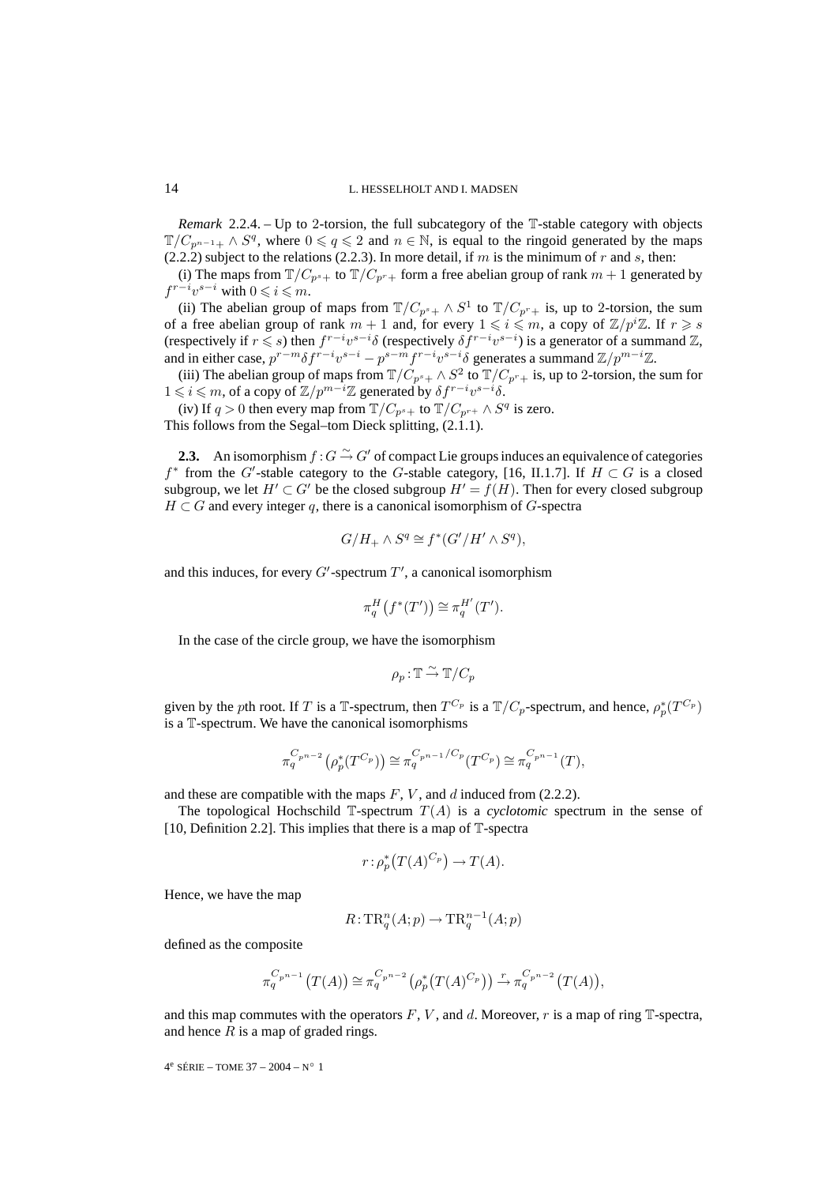*Remark* 2.2.4. – Up to 2-torsion, the full subcategory of the $\mathbb{T}$-stable category with objects $\mathbb{T}/C_{p^{n-1}+} \wedge S^q$, where $0 \leqslant q \leqslant 2$ and $n \in \mathbb{N}$, is equal to the ringoid generated by the maps (2.2.2) subject to the relations (2.2.3). In more detail, if $m$ is the minimum of $r$ and $s$, then:

(i) The maps from $\mathbb{T}/C_{p^s+}$ to $\mathbb{T}/C_{p^r+}$ form a free abelian group of rank $m+1$ generated by $f^{r-i}v^{s-i}$ with $0 \leqslant i \leqslant m$.

(ii) The abelian group of maps from $\mathbb{T}/C_{p^s+} \wedge S^1$ to $\mathbb{T}/C_{p^r+}$ is, up to 2-torsion, the sum of a free abelian group of rank $m+1$ and, for every $1 \leqslant i \leqslant m$, a copy of $\mathbb{Z}/p^i\mathbb{Z}$. If $r \geqslant s$ (respectively if $r \leqslant s$) then $f^{r-i}v^{s-i}\delta$ (respectively $\delta f^{r-i}v^{s-i}$) is a generator of a summand $\mathbb{Z}$, and in either case, $p^{r-m}\delta f^{r-i}v^{s-i} - p^{s-m}f^{r-i}v^{s-i}\delta$ generates a summand $\mathbb{Z}/p^{m-i}\mathbb{Z}$.

(iii) The abelian group of maps from $\mathbb{T}/C_{p^s+} \wedge S^2$ to $\mathbb{T}/C_{p^r+}$ is, up to 2-torsion, the sum for $1 \leqslant i \leqslant m$, of a copy of $\mathbb{Z}/p^{m-i}\mathbb{Z}$ generated by $\delta f^{r-i}v^{s-i}\delta$.

(iv) If $q > 0$ then every map from $\mathbb{T}/C_{p^s+}$ to $\mathbb{T}/C_{p^r+} \wedge S^q$ is zero.

This follows from the Segal–tom Dieck splitting, (2.1.1).

**2.3.** An isomorphism $f : G \xrightarrow{\sim} G'$ of compact Lie groups induces an equivalence of categories $f^*$ from the $G'$-stable category to the $G$-stable category, [16, II.1.7]. If $H \subset G$ is a closed subgroup, we let $H' \subset G'$ be the closed subgroup $H' = f(H)$. Then for every closed subgroup $H \subset G$ and every integer $q$, there is a canonical isomorphism of $G$-spectra

$$G/H_+ \wedge S^q \cong f^*(G'/H' \wedge S^q),$$

and this induces, for every $G'$-spectrum $T'$, a canonical isomorphism

$$\pi_q^H\big(f^*(T')\big) \cong \pi_q^{H'}(T').$$

In the case of the circle group, we have the isomorphism

$$\rho_p : \mathbb{T} \xrightarrow{\sim} \mathbb{T}/C_p$$

given by the $p$th root. If $T$ is a $\mathbb{T}$-spectrum, then $T^{C_p}$ is a $\mathbb{T}/C_p$-spectrum, and hence, $\rho_p^*(T^{C_p})$ is a $\mathbb{T}$-spectrum. We have the canonical isomorphisms

$$\pi_q^{C_{p^{n-2}}}\big(\rho_p^*(T^{C_p})\big) \cong \pi_q^{C_{p^{n-1}}/C_p}(T^{C_p}) \cong \pi_q^{C_{p^{n-1}}}(T),$$

and these are compatible with the maps $F$, $V$, and $d$ induced from (2.2.2).

The topological Hochschild $\mathbb{T}$-spectrum $T(A)$ is a *cyclotomic* spectrum in the sense of [10, Definition 2.2]. This implies that there is a map of $\mathbb{T}$-spectra

$$r : \rho_p^*\big(T(A)^{C_p}\big) \to T(A).$$

Hence, we have the map

$$R : \mathrm{TR}_q^n(A;p) \to \mathrm{TR}_q^{n-1}(A;p)$$

defined as the composite

$$\pi_q^{C_{p^{n-1}}}\big(T(A)\big) \cong \pi_q^{C_{p^{n-2}}}\big(\rho_p^*\big(T(A)^{C_p}\big)\big) \xrightarrow{r} \pi_q^{C_{p^{n-2}}}\big(T(A)\big),$$

and this map commutes with the operators $F$, $V$, and $d$. Moreover, $r$ is a map of ring $\mathbb{T}$-spectra, and hence $R$ is a map of graded rings.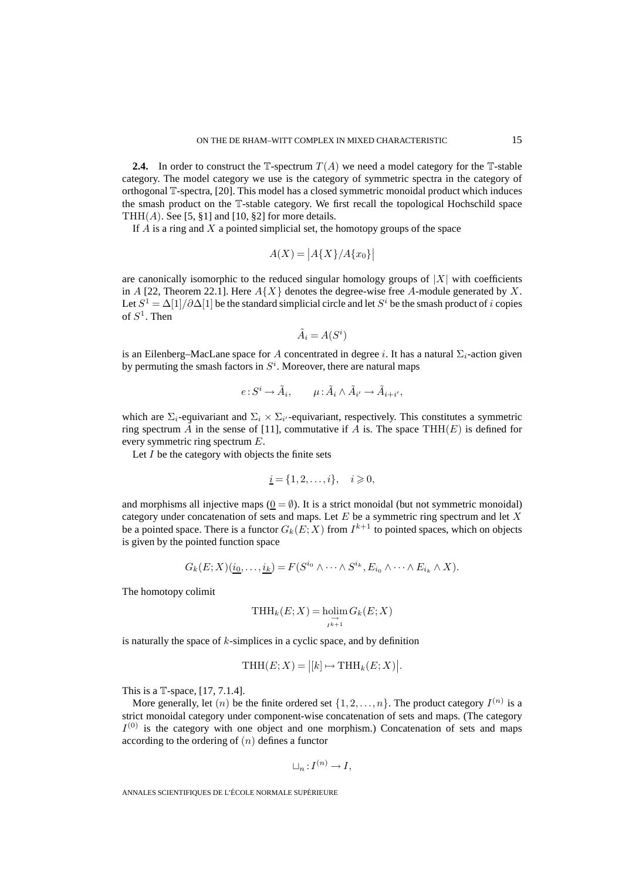**2.4.** In order to construct the $\mathbb{T}$-spectrum $T(A)$ we need a model category for the $\mathbb{T}$-stable category. The model category we use is the category of symmetric spectra in the category of orthogonal $\mathbb{T}$-spectra, [20]. This model has a closed symmetric monoidal product which induces the smash product on the $\mathbb{T}$-stable category. We first recall the topological Hochschild space $\mathrm{THH}(A)$. See [5, §1] and [10, §2] for more details.

If $A$ is a ring and $X$ a pointed simplicial set, the homotopy groups of the space

$$A(X) = \big|A\{X\}/A\{x_0\}\big|$$

are canonically isomorphic to the reduced singular homology groups of $|X|$ with coefficients in $A$ [22, Theorem 22.1]. Here $A\{X\}$ denotes the degree-wise free $A$-module generated by $X$. Let $S^1 = \Delta[1]/\partial\Delta[1]$ be the standard simplicial circle and let $S^i$ be the smash product of $i$ copies of $S^1$. Then

$$\tilde{A}_i = A(S^i)$$

is an Eilenberg–MacLane space for $A$ concentrated in degree $i$. It has a natural $\Sigma_i$-action given by permuting the smash factors in $S^i$. Moreover, there are natural maps

$$e : S^i \to \tilde{A}_i, \qquad \mu : \tilde{A}_i \wedge \tilde{A}_{i'} \to \tilde{A}_{i+i'},$$

which are $\Sigma_i$-equivariant and $\Sigma_i \times \Sigma_{i'}$-equivariant, respectively. This constitutes a symmetric ring spectrum $\tilde{A}$ in the sense of [11], commutative if $A$ is. The space $\mathrm{THH}(E)$ is defined for every symmetric ring spectrum $E$.

Let $I$ be the category with objects the finite sets

$$\underline{i} = \{1, 2, \ldots, i\}, \quad i \geqslant 0,$$

and morphisms all injective maps ($\underline{0} = \emptyset$). It is a strict monoidal (but not symmetric monoidal) category under concatenation of sets and maps. Let $E$ be a symmetric ring spectrum and let $X$ be a pointed space. There is a functor $G_k(E; X)$ from $I^{k+1}$ to pointed spaces, which on objects is given by the pointed function space

$$G_k(E;X)(\underline{i_0}, \ldots, \underline{i_k}) = F(S^{i_0} \wedge \cdots \wedge S^{i_k}, E_{i_0} \wedge \cdots \wedge E_{i_k} \wedge X).$$

The homotopy colimit

$$\mathrm{THH}_k(E;X) = \operatorname*{holim}_{\substack{\rightarrow \\ I^{k+1}}} G_k(E;X)$$

is naturally the space of $k$-simplices in a cyclic space, and by definition

$$\mathrm{THH}(E;X) = \big|[k] \mapsto \mathrm{THH}_k(E;X)\big|.$$

This is a $\mathbb{T}$-space, [17, 7.1.4].

More generally, let $(n)$ be the finite ordered set $\{1, 2, \ldots, n\}$. The product category $I^{(n)}$ is a strict monoidal category under component-wise concatenation of sets and maps. (The category $I^{(0)}$ is the category with one object and one morphism.) Concatenation of sets and maps according to the ordering of $(n)$ defines a functor

$$\sqcup_n : I^{(n)} \to I,$$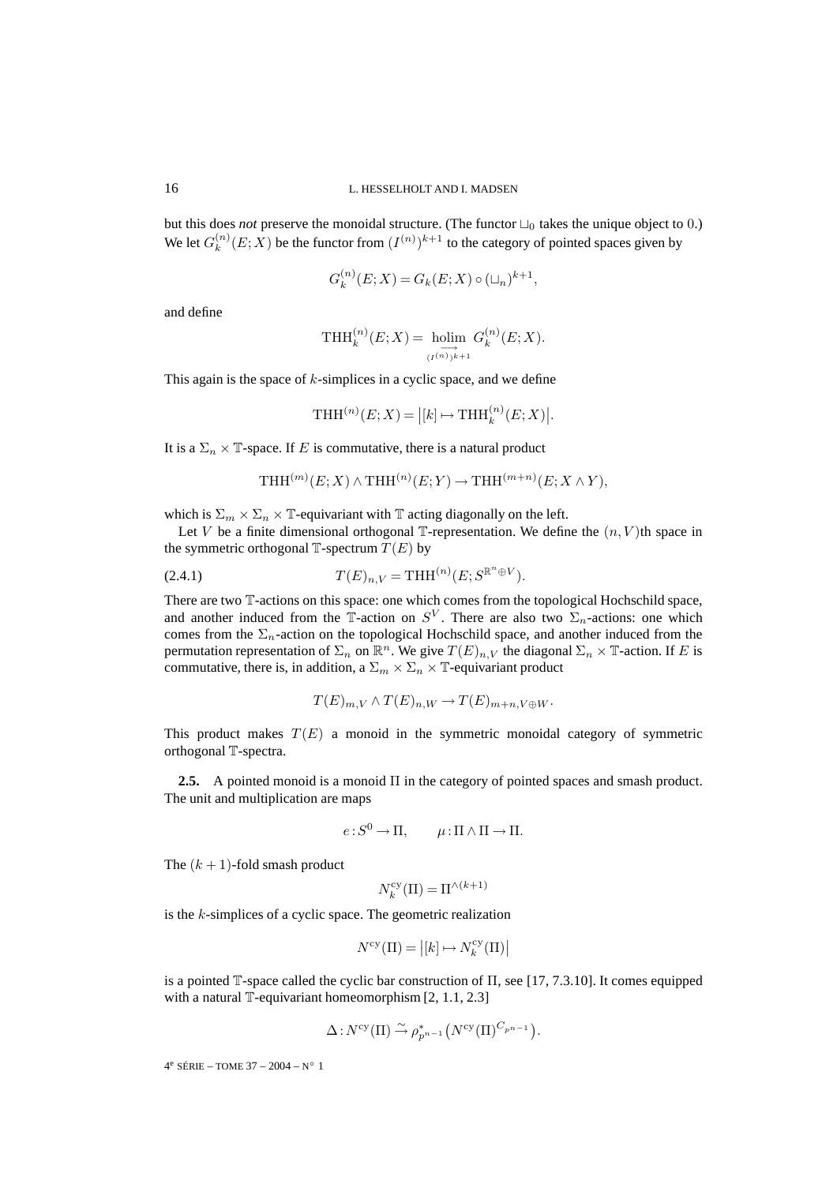but this does *not* preserve the monoidal structure. (The functor $\sqcup_0$ takes the unique object to $0$.) We let $G_k^{(n)}(E;X)$ be the functor from $(I^{(n)})^{k+1}$ to the category of pointed spaces given by

$$G_k^{(n)}(E;X) = G_k(E;X) \circ (\sqcup_n)^{k+1},$$

and define

$$\mathrm{THH}_k^{(n)}(E;X) = \operatorname*{\underrightarrow{holim}}_{(I^{(n)})^{k+1}} G_k^{(n)}(E;X).$$

This again is the space of $k$-simplices in a cyclic space, and we define

$$\mathrm{THH}^{(n)}(E;X) = \big|[k] \mapsto \mathrm{THH}_k^{(n)}(E;X)\big|.$$

It is a $\Sigma_n \times \mathbb{T}$-space. If $E$ is commutative, there is a natural product

$$\mathrm{THH}^{(m)}(E;X) \wedge \mathrm{THH}^{(n)}(E;Y) \to \mathrm{THH}^{(m+n)}(E;X \wedge Y),$$

which is $\Sigma_m \times \Sigma_n \times \mathbb{T}$-equivariant with $\mathbb{T}$ acting diagonally on the left.

Let $V$ be a finite dimensional orthogonal $\mathbb{T}$-representation. We define the $(n,V)$th space in the symmetric orthogonal $\mathbb{T}$-spectrum $T(E)$ by

$$T(E)_{n,V} = \mathrm{THH}^{(n)}(E;S^{\mathbb{R}^n \oplus V}). \tag{2.4.1}$$

There are two $\mathbb{T}$-actions on this space: one which comes from the topological Hochschild space, and another induced from the $\mathbb{T}$-action on $S^V$. There are also two $\Sigma_n$-actions: one which comes from the $\Sigma_n$-action on the topological Hochschild space, and another induced from the permutation representation of $\Sigma_n$ on $\mathbb{R}^n$. We give $T(E)_{n,V}$ the diagonal $\Sigma_n \times \mathbb{T}$-action. If $E$ is commutative, there is, in addition, a $\Sigma_m \times \Sigma_n \times \mathbb{T}$-equivariant product

$$T(E)_{m,V} \wedge T(E)_{n,W} \to T(E)_{m+n,V\oplus W}.$$

This product makes $T(E)$ a monoid in the symmetric monoidal category of symmetric orthogonal $\mathbb{T}$-spectra.

**2.5.** A pointed monoid is a monoid $\Pi$ in the category of pointed spaces and smash product. The unit and multiplication are maps

$$e : S^0 \to \Pi, \qquad \mu : \Pi \wedge \Pi \to \Pi.$$

The $(k+1)$-fold smash product

$$N_k^{\mathrm{cy}}(\Pi) = \Pi^{\wedge(k+1)}$$

is the $k$-simplices of a cyclic space. The geometric realization

$$N^{\mathrm{cy}}(\Pi) = \big|[k] \mapsto N_k^{\mathrm{cy}}(\Pi)\big|$$

is a pointed $\mathbb{T}$-space called the cyclic bar construction of $\Pi$, see [17, 7.3.10]. It comes equipped with a natural $\mathbb{T}$-equivariant homeomorphism [2, 1.1, 2.3]

$$\Delta : N^{\mathrm{cy}}(\Pi) \xrightarrow{\sim} \rho_{p^{n-1}}^{*}\big(N^{\mathrm{cy}}(\Pi)^{C_{p^{n-1}}}\big).$$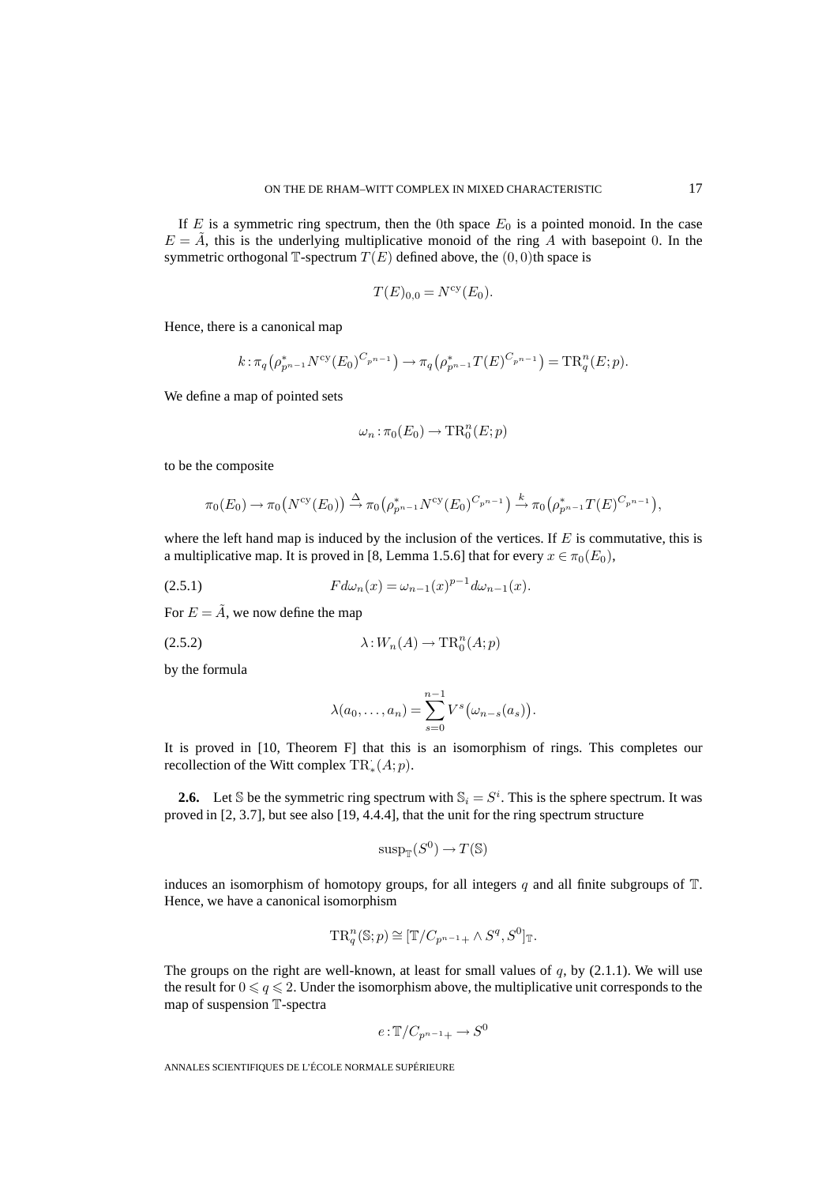If $E$ is a symmetric ring spectrum, then the 0th space $E_0$ is a pointed monoid. In the case $E = \tilde{A}$, this is the underlying multiplicative monoid of the ring $A$ with basepoint 0. In the symmetric orthogonal $\mathbb{T}$-spectrum $T(E)$ defined above, the $(0,0)$th space is

$$T(E)_{0,0} = N^{\mathrm{cy}}(E_0).$$

Hence, there is a canonical map

$$k : \pi_q\big(\rho_{p^{n-1}}^* N^{\mathrm{cy}}(E_0)^{C_{p^{n-1}}}\big) \to \pi_q\big(\rho_{p^{n-1}}^* T(E)^{C_{p^{n-1}}}\big) = \mathrm{TR}_q^n(E;p).$$

We define a map of pointed sets

$$\omega_n : \pi_0(E_0) \to \mathrm{TR}_0^n(E;p)$$

to be the composite

$$\pi_0(E_0) \to \pi_0\big(N^{\mathrm{cy}}(E_0)\big) \xrightarrow{\Delta} \pi_0\big(\rho_{p^{n-1}}^* N^{\mathrm{cy}}(E_0)^{C_{p^{n-1}}}\big) \xrightarrow{k} \pi_0\big(\rho_{p^{n-1}}^* T(E)^{C_{p^{n-1}}}\big),$$

where the left hand map is induced by the inclusion of the vertices. If $E$ is commutative, this is a multiplicative map. It is proved in [8, Lemma 1.5.6] that for every $x \in \pi_0(E_0)$,

$$F d\omega_n(x) = \omega_{n-1}(x)^{p-1} d\omega_{n-1}(x). \tag{2.5.1}$$

For $E = \tilde{A}$, we now define the map

$$\lambda : W_n(A) \to \mathrm{TR}_0^n(A;p) \tag{2.5.2}$$

by the formula

$$\lambda(a_0, \dots, a_n) = \sum_{s=0}^{n-1} V^s\big(\omega_{n-s}(a_s)\big).$$

It is proved in [10, Theorem F] that this is an isomorphism of rings. This completes our recollection of the Witt complex $\mathrm{TR}_*^{\cdot}(A;p)$.

**2.6.** Let $\mathbb{S}$ be the symmetric ring spectrum with $\mathbb{S}_i = S^i$. This is the sphere spectrum. It was proved in [2, 3.7], but see also [19, 4.4.4], that the unit for the ring spectrum structure

$$\mathrm{susp}_{\mathbb{T}}(S^0) \to T(\mathbb{S})$$

induces an isomorphism of homotopy groups, for all integers $q$ and all finite subgroups of $\mathbb{T}$. Hence, we have a canonical isomorphism

$$\mathrm{TR}_q^n(\mathbb{S};p) \cong [\mathbb{T}/C_{p^{n-1}+} \wedge S^q, S^0]_{\mathbb{T}}.$$

The groups on the right are well-known, at least for small values of $q$, by (2.1.1). We will use the result for $0 \leqslant q \leqslant 2$. Under the isomorphism above, the multiplicative unit corresponds to the map of suspension $\mathbb{T}$-spectra

$$e : \mathbb{T}/C_{p^{n-1}+} \to S^0$$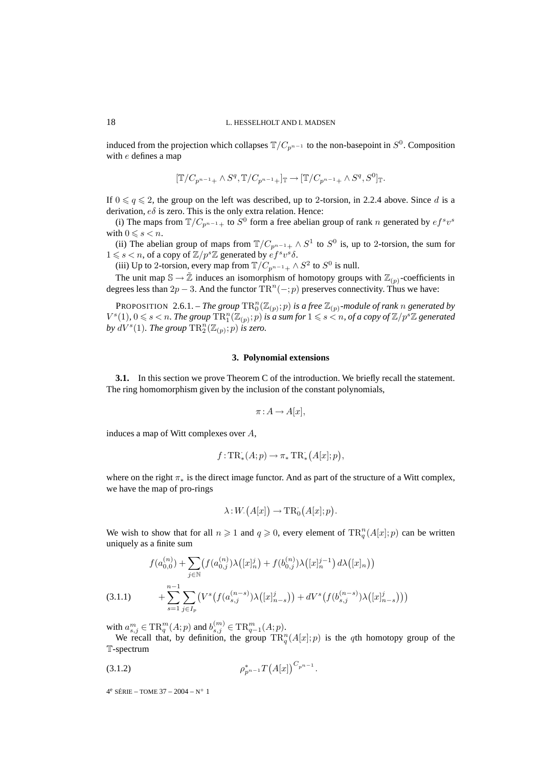induced from the projection which collapses $\mathbb{T}/C_{p^{n-1}}$ to the non-basepoint in $S^0$. Composition with $e$ defines a map

$$[\mathbb{T}/C_{p^{n-1}+} \wedge S^q, \mathbb{T}/C_{p^{n-1}+}]_{\mathbb{T}} \to [\mathbb{T}/C_{p^{n-1}+} \wedge S^q, S^0]_{\mathbb{T}}.$$

If $0 \leqslant q \leqslant 2$, the group on the left was described, up to 2-torsion, in 2.2.4 above. Since $d$ is a derivation, $e\delta$ is zero. This is the only extra relation. Hence:

(i) The maps from $\mathbb{T}/C_{p^{n-1}+}$ to $S^0$ form a free abelian group of rank $n$ generated by $ef^s v^s$ with $0 \leqslant s < n$.

(ii) The abelian group of maps from $\mathbb{T}/C_{p^{n-1}+} \wedge S^1$ to $S^0$ is, up to 2-torsion, the sum for $1 \leqslant s < n$, of a copy of $\mathbb{Z}/p^s\mathbb{Z}$ generated by $ef^s v^s \delta$.

(iii) Up to 2-torsion, every map from $\mathbb{T}/C_{p^{n-1}+} \wedge S^2$ to $S^0$ is null.

The unit map $\mathbb{S} \to \tilde{\mathbb{Z}}$ induces an isomorphism of homotopy groups with $\mathbb{Z}_{(p)}$-coefficients in degrees less than $2p-3$. And the functor $\mathrm{TR}^n(-;p)$ preserves connectivity. Thus we have:

PROPOSITION 2.6.1. – *The group $\mathrm{TR}_0^n(\mathbb{Z}_{(p)};p)$ is a free $\mathbb{Z}_{(p)}$-module of rank $n$ generated by $V^s(1)$, $0 \leqslant s < n$. The group $\mathrm{TR}_1^n(\mathbb{Z}_{(p)};p)$ is a sum for $1 \leqslant s < n$, of a copy of $\mathbb{Z}/p^s\mathbb{Z}$ generated by $dV^s(1)$. The group $\mathrm{TR}_2^n(\mathbb{Z}_{(p)};p)$ is zero.*

## 3. Polynomial extensions

**3.1.** In this section we prove Theorem C of the introduction. We briefly recall the statement. The ring homomorphism given by the inclusion of the constant polynomials,

$$\pi : A \to A[x],$$

induces a map of Witt complexes over $A$,

$$f : \mathrm{TR}^{\cdot}_*(A;p) \to \pi_* \mathrm{TR}^{\cdot}_*\big(A[x];p\big),$$

where on the right $\pi_*$ is the direct image functor. And as part of the structure of a Witt complex, we have the map of pro-rings

$$\lambda : W_{\cdot}\big(A[x]\big) \to \mathrm{TR}^{\cdot}_0\big(A[x];p\big).$$

We wish to show that for all $n \geqslant 1$ and $q \geqslant 0$, every element of $\mathrm{TR}_q^n(A[x];p)$ can be written uniquely as a finite sum

$$\begin{aligned} &f(a_{0,0}^{(n)}) + \sum_{j \in \mathbb{N}} \big(f(a_{0,j}^{(n)})\lambda\big([x]_n^j\big) + f(b_{0,j}^{(n)})\lambda\big([x]_n^{j-1}\big)\, d\lambda\big([x]_n\big)\big) \\ &+ \sum_{s=1}^{n-1} \sum_{j \in I_p} \big(V^s\big(f(a_{s,j}^{(n-s)})\lambda\big([x]_{n-s}^j\big)\big) + dV^s\big(f(b_{s,j}^{(n-s)})\lambda\big([x]_{n-s}^j\big)\big)\big) \end{aligned} \tag{3.1.1}$$

with $a_{s,j}^m \in \mathrm{TR}_q^m(A;p)$ and $b_{s,j}^{(m)} \in \mathrm{TR}_{q-1}^m(A;p)$.

We recall that, by definition, the group $\mathrm{TR}_q^n(A[x];p)$ is the $q$th homotopy group of the $\mathbb{T}$-spectrum

$$\rho_{p^{n-1}}^* T\big(A[x]\big)^{C_{p^{n-1}}}. \tag{3.1.2}$$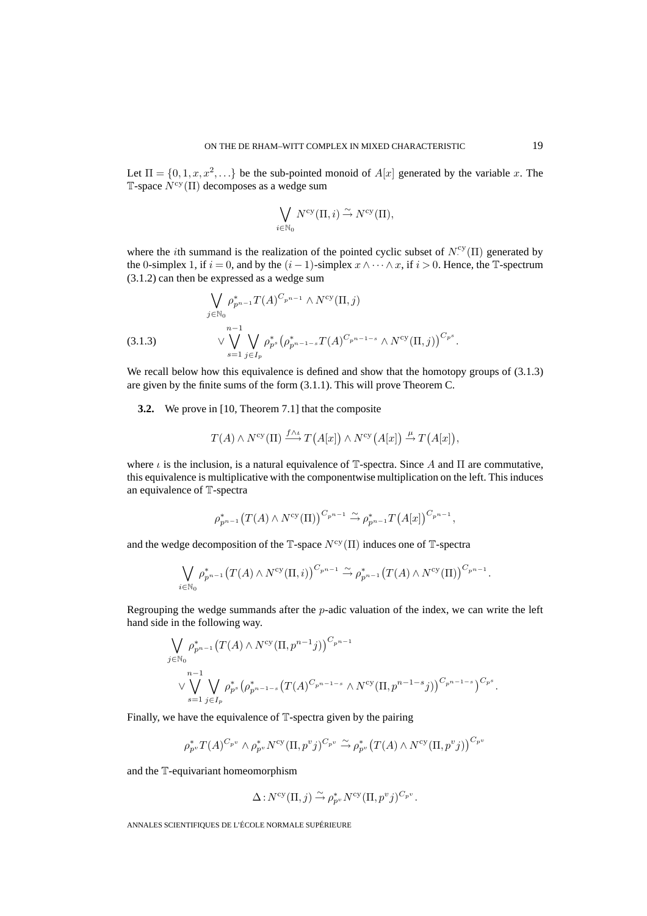Let $\Pi = \{0, 1, x, x^2, \dots\}$ be the sub-pointed monoid of $A[x]$ generated by the variable $x$. The $\mathbb{T}$-space $N^{\mathrm{cy}}(\Pi)$ decomposes as a wedge sum

$$\bigvee_{i \in \mathbb{N}_0} N^{\mathrm{cy}}(\Pi, i) \xrightarrow{\sim} N^{\mathrm{cy}}(\Pi),$$

where the $i$th summand is the realization of the pointed cyclic subset of $N^{\mathrm{cy}}_{\cdot}(\Pi)$ generated by the 0-simplex 1, if $i = 0$, and by the $(i-1)$-simplex $x \wedge \cdots \wedge x$, if $i > 0$. Hence, the $\mathbb{T}$-spectrum (3.1.2) can then be expressed as a wedge sum

$$\begin{aligned}
&\bigvee_{j \in \mathbb{N}_0} \rho_{p^{n-1}}^{*} T(A)^{C_{p^{n-1}}} \wedge N^{\mathrm{cy}}(\Pi, j) \\
&\qquad \vee \bigvee_{s=1}^{n-1} \bigvee_{j \in I_p} \rho_{p^s}^{*} \big(\rho_{p^{n-1-s}}^{*} T(A)^{C_{p^{n-1-s}}} \wedge N^{\mathrm{cy}}(\Pi, j)\big)^{C_{p^s}}.
\end{aligned} \tag{3.1.3}$$

We recall below how this equivalence is defined and show that the homotopy groups of (3.1.3) are given by the finite sums of the form (3.1.1). This will prove Theorem C.

**3.2.** We prove in [10, Theorem 7.1] that the composite

$$T(A) \wedge N^{\mathrm{cy}}(\Pi) \xrightarrow{f \wedge \iota} T\big(A[x]\big) \wedge N^{\mathrm{cy}}\big(A[x]\big) \xrightarrow{\mu} T\big(A[x]\big),$$

where $\iota$ is the inclusion, is a natural equivalence of $\mathbb{T}$-spectra. Since $A$ and $\Pi$ are commutative, this equivalence is multiplicative with the componentwise multiplication on the left. This induces an equivalence of $\mathbb{T}$-spectra

$$\rho_{p^{n-1}}^{*} \big(T(A) \wedge N^{\mathrm{cy}}(\Pi)\big)^{C_{p^{n-1}}} \xrightarrow{\sim} \rho_{p^{n-1}}^{*} T\big(A[x]\big)^{C_{p^{n-1}}},$$

and the wedge decomposition of the $\mathbb{T}$-space $N^{\mathrm{cy}}(\Pi)$ induces one of $\mathbb{T}$-spectra

$$\bigvee_{i \in \mathbb{N}_0} \rho_{p^{n-1}}^{*} \big(T(A) \wedge N^{\mathrm{cy}}(\Pi, i)\big)^{C_{p^{n-1}}} \xrightarrow{\sim} \rho_{p^{n-1}}^{*} \big(T(A) \wedge N^{\mathrm{cy}}(\Pi)\big)^{C_{p^{n-1}}}.$$

Regrouping the wedge summands after the $p$-adic valuation of the index, we can write the left hand side in the following way.

$$\begin{aligned}
&\bigvee_{j \in \mathbb{N}_0} \rho_{p^{n-1}}^{*} \big(T(A) \wedge N^{\mathrm{cy}}(\Pi, p^{n-1} j)\big)^{C_{p^{n-1}}} \\
&\qquad \vee \bigvee_{s=1}^{n-1} \bigvee_{j \in I_p} \rho_{p^s}^{*} \big(\rho_{p^{n-1-s}}^{*} \big(T(A)^{C_{p^{n-1-s}}} \wedge N^{\mathrm{cy}}(\Pi, p^{n-1-s} j)\big)^{C_{p^{n-1-s}}}\big)^{C_{p^s}}.
\end{aligned}$$

Finally, we have the equivalence of $\mathbb{T}$-spectra given by the pairing

$$\rho_{p^v}^{*} T(A)^{C_{p^v}} \wedge \rho_{p^v}^{*} N^{\mathrm{cy}}(\Pi, p^v j)^{C_{p^v}} \xrightarrow{\sim} \rho_{p^v}^{*} \big(T(A) \wedge N^{\mathrm{cy}}(\Pi, p^v j)\big)^{C_{p^v}}$$

and the $\mathbb{T}$-equivariant homeomorphism

$$\Delta \colon N^{\mathrm{cy}}(\Pi, j) \xrightarrow{\sim} \rho_{p^v}^{*} N^{\mathrm{cy}}(\Pi, p^v j)^{C_{p^v}}.$$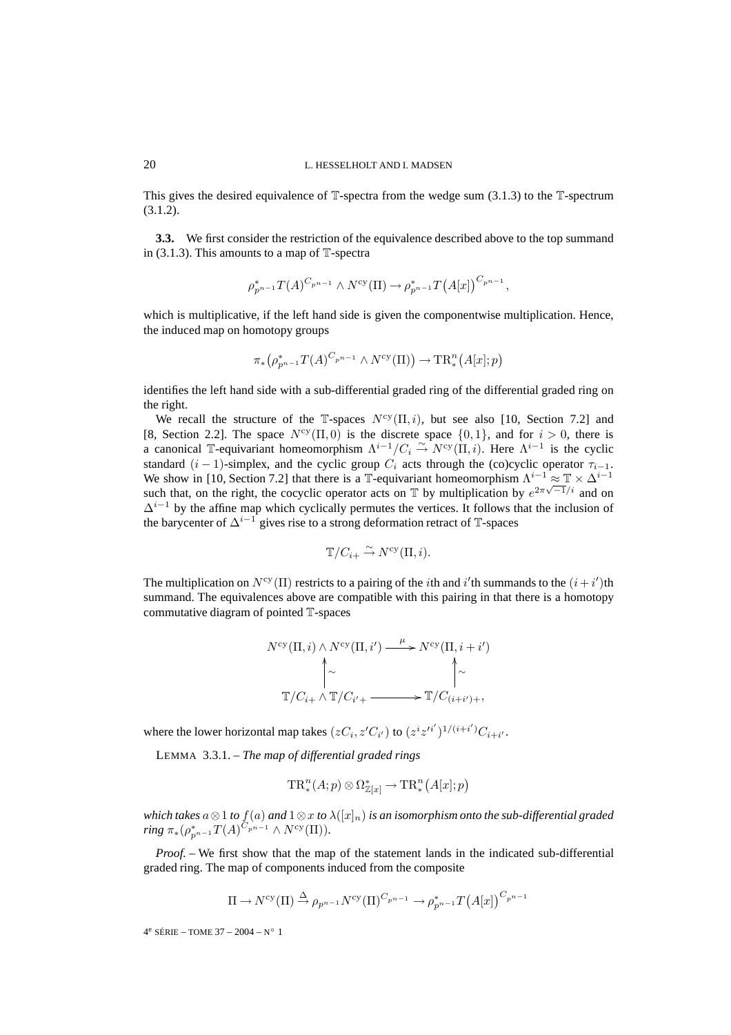This gives the desired equivalence of $\mathbb{T}$-spectra from the wedge sum (3.1.3) to the $\mathbb{T}$-spectrum (3.1.2).

**3.3.** We first consider the restriction of the equivalence described above to the top summand in (3.1.3). This amounts to a map of $\mathbb{T}$-spectra

$$\rho_{p^{n-1}}^* T(A)^{C_{p^{n-1}}} \wedge N^{\mathrm{cy}}(\Pi) \to \rho_{p^{n-1}}^* T\big(A[x]\big)^{C_{p^{n-1}}},$$

which is multiplicative, if the left hand side is given the componentwise multiplication. Hence, the induced map on homotopy groups

$$\pi_*\big(\rho_{p^{n-1}}^* T(A)^{C_{p^{n-1}}} \wedge N^{\mathrm{cy}}(\Pi)\big) \to \mathrm{TR}_*^n\big(A[x];p\big)$$

identifies the left hand side with a sub-differential graded ring of the differential graded ring on the right.

We recall the structure of the $\mathbb{T}$-spaces $N^{\mathrm{cy}}(\Pi, i)$, but see also [10, Section 7.2] and [8, Section 2.2]. The space $N^{\mathrm{cy}}(\Pi, 0)$ is the discrete space $\{0,1\}$, and for $i > 0$, there is a canonical $\mathbb{T}$-equivariant homeomorphism $\Lambda^{i-1}/C_i \xrightarrow{\sim} N^{\mathrm{cy}}(\Pi, i)$. Here $\Lambda^{i-1}$ is the cyclic standard $(i-1)$-simplex, and the cyclic group $C_i$ acts through the (co)cyclic operator $\tau_{i-1}$. We show in [10, Section 7.2] that there is a $\mathbb{T}$-equivariant homeomorphism $\Lambda^{i-1} \approx \mathbb{T} \times \Delta^{i-1}$ such that, on the right, the cocyclic operator acts on $\mathbb{T}$ by multiplication by $e^{2\pi\sqrt{-1}/i}$ and on $\Delta^{i-1}$ by the affine map which cyclically permutes the vertices. It follows that the inclusion of the barycenter of $\Delta^{i-1}$ gives rise to a strong deformation retract of $\mathbb{T}$-spaces

$$\mathbb{T}/C_{i+} \xrightarrow{\sim} N^{\mathrm{cy}}(\Pi, i).$$

The multiplication on $N^{\mathrm{cy}}(\Pi)$ restricts to a pairing of the $i$th and $i'$th summands to the $(i+i')$th summand. The equivalences above are compatible with this pairing in that there is a homotopy commutative diagram of pointed $\mathbb{T}$-spaces

$$\begin{array}{ccc}
N^{\mathrm{cy}}(\Pi, i) \wedge N^{\mathrm{cy}}(\Pi, i') & \xrightarrow{\mu} & N^{\mathrm{cy}}(\Pi, i+i') \\
\uparrow\sim & & \uparrow\sim \\
\mathbb{T}/C_{i+} \wedge \mathbb{T}/C_{i'+} & \longrightarrow & \mathbb{T}/C_{(i+i')+},
\end{array}$$

where the lower horizontal map takes $(zC_i, z'C_{i'})$ to $(z^i z'^{i'})^{1/(i+i')} C_{i+i'}$.

LEMMA 3.3.1. – *The map of differential graded rings*

$$\mathrm{TR}_*^n(A;p) \otimes \Omega_{\mathbb{Z}[x]}^* \to \mathrm{TR}_*^n\big(A[x];p\big)$$

*which takes $a \otimes 1$ to $f(a)$ and $1 \otimes x$ to $\lambda([x]_n)$ is an isomorphism onto the sub-differential graded ring $\pi_*(\rho_{p^{n-1}}^* T(A)^{C_{p^{n-1}}} \wedge N^{\mathrm{cy}}(\Pi))$.*

*Proof.* – We first show that the map of the statement lands in the indicated sub-differential graded ring. The map of components induced from the composite

$$\Pi \to N^{\mathrm{cy}}(\Pi) \xrightarrow{\Delta} \rho_{p^{n-1}} N^{\mathrm{cy}}(\Pi)^{C_{p^{n-1}}} \to \rho_{p^{n-1}}^* T\big(A[x]\big)^{C_{p^{n-1}}}$$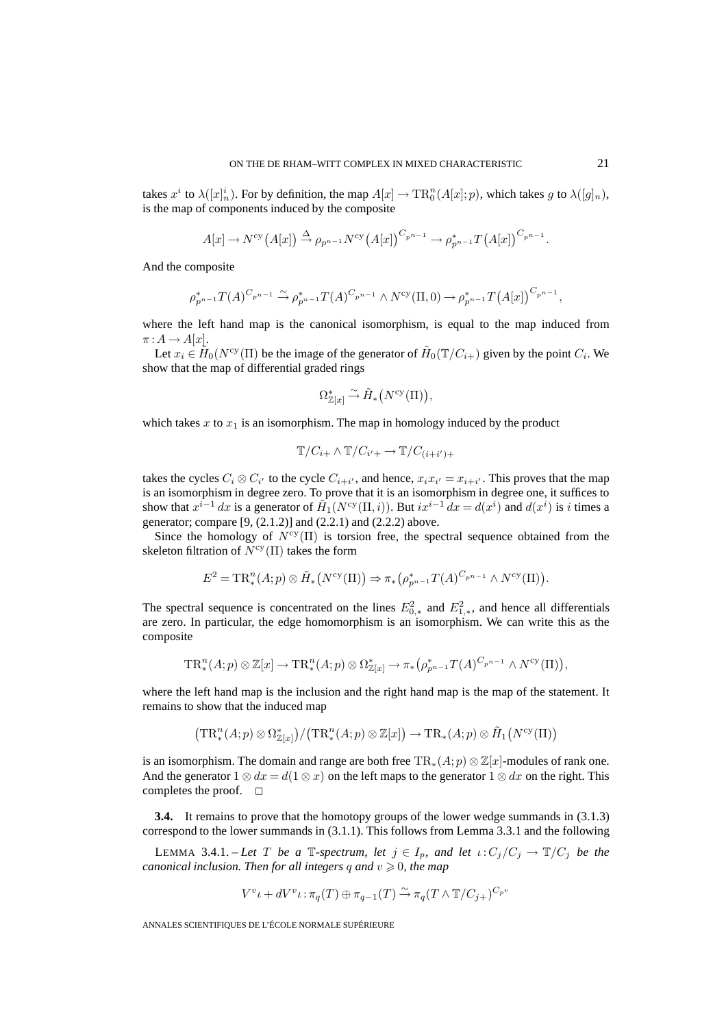takes $x^i$ to $\lambda([x]_n^i)$. For by definition, the map $A[x] \to \mathrm{TR}_0^n(A[x];p)$, which takes $g$ to $\lambda([g]_n)$, is the map of components induced by the composite

$$A[x] \to N^{\mathrm{cy}}\big(A[x]\big) \xrightarrow{\Delta} \rho_{p^{n-1}} N^{\mathrm{cy}}\big(A[x]\big)^{C_{p^{n-1}}} \to \rho_{p^{n-1}}^* T\big(A[x]\big)^{C_{p^{n-1}}}.$$

And the composite

$$\rho_{p^{n-1}}^* T(A)^{C_{p^{n-1}}} \xrightarrow{\sim} \rho_{p^{n-1}}^* T(A)^{C_{p^{n-1}}} \wedge N^{\mathrm{cy}}(\Pi, 0) \to \rho_{p^{n-1}}^* T\big(A[x]\big)^{C_{p^{n-1}}},$$

where the left hand map is the canonical isomorphism, is equal to the map induced from $\pi : A \to A[x]$.

Let $x_i \in \tilde{H}_0(N^{\mathrm{cy}}(\Pi)$ be the image of the generator of $\tilde{H}_0(\mathbb{T}/C_{i+})$ given by the point $C_i$. We show that the map of differential graded rings

$$\Omega_{\mathbb{Z}[x]}^* \xrightarrow{\sim} \tilde{H}_*\big(N^{\mathrm{cy}}(\Pi)\big),$$

which takes $x$ to $x_1$ is an isomorphism. The map in homology induced by the product

$$\mathbb{T}/C_{i+} \wedge \mathbb{T}/C_{i'+} \to \mathbb{T}/C_{(i+i')+}$$

takes the cycles $C_i \otimes C_{i'}$ to the cycle $C_{i+i'}$, and hence, $x_i x_{i'} = x_{i+i'}$. This proves that the map is an isomorphism in degree zero. To prove that it is an isomorphism in degree one, it suffices to show that $x^{i-1}\,dx$ is a generator of $\tilde{H}_1(N^{\mathrm{cy}}(\Pi, i))$. But $ix^{i-1}\,dx = d(x^i)$ and $d(x^i)$ is $i$ times a generator; compare [9, (2.1.2)] and (2.2.1) and (2.2.2) above.

Since the homology of $N^{\mathrm{cy}}(\Pi)$ is torsion free, the spectral sequence obtained from the skeleton filtration of $N^{\mathrm{cy}}(\Pi)$ takes the form

$$E^2 = \mathrm{TR}_*^n(A;p) \otimes \tilde{H}_*\big(N^{\mathrm{cy}}(\Pi)\big) \Rightarrow \pi_*\big(\rho_{p^{n-1}}^* T(A)^{C_{p^{n-1}}} \wedge N^{\mathrm{cy}}(\Pi)\big).$$

The spectral sequence is concentrated on the lines $E_{0,*}^2$ and $E_{1,*}^2$, and hence all differentials are zero. In particular, the edge homomorphism is an isomorphism. We can write this as the composite

$$\mathrm{TR}_*^n(A;p) \otimes \mathbb{Z}[x] \to \mathrm{TR}_*^n(A;p) \otimes \Omega_{\mathbb{Z}[x]}^* \to \pi_*\big(\rho_{p^{n-1}}^* T(A)^{C_{p^{n-1}}} \wedge N^{\mathrm{cy}}(\Pi)\big),$$

where the left hand map is the inclusion and the right hand map is the map of the statement. It remains to show that the induced map

$$\big(\mathrm{TR}_*^n(A;p) \otimes \Omega_{\mathbb{Z}[x]}^*\big) / \big(\mathrm{TR}_*^n(A;p) \otimes \mathbb{Z}[x]\big) \to \mathrm{TR}_*(A;p) \otimes \tilde{H}_1\big(N^{\mathrm{cy}}(\Pi)\big)$$

is an isomorphism. The domain and range are both free $\mathrm{TR}_*(A;p) \otimes \mathbb{Z}[x]$-modules of rank one. And the generator $1 \otimes dx = d(1 \otimes x)$ on the left maps to the generator $1 \otimes dx$ on the right. This completes the proof. $\square$

**3.4.** It remains to prove that the homotopy groups of the lower wedge summands in (3.1.3) correspond to the lower summands in (3.1.1). This follows from Lemma 3.3.1 and the following

LEMMA 3.4.1. – *Let $T$ be a $\mathbb{T}$-spectrum, let $j \in I_p$, and let $\iota : C_j/C_j \to \mathbb{T}/C_j$ be the canonical inclusion. Then for all integers $q$ and $v \geqslant 0$, the map*

$$V^v\iota + dV^v\iota : \pi_q(T) \oplus \pi_{q-1}(T) \xrightarrow{\sim} \pi_q(T \wedge \mathbb{T}/C_{j+})^{C_{p^v}}$$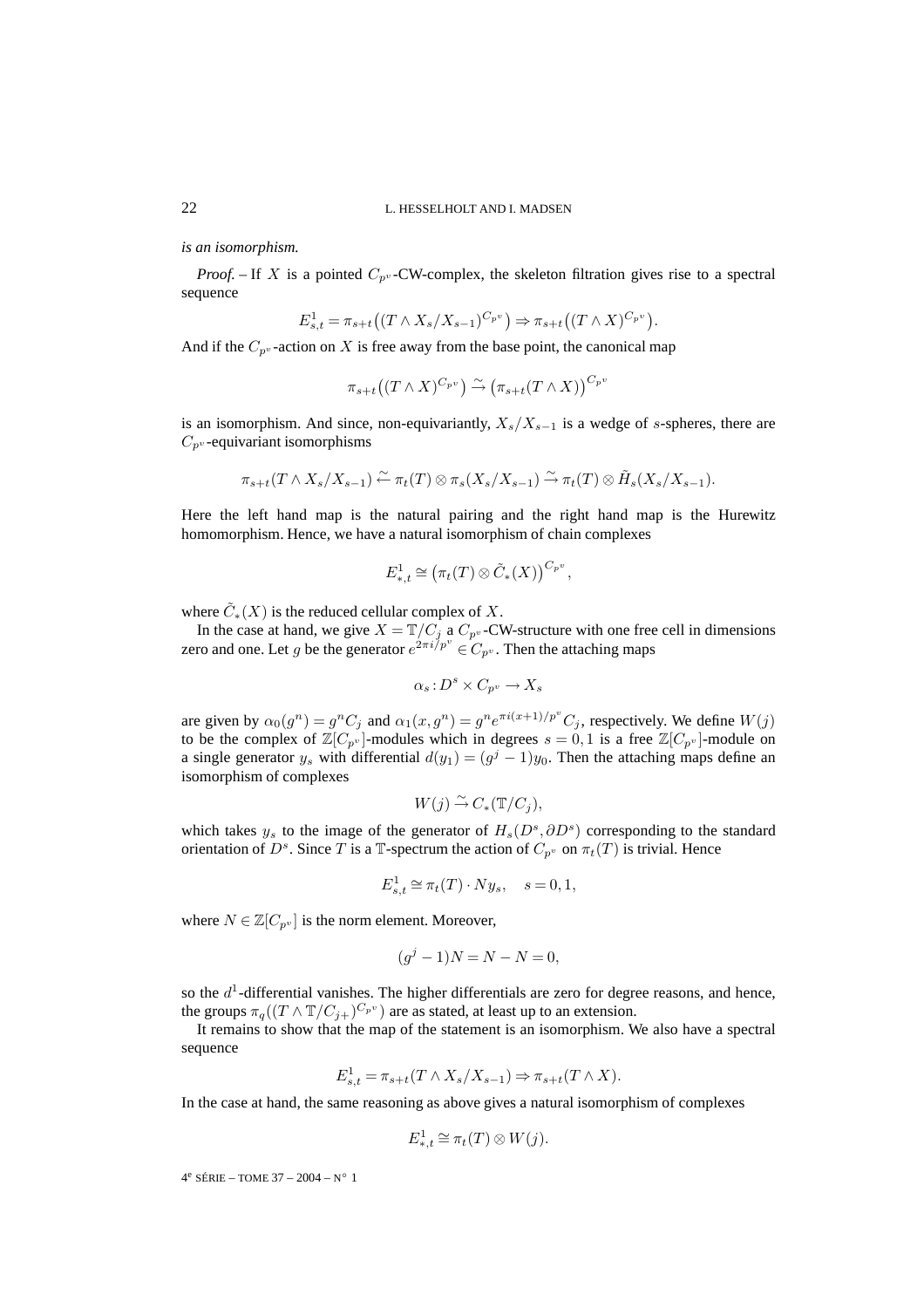*is an isomorphism.*

*Proof.* – If $X$ is a pointed $C_{p^v}$-CW-complex, the skeleton filtration gives rise to a spectral sequence

$$E^1_{s,t} = \pi_{s+t}\big((T \wedge X_s/X_{s-1})^{C_{p^v}}\big) \Rightarrow \pi_{s+t}\big((T \wedge X)^{C_{p^v}}\big).$$

And if the $C_{p^v}$-action on $X$ is free away from the base point, the canonical map

$$\pi_{s+t}\big((T \wedge X)^{C_{p^v}}\big) \xrightarrow{\sim} \big(\pi_{s+t}(T \wedge X)\big)^{C_{p^v}}$$

is an isomorphism. And since, non-equivariantly, $X_s/X_{s-1}$ is a wedge of $s$-spheres, there are $C_{p^v}$-equivariant isomorphisms

$$\pi_{s+t}(T \wedge X_s/X_{s-1}) \xleftarrow{\sim} \pi_t(T) \otimes \pi_s(X_s/X_{s-1}) \xrightarrow{\sim} \pi_t(T) \otimes \tilde{H}_s(X_s/X_{s-1}).$$

Here the left hand map is the natural pairing and the right hand map is the Hurewitz homomorphism. Hence, we have a natural isomorphism of chain complexes

$$E^1_{*,t} \cong \big(\pi_t(T) \otimes \tilde{C}_*(X)\big)^{C_{p^v}},$$

where $\tilde{C}_*(X)$ is the reduced cellular complex of $X$.

In the case at hand, we give $X = \mathbb{T}/C_j$ a $C_{p^v}$-CW-structure with one free cell in dimensions zero and one. Let $g$ be the generator $e^{2\pi i/p^v} \in C_{p^v}$. Then the attaching maps

$$\alpha_s : D^s \times C_{p^v} \to X_s$$

are given by $\alpha_0(g^n) = g^n C_j$ and $\alpha_1(x, g^n) = g^n e^{\pi i(x+1)/p^v} C_j$, respectively. We define $W(j)$ to be the complex of $\mathbb{Z}[C_{p^v}]$-modules which in degrees $s = 0, 1$ is a free $\mathbb{Z}[C_{p^v}]$-module on a single generator $y_s$ with differential $d(y_1) = (g^j - 1)y_0$. Then the attaching maps define an isomorphism of complexes

$$W(j) \xrightarrow{\sim} C_*(\mathbb{T}/C_j),$$

which takes $y_s$ to the image of the generator of $H_s(D^s, \partial D^s)$ corresponding to the standard orientation of $D^s$. Since $T$ is a $\mathbb{T}$-spectrum the action of $C_{p^v}$ on $\pi_t(T)$ is trivial. Hence

$$E^1_{s,t} \cong \pi_t(T) \cdot N y_s, \quad s = 0, 1,$$

where $N \in \mathbb{Z}[C_{p^v}]$ is the norm element. Moreover,

$$(g^j - 1)N = N - N = 0,$$

so the $d^1$-differential vanishes. The higher differentials are zero for degree reasons, and hence, the groups $\pi_q((T \wedge \mathbb{T}/C_{j+})^{C_{p^v}})$ are as stated, at least up to an extension.

It remains to show that the map of the statement is an isomorphism. We also have a spectral sequence

$$E^1_{s,t} = \pi_{s+t}(T \wedge X_s/X_{s-1}) \Rightarrow \pi_{s+t}(T \wedge X).$$

In the case at hand, the same reasoning as above gives a natural isomorphism of complexes

$$E^1_{*,t} \cong \pi_t(T) \otimes W(j).$$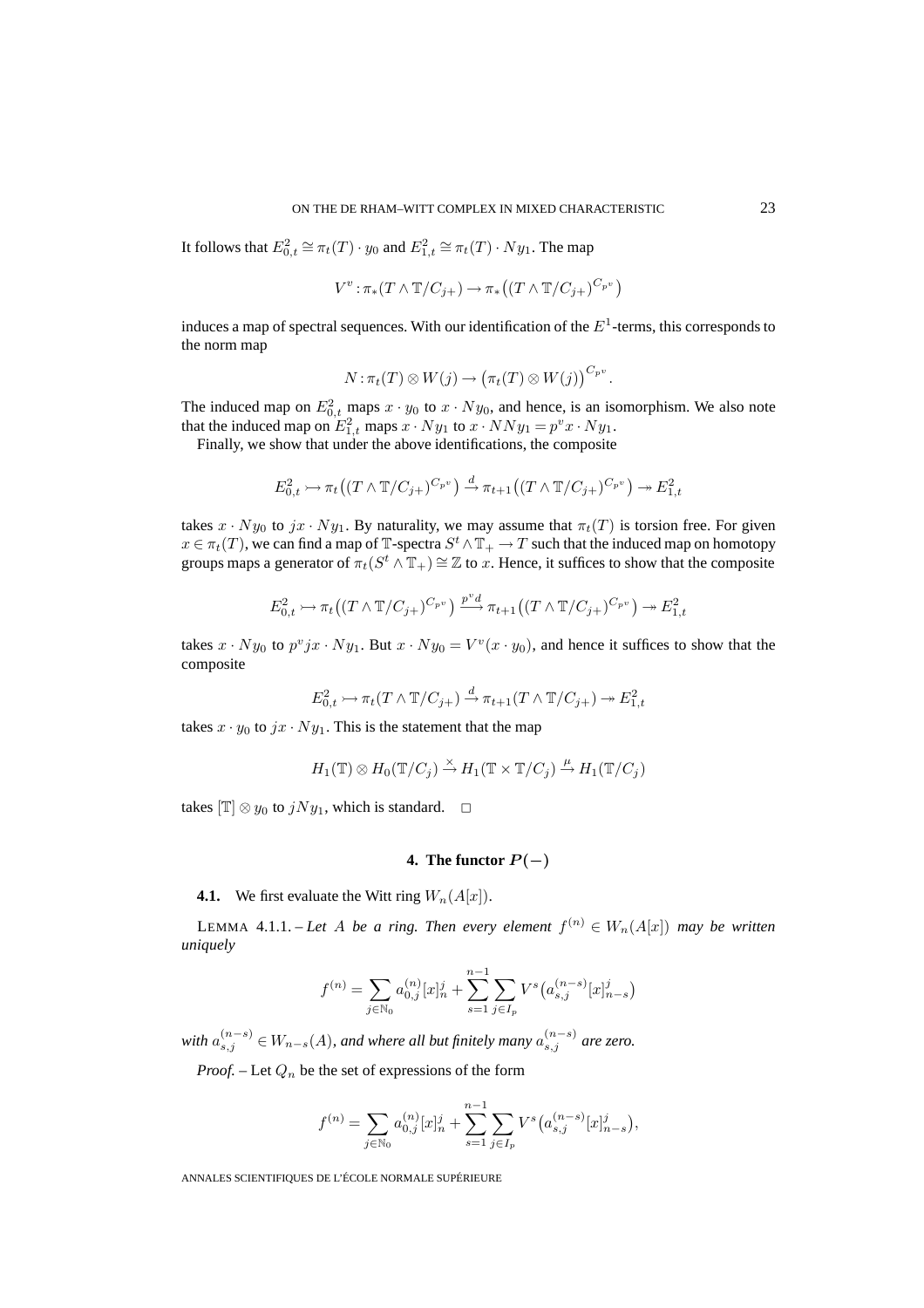It follows that $E^2_{0,t} \cong \pi_t(T) \cdot y_0$ and $E^2_{1,t} \cong \pi_t(T) \cdot Ny_1$. The map

$$V^v : \pi_*(T \wedge \mathbb{T}/C_{j+}) \to \pi_*\big((T \wedge \mathbb{T}/C_{j+})^{C_{p^v}}\big)$$

induces a map of spectral sequences. With our identification of the $E^1$-terms, this corresponds to the norm map

$$N : \pi_t(T) \otimes W(j) \to \big(\pi_t(T) \otimes W(j)\big)^{C_{p^v}}.$$

The induced map on $E^2_{0,t}$ maps $x \cdot y_0$ to $x \cdot Ny_0$, and hence, is an isomorphism. We also note that the induced map on $E^2_{1,t}$ maps $x \cdot Ny_1$ to $x \cdot NNy_1 = p^v x \cdot Ny_1$.

Finally, we show that under the above identifications, the composite

$$E^2_{0,t} \rightarrowtail \pi_t\big((T \wedge \mathbb{T}/C_{j+})^{C_{p^v}}\big) \xrightarrow{d} \pi_{t+1}\big((T \wedge \mathbb{T}/C_{j+})^{C_{p^v}}\big) \twoheadrightarrow E^2_{1,t}$$

takes $x \cdot Ny_0$ to $jx \cdot Ny_1$. By naturality, we may assume that $\pi_t(T)$ is torsion free. For given $x \in \pi_t(T)$, we can find a map of $\mathbb{T}$-spectra $S^t \wedge \mathbb{T}_+ \to T$ such that the induced map on homotopy groups maps a generator of $\pi_t(S^t \wedge \mathbb{T}_+) \cong \mathbb{Z}$ to $x$. Hence, it suffices to show that the composite

$$E^2_{0,t} \rightarrowtail \pi_t\big((T \wedge \mathbb{T}/C_{j+})^{C_{p^v}}\big) \xrightarrow{p^v d} \pi_{t+1}\big((T \wedge \mathbb{T}/C_{j+})^{C_{p^v}}\big) \twoheadrightarrow E^2_{1,t}$$

takes $x \cdot Ny_0$ to $p^v jx \cdot Ny_1$. But $x \cdot Ny_0 = V^v(x \cdot y_0)$, and hence it suffices to show that the composite

$$E^2_{0,t} \rightarrowtail \pi_t(T \wedge \mathbb{T}/C_{j+}) \xrightarrow{d} \pi_{t+1}(T \wedge \mathbb{T}/C_{j+}) \twoheadrightarrow E^2_{1,t}$$

takes $x \cdot y_0$ to $jx \cdot Ny_1$. This is the statement that the map

$$H_1(\mathbb{T}) \otimes H_0(\mathbb{T}/C_j) \xrightarrow{\times} H_1(\mathbb{T} \times \mathbb{T}/C_j) \xrightarrow{\mu} H_1(\mathbb{T}/C_j)$$

takes $[\mathbb{T}] \otimes y_0$ to $jNy_1$, which is standard. $\square$

## 4. The functor $P(-)$

**4.1.** We first evaluate the Witt ring $W_n(A[x])$.

LEMMA 4.1.1. – *Let $A$ be a ring. Then every element $f^{(n)} \in W_n(A[x])$ may be written uniquely*

$$f^{(n)} = \sum_{j \in \mathbb{N}_0} a^{(n)}_{0,j} [x]^j_n + \sum_{s=1}^{n-1} \sum_{j \in I_p} V^s\big(a^{(n-s)}_{s,j} [x]^j_{n-s}\big)$$

*with $a^{(n-s)}_{s,j} \in W_{n-s}(A)$, and where all but finitely many $a^{(n-s)}_{s,j}$ are zero.*

*Proof.* – Let $Q_n$ be the set of expressions of the form

$$f^{(n)} = \sum_{j \in \mathbb{N}_0} a^{(n)}_{0,j} [x]^j_n + \sum_{s=1}^{n-1} \sum_{j \in I_p} V^s\big(a^{(n-s)}_{s,j} [x]^j_{n-s}\big),$$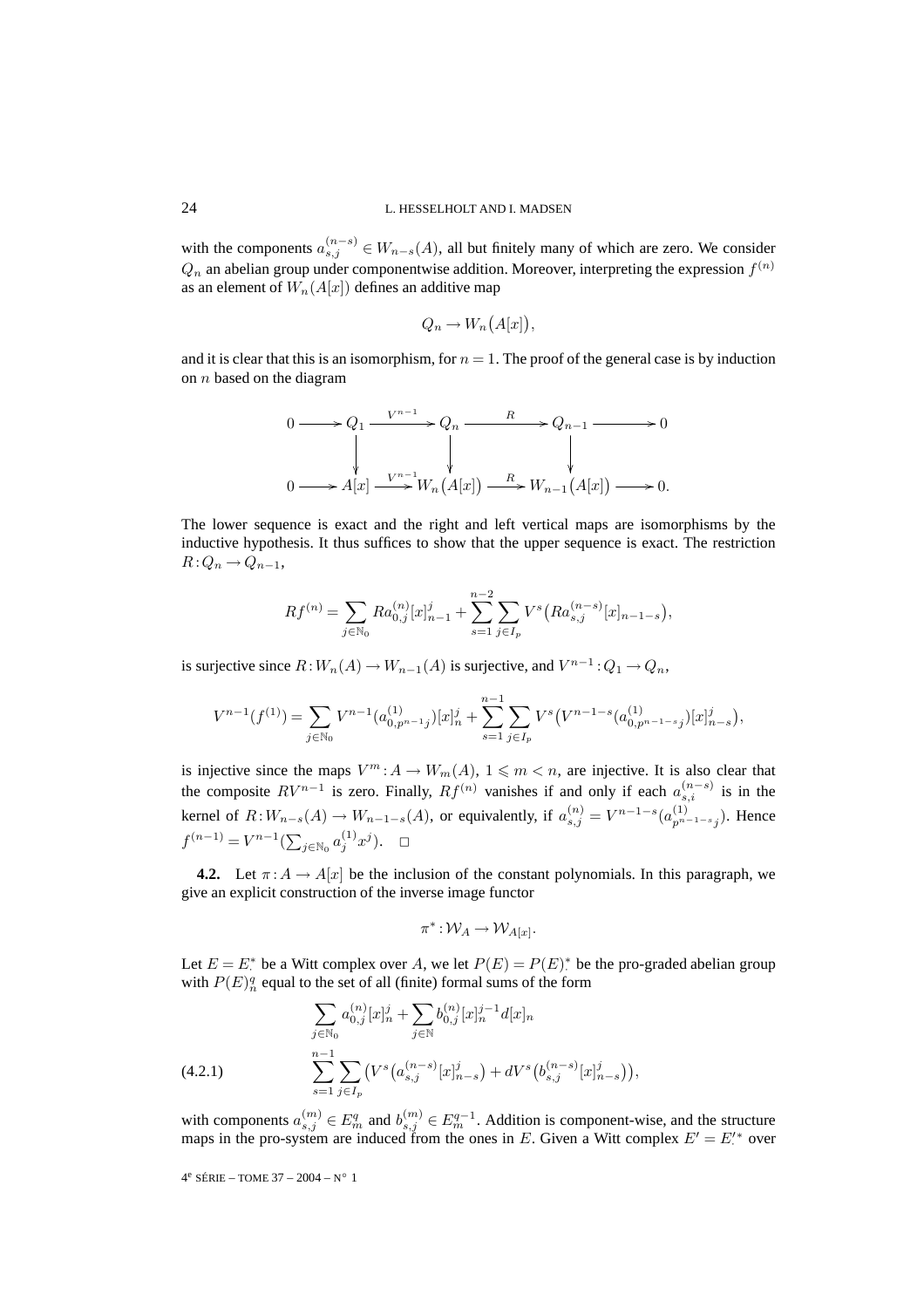with the components $a_{s,j}^{(n-s)} \in W_{n-s}(A)$, all but finitely many of which are zero. We consider $Q_n$ an abelian group under componentwise addition. Moreover, interpreting the expression $f^{(n)}$ as an element of $W_n(A[x])$ defines an additive map

$$Q_n \to W_n\big(A[x]\big),$$

and it is clear that this is an isomorphism, for $n=1$. The proof of the general case is by induction on $n$ based on the diagram

$$\begin{array}{ccccccccc}
0 & \longrightarrow & Q_1 & \xrightarrow{V^{n-1}} & Q_n & \xrightarrow{R} & Q_{n-1} & \longrightarrow & 0 \\
 & & \downarrow & & \downarrow & & \downarrow & & \\
0 & \longrightarrow & A[x] & \xrightarrow{V^{n-1}} & W_n\big(A[x]\big) & \xrightarrow{R} & W_{n-1}\big(A[x]\big) & \longrightarrow & 0.
\end{array}$$

The lower sequence is exact and the right and left vertical maps are isomorphisms by the inductive hypothesis. It thus suffices to show that the upper sequence is exact. The restriction $R: Q_n \to Q_{n-1}$,

$$Rf^{(n)} = \sum_{j\in\mathbb{N}_0} Ra_{0,j}^{(n)}[x]_{n-1}^j + \sum_{s=1}^{n-2}\sum_{j\in I_p} V^s\big(Ra_{s,j}^{(n-s)}[x]_{n-1-s}\big),$$

is surjective since $R: W_n(A) \to W_{n-1}(A)$ is surjective, and $V^{n-1}: Q_1 \to Q_n$,

$$V^{n-1}(f^{(1)}) = \sum_{j\in\mathbb{N}_0} V^{n-1}(a_{0,p^{n-1}j}^{(1)})[x]_n^j + \sum_{s=1}^{n-1}\sum_{j\in I_p} V^s\big(V^{n-1-s}(a_{0,p^{n-1-s}j}^{(1)})[x]_{n-s}^j\big),$$

is injective since the maps $V^m: A \to W_m(A)$, $1 \leqslant m < n$, are injective. It is also clear that the composite $RV^{n-1}$ is zero. Finally, $Rf^{(n)}$ vanishes if and only if each $a_{s,i}^{(n-s)}$ is in the kernel of $R: W_{n-s}(A) \to W_{n-1-s}(A)$, or equivalently, if $a_{s,j}^{(n)} = V^{n-1-s}(a_{p^{n-1-s}j}^{(1)})$. Hence $f^{(n-1)} = V^{n-1}(\sum_{j\in\mathbb{N}_0} a_j^{(1)} x^j)$. $\square$

**4.2.** Let $\pi: A \to A[x]$ be the inclusion of the constant polynomials. In this paragraph, we give an explicit construction of the inverse image functor

$$\pi^*: \mathcal{W}_A \to \mathcal{W}_{A[x]}.$$

Let $E = E_\cdot^*$ be a Witt complex over $A$, we let $P(E) = P(E)_\cdot^*$ be the pro-graded abelian group with $P(E)_n^q$ equal to the set of all (finite) formal sums of the form

$$\begin{aligned}
&\sum_{j\in\mathbb{N}_0} a_{0,j}^{(n)}[x]_n^j + \sum_{j\in\mathbb{N}} b_{0,j}^{(n)}[x]_n^{j-1} d[x]_n \\
&\sum_{s=1}^{n-1}\sum_{j\in I_p}\big(V^s\big(a_{s,j}^{(n-s)}[x]_{n-s}^j\big) + dV^s\big(b_{s,j}^{(n-s)}[x]_{n-s}^j\big)\big),
\end{aligned} \tag{4.2.1}$$

with components $a_{s,j}^{(m)} \in E_m^q$ and $b_{s,j}^{(m)} \in E_m^{q-1}$. Addition is component-wise, and the structure maps in the pro-system are induced from the ones in $E$. Given a Witt complex $E' = E_\cdot'^*$ over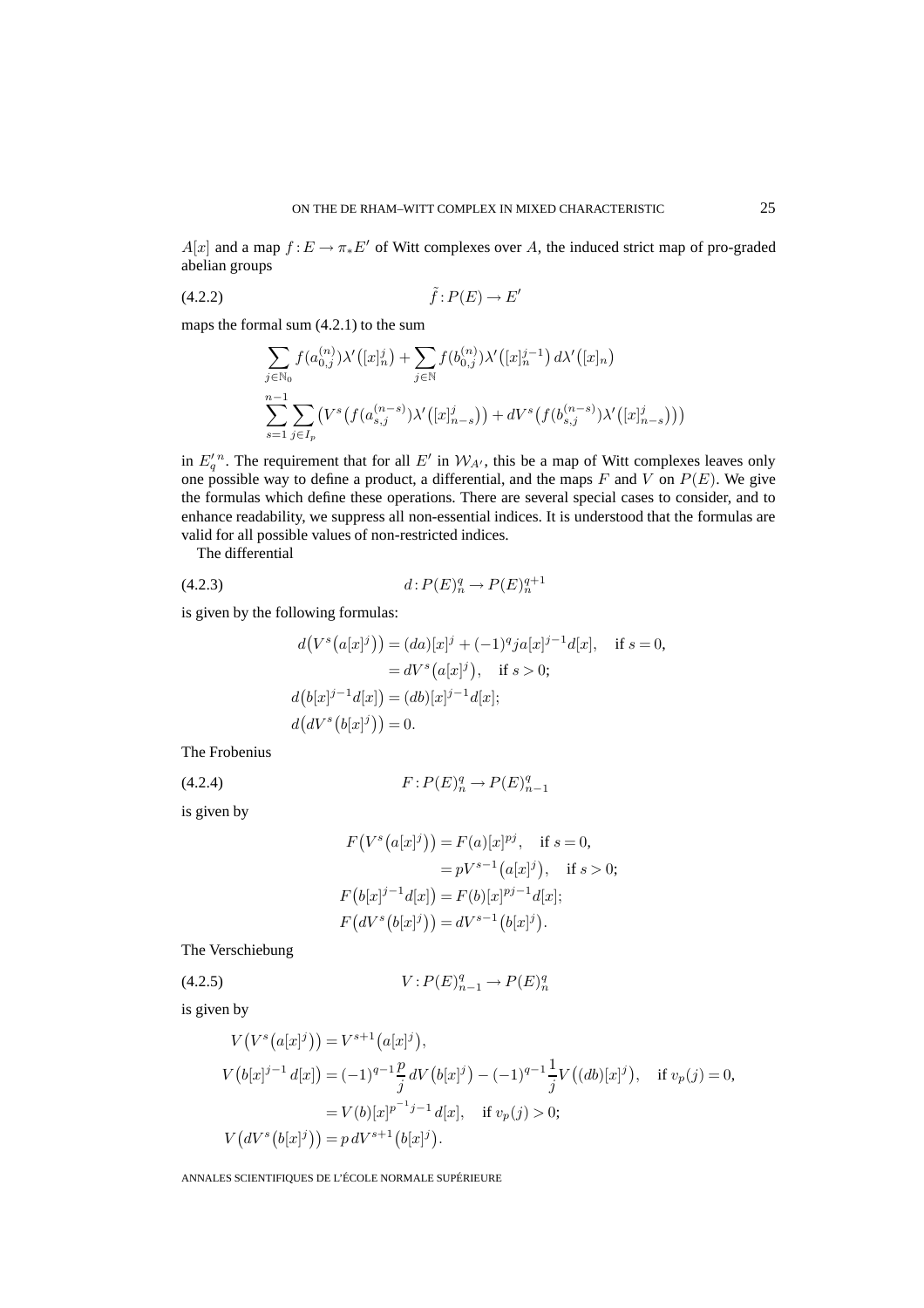$A[x]$ and a map $f\colon E \to \pi_* E'$ of Witt complexes over $A$, the induced strict map of pro-graded abelian groups

$$\tilde{f}\colon P(E) \to E' \tag{4.2.2}$$

maps the formal sum (4.2.1) to the sum

$$\sum_{j\in\mathbb{N}_0} f(a_{0,j}^{(n)})\lambda'\big([x]_n^j\big) + \sum_{j\in\mathbb{N}} f(b_{0,j}^{(n)})\lambda'\big([x]_n^{j-1}\big)\, d\lambda'\big([x]_n\big)$$
$$\sum_{s=1}^{n-1}\sum_{j\in I_p}\Big(V^s\big(f(a_{s,j}^{(n-s)})\lambda'\big([x]_{n-s}^j\big)\big) + dV^s\big(f(b_{s,j}^{(n-s)})\lambda'\big([x]_{n-s}^j\big)\big)\Big)$$

in ${E'}_q^n$. The requirement that for all $E'$ in $\mathcal{W}_{A'}$, this be a map of Witt complexes leaves only one possible way to define a product, a differential, and the maps $F$ and $V$ on $P(E)$. We give the formulas which define these operations. There are several special cases to consider, and to enhance readability, we suppress all non-essential indices. It is understood that the formulas are valid for all possible values of non-restricted indices.

The differential

$$d\colon P(E)_n^q \to P(E)_n^{q+1} \tag{4.2.3}$$

is given by the following formulas:

$$\begin{aligned}
d\big(V^s\big(a[x]^j\big)\big) &= (da)[x]^j + (-1)^q j a[x]^{j-1} d[x], \quad \text{if } s = 0,\\
&= dV^s\big(a[x]^j\big), \quad \text{if } s > 0;\\
d\big(b[x]^{j-1}d[x]\big) &= (db)[x]^{j-1}d[x];\\
d\big(dV^s\big(b[x]^j\big)\big) &= 0.
\end{aligned}$$

The Frobenius

$$F\colon P(E)_n^q \to P(E)_{n-1}^q \tag{4.2.4}$$

is given by

$$\begin{aligned}
F\big(V^s\big(a[x]^j\big)\big) &= F(a)[x]^{pj}, \quad \text{if } s = 0,\\
&= pV^{s-1}\big(a[x]^j\big), \quad \text{if } s > 0;\\
F\big(b[x]^{j-1}d[x]\big) &= F(b)[x]^{pj-1}d[x];\\
F\big(dV^s\big(b[x]^j\big)\big) &= dV^{s-1}\big(b[x]^j\big).
\end{aligned}$$

The Verschiebung

$$V\colon P(E)_{n-1}^q \to P(E)_n^q \tag{4.2.5}$$

is given by

$$\begin{aligned}
V\big(V^s\big(a[x]^j\big)\big) &= V^{s+1}\big(a[x]^j\big),\\
V\big(b[x]^{j-1}\,d[x]\big) &= (-1)^{q-1}\frac{p}{j}\,dV\big(b[x]^j\big) - (-1)^{q-1}\frac{1}{j}V\big((db)[x]^j\big), \quad \text{if } v_p(j) = 0,\\
&= V(b)[x]^{p^{-1}j-1}\,d[x], \quad \text{if } v_p(j) > 0;\\
V\big(dV^s\big(b[x]^j\big)\big) &= p\,dV^{s+1}\big(b[x]^j\big).
\end{aligned}$$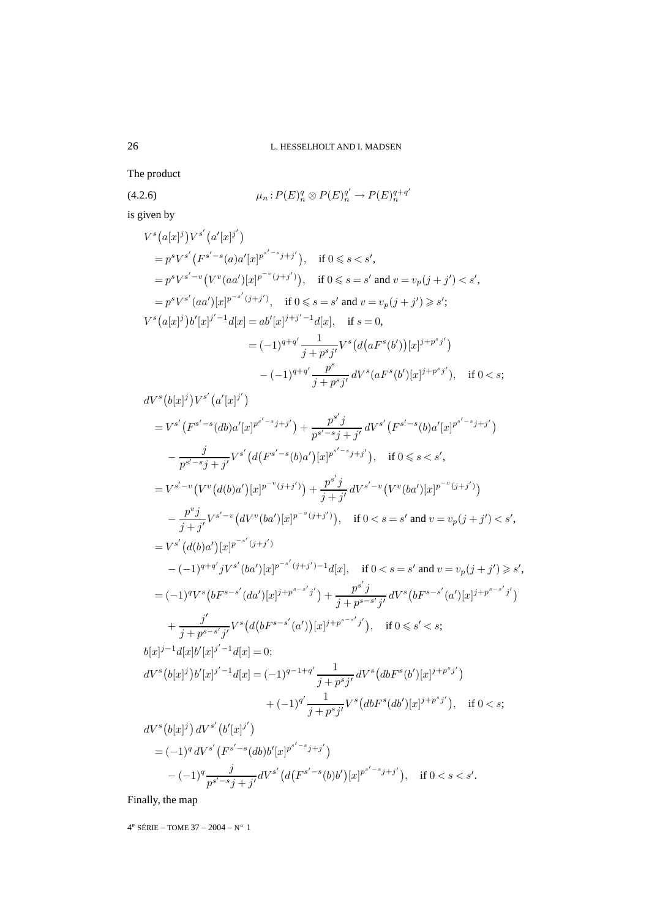The product

$$\mu_n : P(E)^q_n \otimes P(E)^{q'}_n \to P(E)^{q+q'}_n \tag{4.2.6}$$

is given by

$$
\begin{aligned}
&V^s\big(a[x]^j\big)V^{s'}\big(a'[x]^{j'}\big)\\
&\quad = p^s V^{s'}\big(F^{s'-s}(a)a'[x]^{p^{s'-s}j+j'}\big), \quad \text{if } 0 \leqslant s < s',\\
&\quad = p^s V^{s'-v}\big(V^v(aa')[x]^{p^{-v}(j+j')}\big), \quad \text{if } 0 \leqslant s = s' \text{ and } v = v_p(j+j') < s',\\
&\quad = p^s V^{s'}(aa')[x]^{p^{-s'}(j+j')}, \quad \text{if } 0 \leqslant s = s' \text{ and } v = v_p(j+j') \geqslant s';\\
&V^s\big(a[x]^j\big)b'[x]^{j'-1}d[x] = ab'[x]^{j+j'-1}d[x], \quad \text{if } s = 0,\\
&\qquad\qquad = (-1)^{q+q'}\frac{1}{j+p^sj'}V^s\big(d\big(aF^s(b')\big)[x]^{j+p^sj'}\big)\\
&\qquad\qquad\quad - (-1)^{q+q'}\frac{p^s}{j+p^sj'}\,dV^s\big(aF^s(b')[x]^{j+p^sj'}\big), \quad \text{if } 0 < s;\\
&dV^s\big(b[x]^j\big)V^{s'}\big(a'[x]^{j'}\big)\\
&\quad = V^{s'}\big(F^{s'-s}(db)a'[x]^{p^{s'-s}j+j'}\big) + \frac{p^{s'}j}{p^{s'-s}j+j'}\,dV^{s'}\big(F^{s'-s}(b)a'[x]^{p^{s'-s}j+j'}\big)\\
&\quad\quad - \frac{j}{p^{s'-s}j+j'}V^{s'}\big(d\big(F^{s'-s}(b)a'\big)[x]^{p^{s'-s}j+j'}\big), \quad \text{if } 0 \leqslant s < s',\\
&\quad = V^{s'-v}\big(V^v\big(d(b)a'\big)[x]^{p^{-v}(j+j')}\big) + \frac{p^{s'}j}{j+j'}\,dV^{s'-v}\big(V^v(ba')[x]^{p^{-v}(j+j')}\big)\\
&\quad\quad - \frac{p^vj}{j+j'}V^{s'-v}\big(dV^v(ba')[x]^{p^{-v}(j+j')}\big), \quad \text{if } 0 < s = s' \text{ and } v = v_p(j+j') < s',\\
&\quad = V^{s'}\big(d(b)a'\big)[x]^{p^{-s'}(j+j')}\\
&\quad\quad - (-1)^{q+q'}jV^{s'}(ba')[x]^{p^{-s'}(j+j')-1}d[x], \quad \text{if } 0 < s = s' \text{ and } v = v_p(j+j') \geqslant s',\\
&\quad = (-1)^q V^s\big(bF^{s-s'}(da')[x]^{j+p^{s-s'}j'}\big) + \frac{p^{s'}j}{j+p^{s-s'}j'}\,dV^s\big(bF^{s-s'}(a')[x]^{j+p^{s-s'}j'}\big)\\
&\quad\quad + \frac{j'}{j+p^{s-s'}j'}V^s\big(d\big(bF^{s-s'}(a')\big)[x]^{j+p^{s-s'}j'}\big), \quad \text{if } 0 \leqslant s' < s;\\
&b[x]^{j-1}d[x]b'[x]^{j'-1}d[x] = 0;\\
&dV^s\big(b[x]^j\big)b'[x]^{j'-1}d[x] = (-1)^{q-1+q'}\frac{1}{j+p^sj'}\,dV^s\big(dbF^s(b')[x]^{j+p^sj'}\big)\\
&\qquad\qquad + (-1)^{q'}\frac{1}{j+p^sj'}V^s\big(dbF^s(db')[x]^{j+p^sj'}\big), \quad \text{if } 0 < s;\\
&dV^s\big(b[x]^j\big)\,dV^{s'}\big(b'[x]^{j'}\big)\\
&\quad = (-1)^q\,dV^{s'}\big(F^{s'-s}(db)b'[x]^{p^{s'-s}j+j'}\big)\\
&\quad\quad - (-1)^q\frac{j}{p^{s'-s}j+j'}dV^{s'}\big(d\big(F^{s'-s}(b)b'\big)[x]^{p^{s'-s}j+j'}\big), \quad \text{if } 0 < s < s'.
\end{aligned}
$$

Finally, the map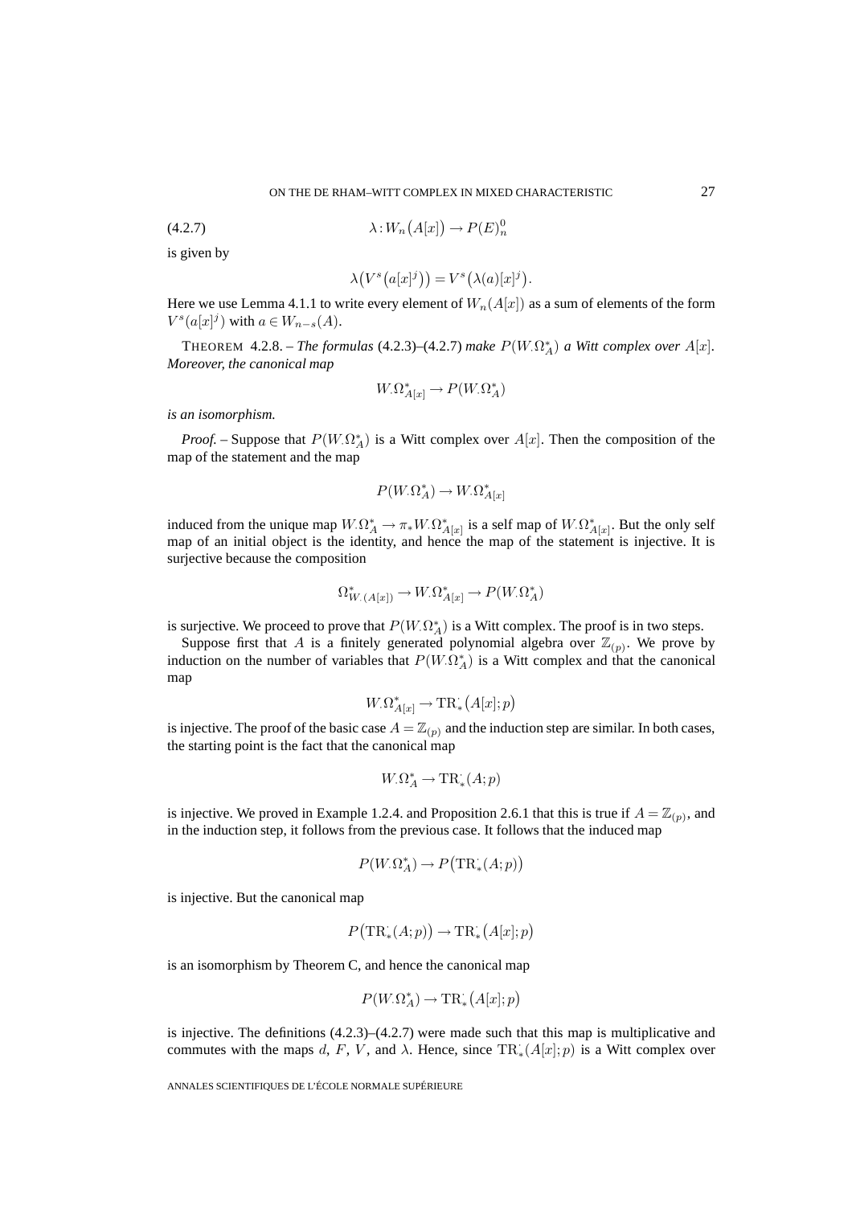$$\lambda : W_n\big(A[x]\big) \to P(E)^0_n \tag{4.2.7}$$

is given by

$$\lambda\big(V^s\big(a[x]^j\big)\big) = V^s\big(\lambda(a)[x]^j\big).$$

Here we use Lemma 4.1.1 to write every element of $W_n(A[x])$ as a sum of elements of the form $V^s(a[x]^j)$ with $a \in W_{n-s}(A)$.

THEOREM 4.2.8. – *The formulas* (4.2.3)–(4.2.7) *make $P(W.\Omega^*_A)$ a Witt complex over $A[x]$. Moreover, the canonical map*

$$W.\Omega^*_{A[x]} \to P(W.\Omega^*_A)$$

*is an isomorphism.*

*Proof.* – Suppose that $P(W.\Omega^*_A)$ is a Witt complex over $A[x]$. Then the composition of the map of the statement and the map

$$P(W.\Omega^*_A) \to W.\Omega^*_{A[x]}$$

induced from the unique map $W.\Omega^*_A \to \pi_* W.\Omega^*_{A[x]}$ is a self map of $W.\Omega^*_{A[x]}$. But the only self map of an initial object is the identity, and hence the map of the statement is injective. It is surjective because the composition

$$\Omega^*_{W.(A[x])} \to W.\Omega^*_{A[x]} \to P(W.\Omega^*_A)$$

is surjective. We proceed to prove that $P(W.\Omega^*_A)$ is a Witt complex. The proof is in two steps.

Suppose first that $A$ is a finitely generated polynomial algebra over $\mathbb{Z}_{(p)}$. We prove by induction on the number of variables that $P(W.\Omega^*_A)$ is a Witt complex and that the canonical map

$$W.\Omega^*_{A[x]} \to \mathrm{TR}^{\cdot}_*\big(A[x]; p\big)$$

is injective. The proof of the basic case $A = \mathbb{Z}_{(p)}$ and the induction step are similar. In both cases, the starting point is the fact that the canonical map

$$W.\Omega^*_A \to \mathrm{TR}^{\cdot}_*(A; p)$$

is injective. We proved in Example 1.2.4. and Proposition 2.6.1 that this is true if $A = \mathbb{Z}_{(p)}$, and in the induction step, it follows from the previous case. It follows that the induced map

$$P(W.\Omega^*_A) \to P\big(\mathrm{TR}^{\cdot}_*(A; p)\big)$$

is injective. But the canonical map

$$P\big(\mathrm{TR}^{\cdot}_*(A; p)\big) \to \mathrm{TR}^{\cdot}_*\big(A[x]; p\big)$$

is an isomorphism by Theorem C, and hence the canonical map

$$P(W.\Omega^*_A) \to \mathrm{TR}^{\cdot}_*\big(A[x]; p\big)$$

is injective. The definitions (4.2.3)–(4.2.7) were made such that this map is multiplicative and commutes with the maps $d$, $F$, $V$, and $\lambda$. Hence, since $\mathrm{TR}^{\cdot}_*(A[x]; p)$ is a Witt complex over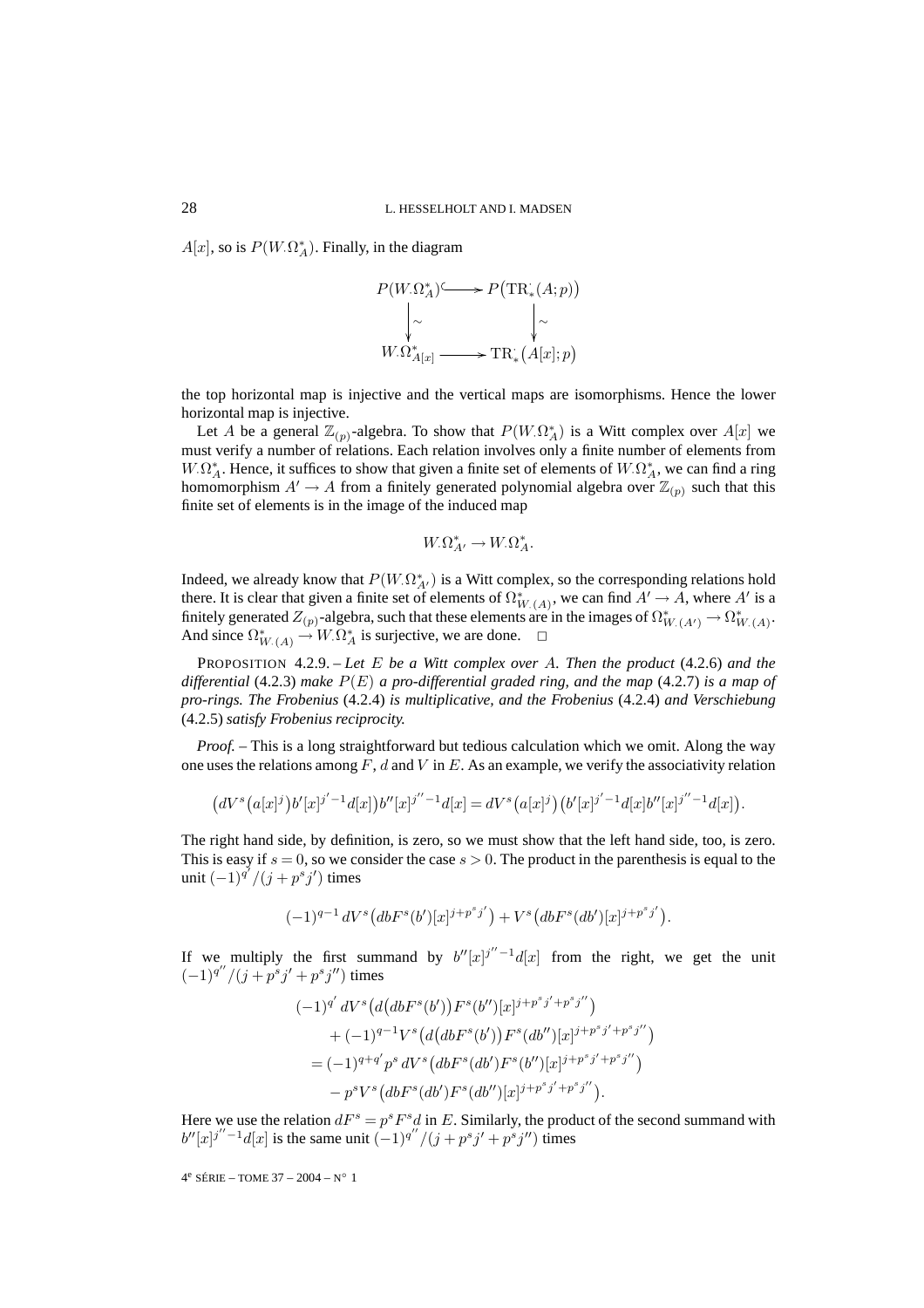$A[x]$, so is $P(W.\Omega^*_A)$. Finally, in the diagram

$$\begin{array}{ccc} P(W.\Omega^*_A) & \hookrightarrow & P\big(\mathrm{TR}^{\cdot}_*(A;p)\big) \\ \big\downarrow \sim & & \big\downarrow \sim \\ W.\Omega^*_{A[x]} & \longrightarrow & \mathrm{TR}^{\cdot}_*\big(A[x];p\big) \end{array}$$

the top horizontal map is injective and the vertical maps are isomorphisms. Hence the lower horizontal map is injective.

Let $A$ be a general $\mathbb{Z}_{(p)}$-algebra. To show that $P(W.\Omega^*_A)$ is a Witt complex over $A[x]$ we must verify a number of relations. Each relation involves only a finite number of elements from $W.\Omega^*_A$. Hence, it suffices to show that given a finite set of elements of $W.\Omega^*_A$, we can find a ring homomorphism $A' \to A$ from a finitely generated polynomial algebra over $\mathbb{Z}_{(p)}$ such that this finite set of elements is in the image of the induced map

$$W.\Omega^*_{A'} \to W.\Omega^*_A.$$

Indeed, we already know that $P(W.\Omega^*_{A'})$ is a Witt complex, so the corresponding relations hold there. It is clear that given a finite set of elements of $\Omega^*_{W.(A)}$, we can find $A' \to A$, where $A'$ is a finitely generated $Z_{(p)}$-algebra, such that these elements are in the images of $\Omega^*_{W.(A')} \to \Omega^*_{W.(A)}$. And since $\Omega^*_{W.(A)} \to W.\Omega^*_A$ is surjective, we are done. □

PROPOSITION 4.2.9. – *Let $E$ be a Witt complex over $A$. Then the product* (4.2.6) *and the differential* (4.2.3) *make $P(E)$ a pro-differential graded ring, and the map* (4.2.7) *is a map of pro-rings. The Frobenius* (4.2.4) *is multiplicative, and the Frobenius* (4.2.4) *and Verschiebung* (4.2.5) *satisfy Frobenius reciprocity.*

*Proof.* – This is a long straightforward but tedious calculation which we omit. Along the way one uses the relations among $F$, $d$ and $V$ in $E$. As an example, we verify the associativity relation

$$\big(dV^s\big(a[x]^j\big)b'[x]^{j'-1}d[x]\big)b''[x]^{j''-1}d[x] = dV^s\big(a[x]^j\big)\big(b'[x]^{j'-1}d[x]b''[x]^{j''-1}d[x]\big).$$

The right hand side, by definition, is zero, so we must show that the left hand side, too, is zero. This is easy if $s = 0$, so we consider the case $s > 0$. The product in the parenthesis is equal to the unit $(-1)^{q'}/(j + p^s j')$ times

$$(-1)^{q-1}\, dV^s\big(dbF^s(b')[x]^{j+p^sj'}\big) + V^s\big(dbF^s(db')[x]^{j+p^sj'}\big).$$

If we multiply the first summand by $b''[x]^{j''-1}d[x]$ from the right, we get the unit $(-1)^{q''}/(j + p^s j' + p^s j'')$ times

$$\begin{aligned}
&(-1)^{q'}\, dV^s\big(d\big(dbF^s(b')\big)F^s(b'')[x]^{j+p^sj'+p^sj''}\big) \\
&\quad + (-1)^{q-1}V^s\big(d\big(dbF^s(b')\big)F^s(db'')[x]^{j+p^sj'+p^sj''}\big) \\
&= (-1)^{q+q'}p^s\, dV^s\big(dbF^s(db')F^s(b'')[x]^{j+p^sj'+p^sj''}\big) \\
&\quad - p^sV^s\big(dbF^s(db')F^s(db'')[x]^{j+p^sj'+p^sj''}\big).
\end{aligned}$$

Here we use the relation $dF^s = p^sF^sd$ in $E$. Similarly, the product of the second summand with $b''[x]^{j''-1}d[x]$ is the same unit $(-1)^{q''}/(j + p^s j' + p^s j'')$ times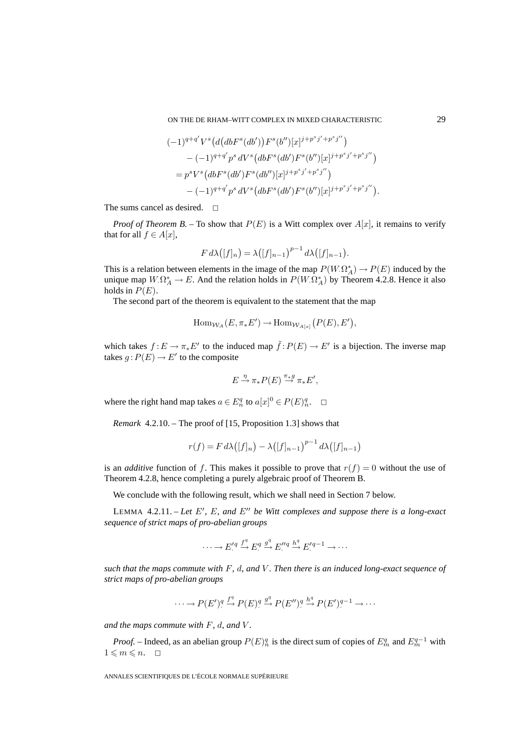$$
\begin{aligned}
&(-1)^{q+q'} V^s\big(d\big(dbF^s(db')\big)F^s(b'')[x]^{j+p^sj'+p^sj''}\big)\\
&\quad - (-1)^{q+q'} p^s\, dV^s\big(dbF^s(db')F^s(b'')[x]^{j+p^sj'+p^sj''}\big)\\
&= p^s V^s\big(dbF^s(db')F^s(db'')[x]^{j+p^sj'+p^sj''}\big)\\
&\quad - (-1)^{q+q'} p^s\, dV^s\big(dbF^s(db')F^s(b'')[x]^{j+p^sj'+p^sj''}\big).
\end{aligned}
$$

The sums cancel as desired. □

*Proof of Theorem B.* – To show that $P(E)$ is a Witt complex over $A[x]$, it remains to verify that for all $f \in A[x]$,

$$
F\, d\lambda\big([f]_n\big) = \lambda\big([f]_{n-1}\big)^{p-1}\, d\lambda\big([f]_{n-1}\big).
$$

This is a relation between elements in the image of the map $P(W_\cdot\Omega^*_A) \to P(E)$ induced by the unique map $W_\cdot\Omega^*_A \to E$. And the relation holds in $P(W_\cdot\Omega^*_A)$ by Theorem 4.2.8. Hence it also holds in $P(E)$.

The second part of the theorem is equivalent to the statement that the map

$$
\mathrm{Hom}_{\mathcal{W}_A}(E, \pi_* E') \to \mathrm{Hom}_{\mathcal{W}_{A[x]}}\big(P(E), E'\big),
$$

which takes $f : E \to \pi_* E'$ to the induced map $\tilde{f} : P(E) \to E'$ is a bijection. The inverse map takes $g : P(E) \to E'$ to the composite

$$
E \xrightarrow{\eta} \pi_* P(E) \xrightarrow{\pi_* g} \pi_* E',
$$

where the right hand map takes $a \in E^q_n$ to $a[x]^0 \in P(E)^q_n$. □

*Remark* 4.2.10. – The proof of [15, Proposition 1.3] shows that

$$
r(f) = F\, d\lambda\big([f]_n\big) - \lambda\big([f]_{n-1}\big)^{p-1}\, d\lambda\big([f]_{n-1}\big)
$$

is an *additive* function of $f$. This makes it possible to prove that $r(f) = 0$ without the use of Theorem 4.2.8, hence completing a purely algebraic proof of Theorem B.

We conclude with the following result, which we shall need in Section 7 below.

LEMMA 4.2.11. – *Let $E'$, $E$, and $E''$ be Witt complexes and suppose there is a long-exact sequence of strict maps of pro-abelian groups*

$$
\cdots \to E'^q_\cdot \xrightarrow{f^q} E^q_\cdot \xrightarrow{g^q} E''^q_\cdot \xrightarrow{h^q} E'^{q-1}_\cdot \to \cdots
$$

*such that the maps commute with $F$, $d$, and $V$. Then there is an induced long-exact sequence of strict maps of pro-abelian groups*

$$
\cdots \to P(E')^q_\cdot \xrightarrow{f^q} P(E)^q_\cdot \xrightarrow{g^q} P(E'')^q_\cdot \xrightarrow{h^q} P(E')^{q-1}_\cdot \to \cdots
$$

*and the maps commute with $F$, $d$, and $V$.*

*Proof.* – Indeed, as an abelian group $P(E)^q_n$ is the direct sum of copies of $E^q_m$ and $E^{q-1}_m$ with $1 \leqslant m \leqslant n$. □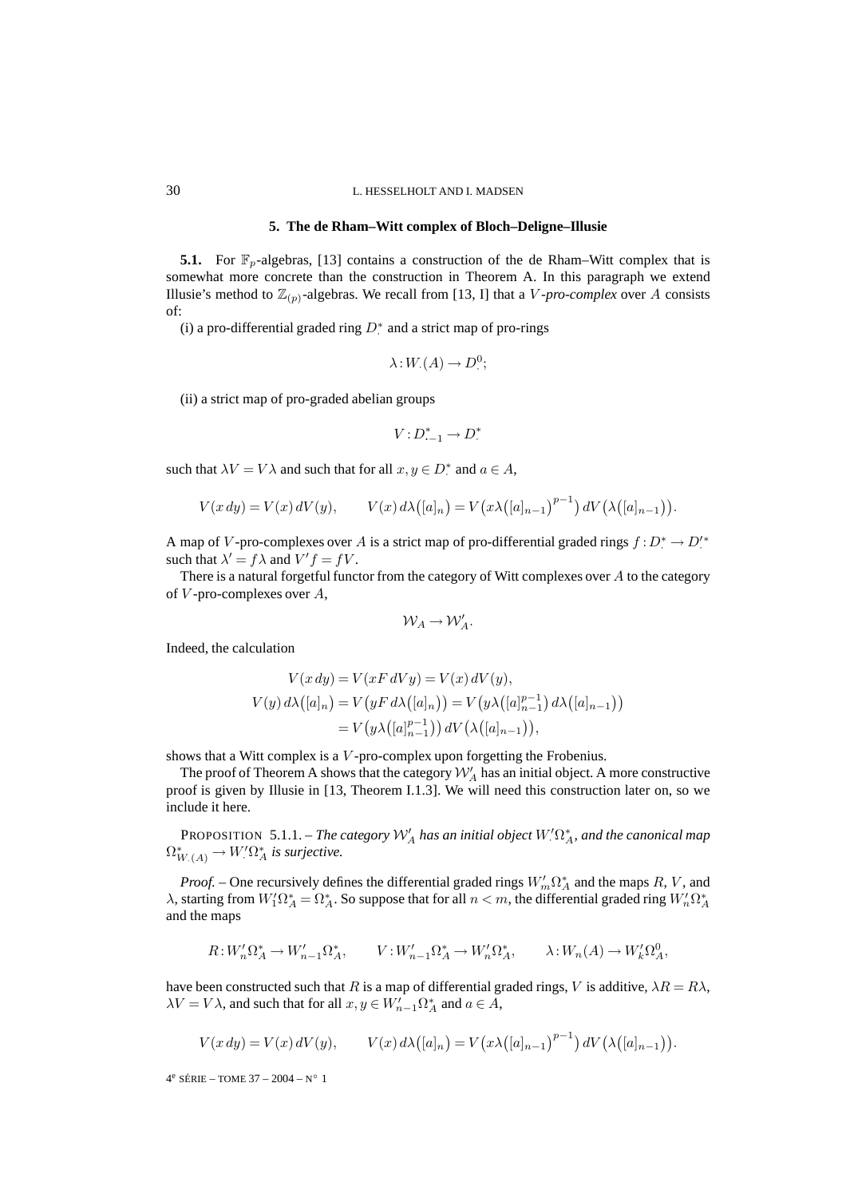## 5. The de Rham–Witt complex of Bloch–Deligne–Illusie

**5.1.** For $\mathbb{F}_p$-algebras, [13] contains a construction of the de Rham–Witt complex that is somewhat more concrete than the construction in Theorem A. In this paragraph we extend Illusie's method to $\mathbb{Z}_{(p)}$-algebras. We recall from [13, I] that a *$V$-pro-complex* over $A$ consists of:

(i) a pro-differential graded ring $D^*_\cdot$ and a strict map of pro-rings

$$\lambda : W_\cdot(A) \to D^0_\cdot;$$

(ii) a strict map of pro-graded abelian groups

$$V : D^*_{\cdot-1} \to D^*_\cdot$$

such that $\lambda V = V\lambda$ and such that for all $x, y \in D^*_\cdot$ and $a \in A$,

$$V(x\,dy) = V(x)\,dV(y), \qquad V(x)\,d\lambda\big([a]_n\big) = V\big(x\lambda\big([a]_{n-1}\big)^{p-1}\big)\,dV\big(\lambda\big([a]_{n-1}\big)\big).$$

A map of $V$-pro-complexes over $A$ is a strict map of pro-differential graded rings $f : D^*_\cdot \to D'^*_\cdot$ such that $\lambda' = f\lambda$ and $V'f = fV$.

There is a natural forgetful functor from the category of Witt complexes over $A$ to the category of $V$-pro-complexes over $A$,

$$\mathcal{W}_A \to \mathcal{W}'_A.$$

Indeed, the calculation

$$\begin{aligned} V(x\,dy) &= V(xF\,dVy) = V(x)\,dV(y), \\ V(y)\,d\lambda\big([a]_n\big) &= V\big(yF\,d\lambda\big([a]_n\big)\big) = V\big(y\lambda\big([a]_{n-1}^{p-1}\big)\,d\lambda\big([a]_{n-1}\big)\big) \\ &= V\big(y\lambda\big([a]_{n-1}^{p-1}\big)\big)\,dV\big(\lambda\big([a]_{n-1}\big)\big), \end{aligned}$$

shows that a Witt complex is a $V$-pro-complex upon forgetting the Frobenius.

The proof of Theorem A shows that the category $\mathcal{W}'_A$ has an initial object. A more constructive proof is given by Illusie in [13, Theorem I.1.3]. We will need this construction later on, so we include it here.

PROPOSITION 5.1.1. – *The category $\mathcal{W}'_A$ has an initial object $W'_\cdot\Omega^*_A$, and the canonical map $\Omega^*_{W_\cdot(A)} \to W'_\cdot\Omega^*_A$ is surjective.*

*Proof.* – One recursively defines the differential graded rings $W'_m\Omega^*_A$ and the maps $R$, $V$, and $\lambda$, starting from $W'_1\Omega^*_A = \Omega^*_A$. So suppose that for all $n < m$, the differential graded ring $W'_n\Omega^*_A$ and the maps

$$R : W'_n\Omega^*_A \to W'_{n-1}\Omega^*_A, \qquad V : W'_{n-1}\Omega^*_A \to W'_n\Omega^*_A, \qquad \lambda : W_n(A) \to W'_k\Omega^0_A,$$

have been constructed such that $R$ is a map of differential graded rings, $V$ is additive, $\lambda R = R\lambda$, $\lambda V = V\lambda$, and such that for all $x, y \in W'_{n-1}\Omega^*_A$ and $a \in A$,

$$V(x\,dy) = V(x)\,dV(y), \qquad V(x)\,d\lambda\big([a]_n\big) = V\big(x\lambda\big([a]_{n-1}\big)^{p-1}\big)\,dV\big(\lambda\big([a]_{n-1}\big)\big).$$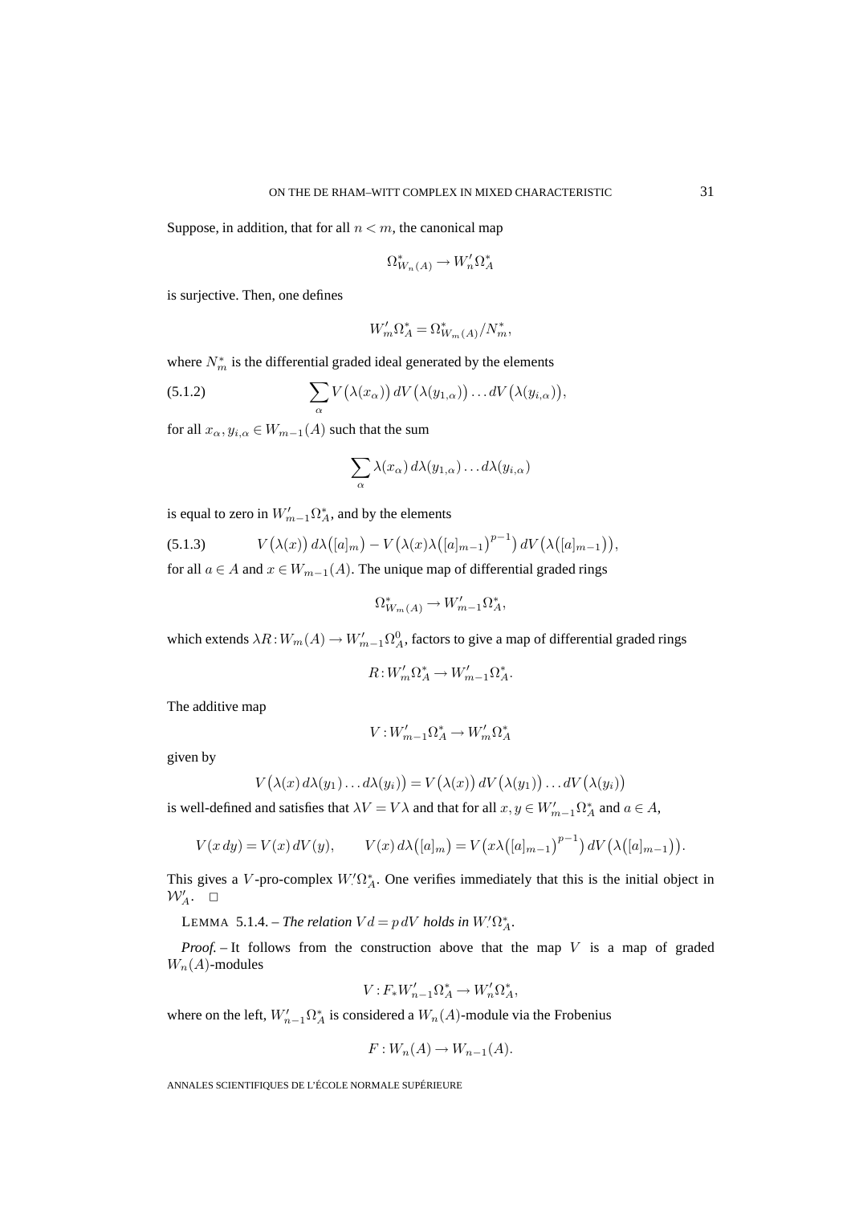Suppose, in addition, that for all $n < m$, the canonical map

$$\Omega^*_{W_n(A)} \to W'_n\Omega^*_A$$

is surjective. Then, one defines

$$W'_m\Omega^*_A = \Omega^*_{W_m(A)}/N^*_m,$$

where $N^*_m$ is the differential graded ideal generated by the elements

$$\sum_\alpha V\big(\lambda(x_\alpha)\big)\, dV\big(\lambda(y_{1,\alpha})\big) \dots dV\big(\lambda(y_{i,\alpha})\big), \tag{5.1.2}$$

for all $x_\alpha, y_{i,\alpha} \in W_{m-1}(A)$ such that the sum

$$\sum_\alpha \lambda(x_\alpha)\, d\lambda(y_{1,\alpha}) \dots d\lambda(y_{i,\alpha})$$

is equal to zero in $W'_{m-1}\Omega^*_A$, and by the elements

$$V\big(\lambda(x)\big)\, d\lambda\big([a]_m\big) - V\big(\lambda(x)\lambda\big([a]_{m-1}\big)^{p-1}\big)\, dV\big(\lambda\big([a]_{m-1}\big)\big), \tag{5.1.3}$$

for all $a \in A$ and $x \in W_{m-1}(A)$. The unique map of differential graded rings

$$\Omega^*_{W_m(A)} \to W'_{m-1}\Omega^*_A,$$

which extends $\lambda R : W_m(A) \to W'_{m-1}\Omega^0_A$, factors to give a map of differential graded rings

$$R : W'_m\Omega^*_A \to W'_{m-1}\Omega^*_A.$$

The additive map

$$V : W'_{m-1}\Omega^*_A \to W'_m\Omega^*_A$$

given by

$$V\big(\lambda(x)\, d\lambda(y_1) \dots d\lambda(y_i)\big) = V\big(\lambda(x)\big)\, dV\big(\lambda(y_1)\big) \dots dV\big(\lambda(y_i)\big)$$

is well-defined and satisfies that $\lambda V = V\lambda$ and that for all $x, y \in W'_{m-1}\Omega^*_A$ and $a \in A$,

$$V(x\, dy) = V(x)\, dV(y), \qquad V(x)\, d\lambda\big([a]_m\big) = V\big(x\lambda\big([a]_{m-1}\big)^{p-1}\big)\, dV\big(\lambda\big([a]_{m-1}\big)\big).$$

This gives a $V$-pro-complex $W'_\cdot\Omega^*_A$. One verifies immediately that this is the initial object in $\mathcal{W}'_A$. □

LEMMA 5.1.4. – *The relation $Vd = p\, dV$ holds in $W'_\cdot\Omega^*_A$.*

*Proof.* – It follows from the construction above that the map $V$ is a map of graded $W_n(A)$-modules

$$V : F_*W'_{n-1}\Omega^*_A \to W'_n\Omega^*_A,$$

where on the left, $W'_{n-1}\Omega^*_A$ is considered a $W_n(A)$-module via the Frobenius

$$F : W_n(A) \to W_{n-1}(A).$$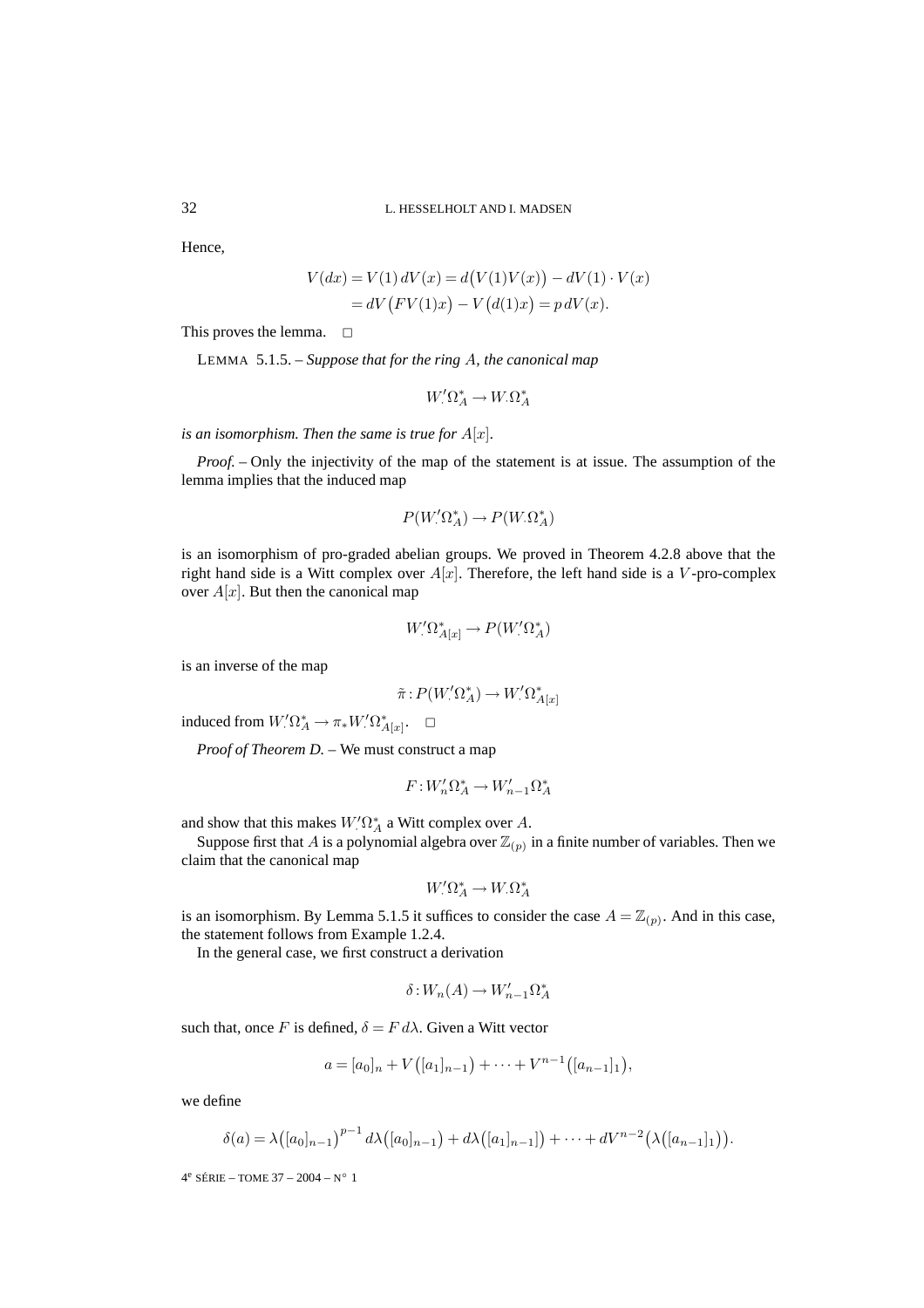Hence,

$$
\begin{aligned}
V(dx) &= V(1)\, dV(x) = d\big(V(1)V(x)\big) - dV(1)\cdot V(x) \\
&= dV\big(FV(1)x\big) - V\big(d(1)x\big) = p\, dV(x).
\end{aligned}
$$

This proves the lemma. $\square$

LEMMA 5.1.5. – *Suppose that for the ring $A$, the canonical map*

$$
W'_{\cdot}\Omega^*_A \to W_{\cdot}\Omega^*_A
$$

*is an isomorphism. Then the same is true for $A[x]$.*

*Proof.* – Only the injectivity of the map of the statement is at issue. The assumption of the lemma implies that the induced map

$$
P(W'_{\cdot}\Omega^*_A) \to P(W_{\cdot}\Omega^*_A)
$$

is an isomorphism of pro-graded abelian groups. We proved in Theorem 4.2.8 above that the right hand side is a Witt complex over $A[x]$. Therefore, the left hand side is a $V$-pro-complex over $A[x]$. But then the canonical map

$$
W'_{\cdot}\Omega^*_{A[x]} \to P(W'_{\cdot}\Omega^*_A)
$$

is an inverse of the map

$$
\tilde{\pi} : P(W'_{\cdot}\Omega^*_A) \to W'_{\cdot}\Omega^*_{A[x]}
$$

induced from $W'_{\cdot}\Omega^*_A \to \pi_* W'_{\cdot}\Omega^*_{A[x]}$. $\square$

*Proof of Theorem D.* – We must construct a map

$$
F : W'_n\Omega^*_A \to W'_{n-1}\Omega^*_A
$$

and show that this makes $W'_{\cdot}\Omega^*_A$ a Witt complex over $A$.

Suppose first that $A$ is a polynomial algebra over $\mathbb{Z}_{(p)}$ in a finite number of variables. Then we claim that the canonical map

$$
W'_{\cdot}\Omega^*_A \to W_{\cdot}\Omega^*_A
$$

is an isomorphism. By Lemma 5.1.5 it suffices to consider the case $A = \mathbb{Z}_{(p)}$. And in this case, the statement follows from Example 1.2.4.

In the general case, we first construct a derivation

$$
\delta : W_n(A) \to W'_{n-1}\Omega^*_A
$$

such that, once $F$ is defined, $\delta = F\, d\lambda$. Given a Witt vector

$$
a = [a_0]_n + V\big([a_1]_{n-1}\big) + \cdots + V^{n-1}\big([a_{n-1}]_1\big),
$$

we define

$$
\delta(a) = \lambda\big([a_0]_{n-1}\big)^{p-1} d\lambda\big([a_0]_{n-1}\big) + d\lambda\big([a_1]_{n-1}]\big) + \cdots + dV^{n-2}\big(\lambda\big([a_{n-1}]_1\big)\big).
$$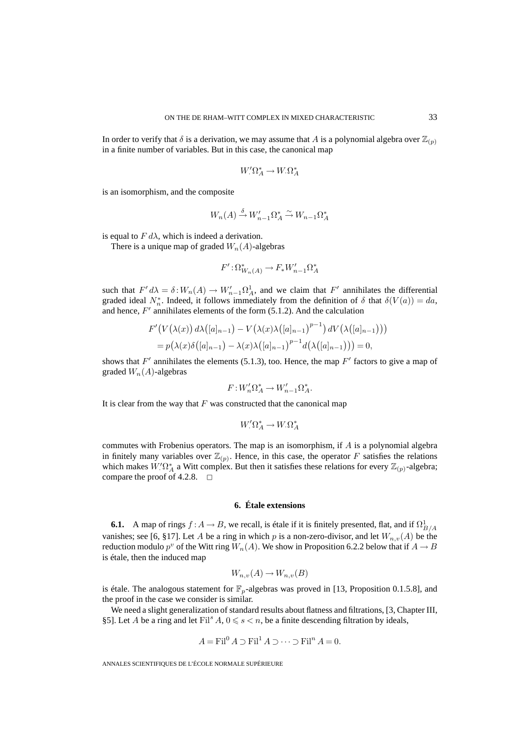In order to verify that $\delta$ is a derivation, we may assume that $A$ is a polynomial algebra over $\mathbb{Z}_{(p)}$ in a finite number of variables. But in this case, the canonical map

$$W_{\cdot}'\Omega_A^* \to W_{\cdot}\Omega_A^*$$

is an isomorphism, and the composite

$$W_n(A) \xrightarrow{\delta} W_{n-1}'\Omega_A^* \xrightarrow{\sim} W_{n-1}\Omega_A^*$$

is equal to $F\,d\lambda$, which is indeed a derivation.

There is a unique map of graded $W_n(A)$-algebras

$$F' : \Omega_{W_n(A)}^* \to F_* W_{n-1}'\Omega_A^*$$

such that $F'\,d\lambda = \delta : W_n(A) \to W_{n-1}'\Omega_A^1$, and we claim that $F'$ annihilates the differential graded ideal $N_n^*$. Indeed, it follows immediately from the definition of $\delta$ that $\delta(V(a)) = da$, and hence, $F'$ annihilates elements of the form (5.1.2). And the calculation

$$\begin{aligned}
&F'\big(V\big(\lambda(x)\big)\,d\lambda\big([a]_{n-1}\big) - V\big(\lambda(x)\lambda\big([a]_{n-1}\big)^{p-1}\big)\,dV\big(\lambda\big([a]_{n-1}\big)\big)\big) \\
&\quad = p\big(\lambda(x)\delta\big([a]_{n-1}\big) - \lambda(x)\lambda\big([a]_{n-1}\big)^{p-1} d\big(\lambda\big([a]_{n-1}\big)\big)\big) = 0,
\end{aligned}$$

shows that $F'$ annihilates the elements (5.1.3), too. Hence, the map $F'$ factors to give a map of graded $W_n(A)$-algebras

$$F : W_n'\Omega_A^* \to W_{n-1}'\Omega_A^*.$$

It is clear from the way that $F$ was constructed that the canonical map

$$W_{\cdot}'\Omega_A^* \to W_{\cdot}\Omega_A^*$$

commutes with Frobenius operators. The map is an isomorphism, if $A$ is a polynomial algebra in finitely many variables over $\mathbb{Z}_{(p)}$. Hence, in this case, the operator $F$ satisfies the relations which makes $W_{\cdot}'\Omega_A^*$ a Witt complex. But then it satisfies these relations for every $\mathbb{Z}_{(p)}$-algebra; compare the proof of 4.2.8. $\square$

## 6. Étale extensions

**6.1.** A map of rings $f : A \to B$, we recall, is étale if it is finitely presented, flat, and if $\Omega_{B/A}^1$ vanishes; see [6, §17]. Let $A$ be a ring in which $p$ is a non-zero-divisor, and let $W_{n,v}(A)$ be the reduction modulo $p^v$ of the Witt ring $W_n(A)$. We show in Proposition 6.2.2 below that if $A \to B$ is étale, then the induced map

$$W_{n,v}(A) \to W_{n,v}(B)$$

is étale. The analogous statement for $\mathbb{F}_p$-algebras was proved in [13, Proposition 0.1.5.8], and the proof in the case we consider is similar.

We need a slight generalization of standard results about flatness and filtrations, [3, Chapter III, §5]. Let $A$ be a ring and let $\mathrm{Fil}^s A$, $0 \leqslant s < n$, be a finite descending filtration by ideals,

$$A = \mathrm{Fil}^0 A \supset \mathrm{Fil}^1 A \supset \cdots \supset \mathrm{Fil}^n A = 0.$$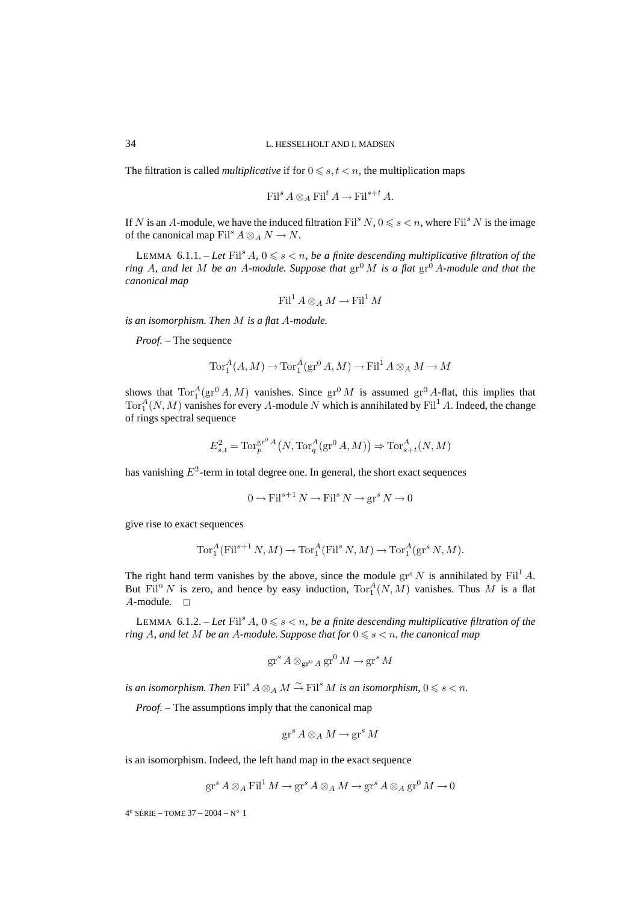The filtration is called *multiplicative* if for $0 \leqslant s, t < n$, the multiplication maps

$$\mathrm{Fil}^s A \otimes_A \mathrm{Fil}^t A \to \mathrm{Fil}^{s+t} A.$$

If $N$ is an $A$-module, we have the induced filtration $\mathrm{Fil}^s N$, $0 \leqslant s < n$, where $\mathrm{Fil}^s N$ is the image of the canonical map $\mathrm{Fil}^s A \otimes_A N \to N$.

LEMMA 6.1.1. – *Let $\mathrm{Fil}^s A$, $0 \leqslant s < n$, be a finite descending multiplicative filtration of the ring $A$, and let $M$ be an $A$-module. Suppose that $\mathrm{gr}^0 M$ is a flat $\mathrm{gr}^0 A$-module and that the canonical map*

$$\mathrm{Fil}^1 A \otimes_A M \to \mathrm{Fil}^1 M$$

*is an isomorphism. Then $M$ is a flat $A$-module.*

*Proof.* – The sequence

$$\mathrm{Tor}_1^A(A, M) \to \mathrm{Tor}_1^A(\mathrm{gr}^0 A, M) \to \mathrm{Fil}^1 A \otimes_A M \to M$$

shows that $\mathrm{Tor}_1^A(\mathrm{gr}^0 A, M)$ vanishes. Since $\mathrm{gr}^0 M$ is assumed $\mathrm{gr}^0 A$-flat, this implies that $\mathrm{Tor}_1^A(N, M)$ vanishes for every $A$-module $N$ which is annihilated by $\mathrm{Fil}^1 A$. Indeed, the change of rings spectral sequence

$$E^2_{s,t} = \mathrm{Tor}_p^{\mathrm{gr}^0 A}\big(N, \mathrm{Tor}_q^A(\mathrm{gr}^0 A, M)\big) \Rightarrow \mathrm{Tor}_{s+t}^A(N, M)$$

has vanishing $E^2$-term in total degree one. In general, the short exact sequences

$$0 \to \mathrm{Fil}^{s+1} N \to \mathrm{Fil}^s N \to \mathrm{gr}^s N \to 0$$

give rise to exact sequences

$$\mathrm{Tor}_1^A(\mathrm{Fil}^{s+1} N, M) \to \mathrm{Tor}_1^A(\mathrm{Fil}^s N, M) \to \mathrm{Tor}_1^A(\mathrm{gr}^s N, M).$$

The right hand term vanishes by the above, since the module $\mathrm{gr}^s N$ is annihilated by $\mathrm{Fil}^1 A$. But $\mathrm{Fil}^n N$ is zero, and hence by easy induction, $\mathrm{Tor}_1^A(N, M)$ vanishes. Thus $M$ is a flat $A$-module. □

LEMMA 6.1.2. – *Let $\mathrm{Fil}^s A$, $0 \leqslant s < n$, be a finite descending multiplicative filtration of the ring $A$, and let $M$ be an $A$-module. Suppose that for $0 \leqslant s < n$, the canonical map*

$$\mathrm{gr}^s A \otimes_{\mathrm{gr}^0 A} \mathrm{gr}^0 M \to \mathrm{gr}^s M$$

*is an isomorphism. Then $\mathrm{Fil}^s A \otimes_A M \xrightarrow{\sim} \mathrm{Fil}^s M$ is an isomorphism, $0 \leqslant s < n$.*

*Proof.* – The assumptions imply that the canonical map

$$\mathrm{gr}^s A \otimes_A M \to \mathrm{gr}^s M$$

is an isomorphism. Indeed, the left hand map in the exact sequence

$$\mathrm{gr}^s A \otimes_A \mathrm{Fil}^1 M \to \mathrm{gr}^s A \otimes_A M \to \mathrm{gr}^s A \otimes_A \mathrm{gr}^0 M \to 0$$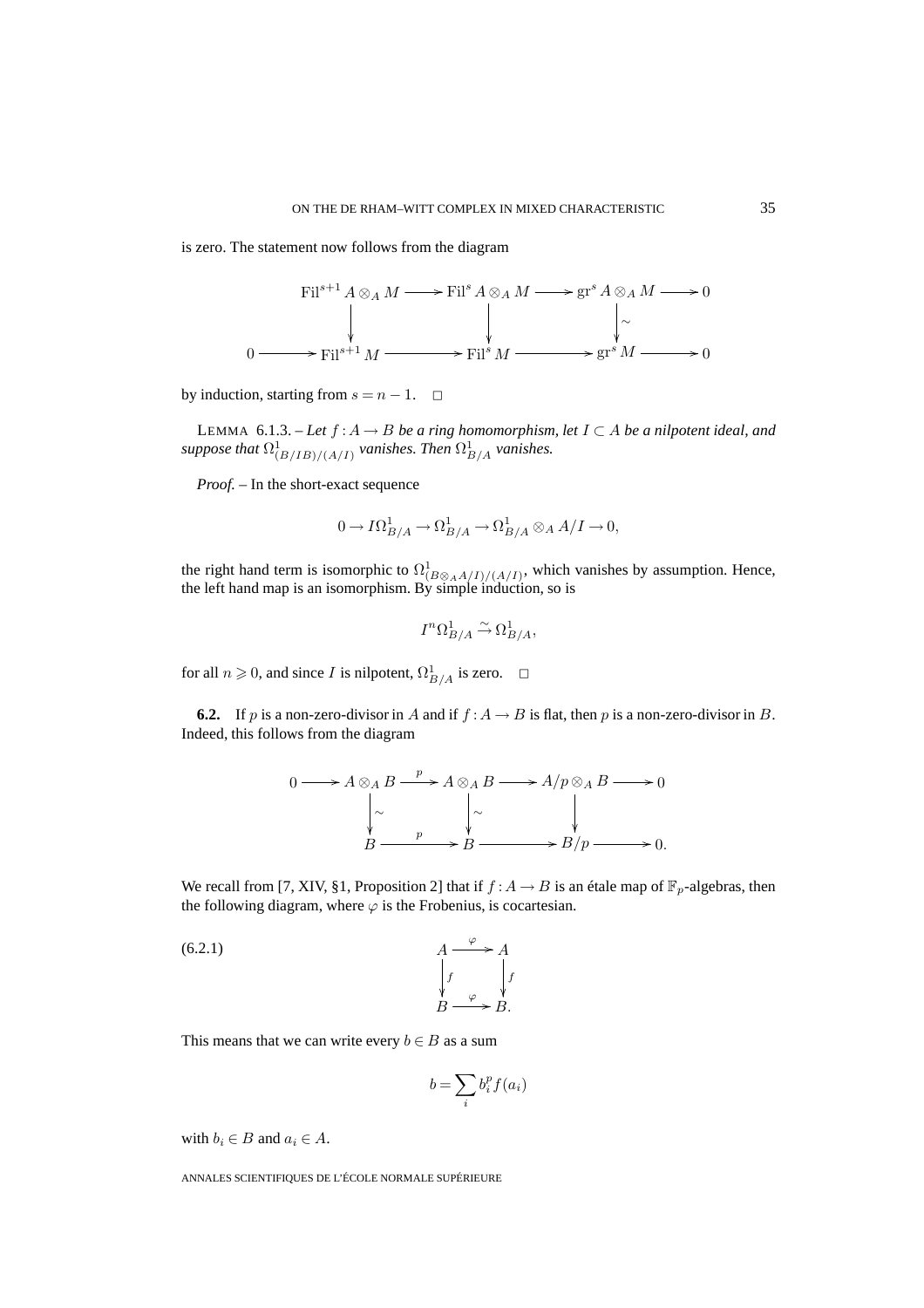is zero. The statement now follows from the diagram

$$
\begin{array}{ccccccc}
& & \operatorname{Fil}^{s+1} A \otimes_A M & \longrightarrow & \operatorname{Fil}^s A \otimes_A M & \longrightarrow & \operatorname{gr}^s A \otimes_A M & \longrightarrow 0 \\
& & \downarrow & & \downarrow & & \downarrow \wr & \\
0 & \longrightarrow & \operatorname{Fil}^{s+1} M & \longrightarrow & \operatorname{Fil}^s M & \longrightarrow & \operatorname{gr}^s M & \longrightarrow 0
\end{array}
$$

by induction, starting from $s = n-1$. $\square$

LEMMA 6.1.3. – *Let $f : A \to B$ be a ring homomorphism, let $I \subset A$ be a nilpotent ideal, and suppose that $\Omega^1_{(B/IB)/(A/I)}$ vanishes. Then $\Omega^1_{B/A}$ vanishes.*

*Proof.* – In the short-exact sequence

$$0 \to I\Omega^1_{B/A} \to \Omega^1_{B/A} \to \Omega^1_{B/A} \otimes_A A/I \to 0,$$

the right hand term is isomorphic to $\Omega^1_{(B \otimes_A A/I)/(A/I)}$, which vanishes by assumption. Hence, the left hand map is an isomorphism. By simple induction, so is

$$I^n \Omega^1_{B/A} \xrightarrow{\sim} \Omega^1_{B/A},$$

for all $n \geqslant 0$, and since $I$ is nilpotent, $\Omega^1_{B/A}$ is zero. $\square$

**6.2.** If $p$ is a non-zero-divisor in $A$ and if $f : A \to B$ is flat, then $p$ is a non-zero-divisor in $B$. Indeed, this follows from the diagram

$$
\begin{array}{ccccccc}
0 \longrightarrow & A \otimes_A B & \xrightarrow{p} & A \otimes_A B & \longrightarrow & A/p \otimes_A B & \longrightarrow 0 \\
& \downarrow \wr & & \downarrow \wr & & \downarrow & \\
& B & \xrightarrow{p} & B & \longrightarrow & B/p & \longrightarrow 0.
\end{array}
$$

We recall from [7, XIV, §1, Proposition 2] that if $f : A \to B$ is an étale map of $\mathbb{F}_p$-algebras, then the following diagram, where $\varphi$ is the Frobenius, is cocartesian.

$$
\begin{array}{ccc}
A & \xrightarrow{\varphi} & A \\
\downarrow f & & \downarrow f \\
B & \xrightarrow{\varphi} & B.
\end{array}
\tag{6.2.1}
$$

This means that we can write every $b \in B$ as a sum

$$b = \sum_i b_i^p f(a_i)$$

with $b_i \in B$ and $a_i \in A$.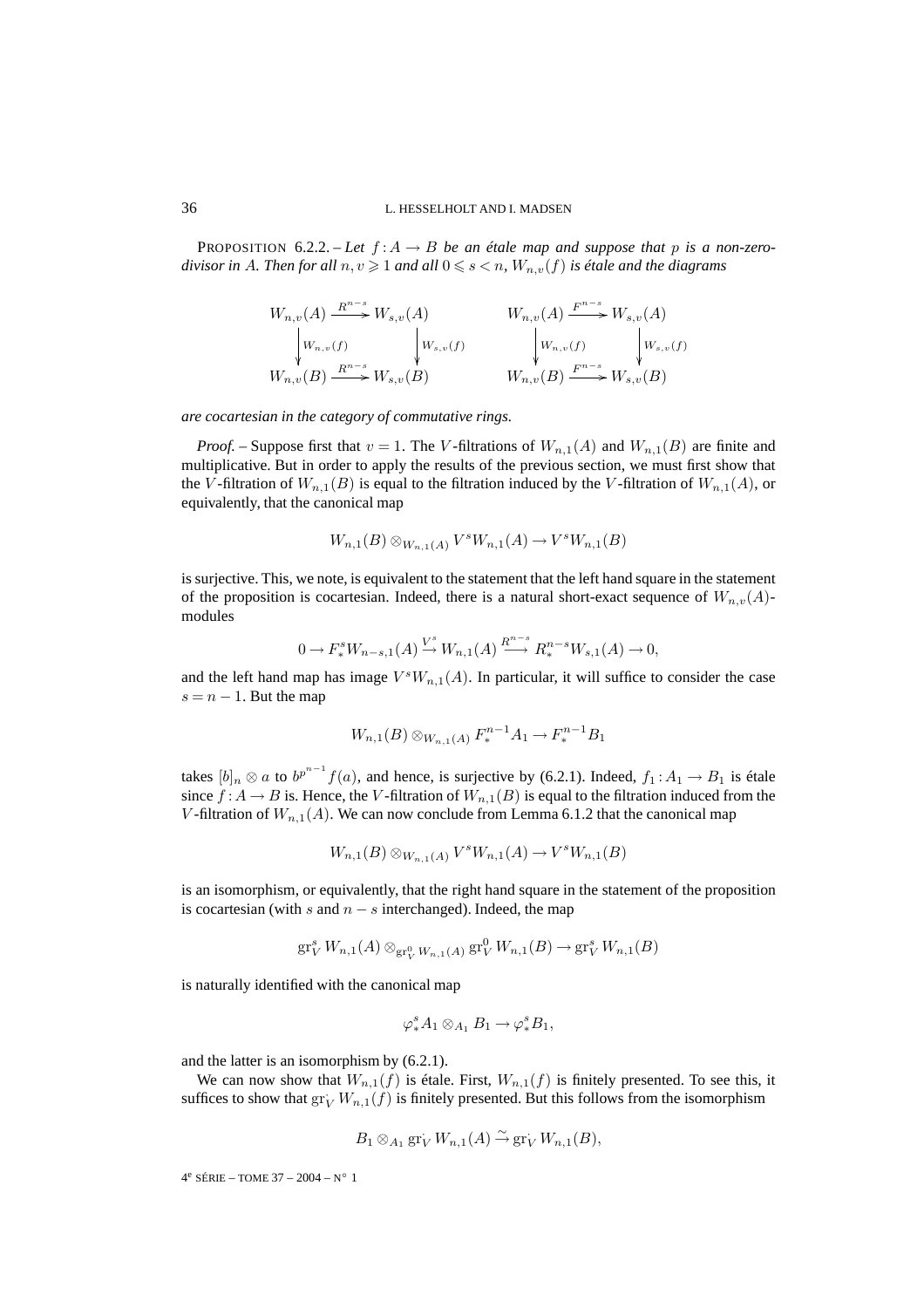PROPOSITION 6.2.2. – *Let $f: A \to B$ be an étale map and suppose that $p$ is a non-zero-divisor in $A$. Then for all $n, v \geqslant 1$ and all $0 \leqslant s < n$, $W_{n,v}(f)$ is étale and the diagrams*

$$\begin{array}{ccc} W_{n,v}(A) & \xrightarrow{R^{n-s}} & W_{s,v}(A) \\ \downarrow{\scriptstyle W_{n,v}(f)} & & \downarrow{\scriptstyle W_{s,v}(f)} \\ W_{n,v}(B) & \xrightarrow{R^{n-s}} & W_{s,v}(B) \end{array} \qquad \begin{array}{ccc} W_{n,v}(A) & \xrightarrow{F^{n-s}} & W_{s,v}(A) \\ \downarrow{\scriptstyle W_{n,v}(f)} & & \downarrow{\scriptstyle W_{s,v}(f)} \\ W_{n,v}(B) & \xrightarrow{F^{n-s}} & W_{s,v}(B) \end{array}$$

*are cocartesian in the category of commutative rings.*

*Proof.* – Suppose first that $v = 1$. The $V$-filtrations of $W_{n,1}(A)$ and $W_{n,1}(B)$ are finite and multiplicative. But in order to apply the results of the previous section, we must first show that the $V$-filtration of $W_{n,1}(B)$ is equal to the filtration induced by the $V$-filtration of $W_{n,1}(A)$, or equivalently, that the canonical map

$$W_{n,1}(B) \otimes_{W_{n,1}(A)} V^s W_{n,1}(A) \to V^s W_{n,1}(B)$$

is surjective. This, we note, is equivalent to the statement that the left hand square in the statement of the proposition is cocartesian. Indeed, there is a natural short-exact sequence of $W_{n,v}(A)$-modules

$$0 \to F_*^s W_{n-s,1}(A) \xrightarrow{V^s} W_{n,1}(A) \xrightarrow{R^{n-s}} R_*^{n-s} W_{s,1}(A) \to 0,$$

and the left hand map has image $V^s W_{n,1}(A)$. In particular, it will suffice to consider the case $s = n-1$. But the map

$$W_{n,1}(B) \otimes_{W_{n,1}(A)} F_*^{n-1} A_1 \to F_*^{n-1} B_1$$

takes $[b]_n \otimes a$ to $b^{p^{n-1}} f(a)$, and hence, is surjective by (6.2.1). Indeed, $f_1 : A_1 \to B_1$ is étale since $f : A \to B$ is. Hence, the $V$-filtration of $W_{n,1}(B)$ is equal to the filtration induced from the $V$-filtration of $W_{n,1}(A)$. We can now conclude from Lemma 6.1.2 that the canonical map

$$W_{n,1}(B) \otimes_{W_{n,1}(A)} V^s W_{n,1}(A) \to V^s W_{n,1}(B)$$

is an isomorphism, or equivalently, that the right hand square in the statement of the proposition is cocartesian (with $s$ and $n-s$ interchanged). Indeed, the map

$$\mathrm{gr}_V^s W_{n,1}(A) \otimes_{\mathrm{gr}_V^0 W_{n,1}(A)} \mathrm{gr}_V^0 W_{n,1}(B) \to \mathrm{gr}_V^s W_{n,1}(B)$$

is naturally identified with the canonical map

$$\varphi_*^s A_1 \otimes_{A_1} B_1 \to \varphi_*^s B_1,$$

and the latter is an isomorphism by (6.2.1).

We can now show that $W_{n,1}(f)$ is étale. First, $W_{n,1}(f)$ is finitely presented. To see this, it suffices to show that $\mathrm{gr}_V^{\cdot} W_{n,1}(f)$ is finitely presented. But this follows from the isomorphism

$$B_1 \otimes_{A_1} \mathrm{gr}_V^{\cdot} W_{n,1}(A) \xrightarrow{\sim} \mathrm{gr}_V^{\cdot} W_{n,1}(B),$$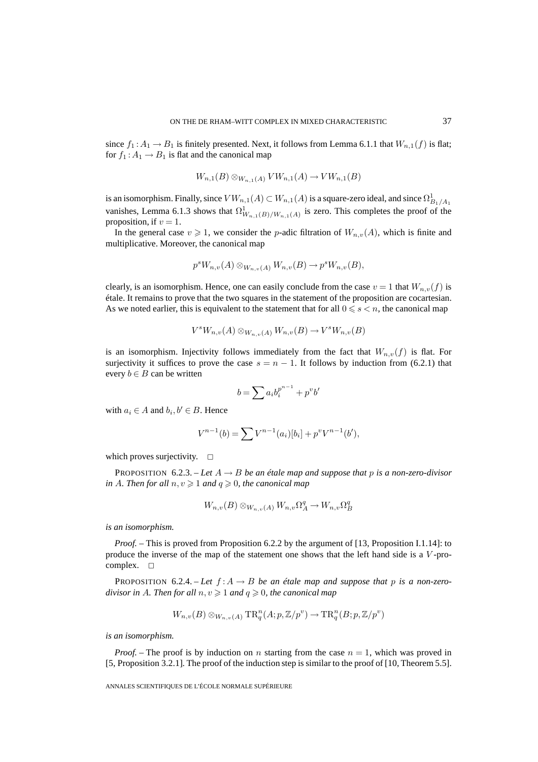since $f_1 : A_1 \to B_1$ is finitely presented. Next, it follows from Lemma 6.1.1 that $W_{n,1}(f)$ is flat; for $f_1 : A_1 \to B_1$ is flat and the canonical map

$$W_{n,1}(B) \otimes_{W_{n,1}(A)} VW_{n,1}(A) \to VW_{n,1}(B)$$

is an isomorphism. Finally, since $VW_{n,1}(A) \subset W_{n,1}(A)$ is a square-zero ideal, and since $\Omega^1_{B_1/A_1}$ vanishes, Lemma 6.1.3 shows that $\Omega^1_{W_{n,1}(B)/W_{n,1}(A)}$ is zero. This completes the proof of the proposition, if $v = 1$.

In the general case $v \geqslant 1$, we consider the $p$-adic filtration of $W_{n,v}(A)$, which is finite and multiplicative. Moreover, the canonical map

$$p^s W_{n,v}(A) \otimes_{W_{n,v}(A)} W_{n,v}(B) \to p^s W_{n,v}(B),$$

clearly, is an isomorphism. Hence, one can easily conclude from the case $v = 1$ that $W_{n,v}(f)$ is étale. It remains to prove that the two squares in the statement of the proposition are cocartesian. As we noted earlier, this is equivalent to the statement that for all $0 \leqslant s < n$, the canonical map

$$V^s W_{n,v}(A) \otimes_{W_{n,v}(A)} W_{n,v}(B) \to V^s W_{n,v}(B)$$

is an isomorphism. Injectivity follows immediately from the fact that $W_{n,v}(f)$ is flat. For surjectivity it suffices to prove the case $s = n-1$. It follows by induction from (6.2.1) that every $b \in B$ can be written

$$b = \sum a_i b_i^{p^{n-1}} + p^v b'$$

with $a_i \in A$ and $b_i, b' \in B$. Hence

$$V^{n-1}(b) = \sum V^{n-1}(a_i)[b_i] + p^v V^{n-1}(b'),$$

which proves surjectivity. $\square$

PROPOSITION 6.2.3. – *Let $A \to B$ be an étale map and suppose that $p$ is a non-zero-divisor in $A$. Then for all $n, v \geqslant 1$ and $q \geqslant 0$, the canonical map*

$$W_{n,v}(B) \otimes_{W_{n,v}(A)} W_{n,v}\Omega^q_A \to W_{n,v}\Omega^q_B$$

*is an isomorphism.*

*Proof.* – This is proved from Proposition 6.2.2 by the argument of [13, Proposition I.1.14]: to produce the inverse of the map of the statement one shows that the left hand side is a $V$-pro-complex. $\square$

PROPOSITION 6.2.4. – *Let $f : A \to B$ be an étale map and suppose that $p$ is a non-zero-divisor in $A$. Then for all $n, v \geqslant 1$ and $q \geqslant 0$, the canonical map*

$$W_{n,v}(B) \otimes_{W_{n,v}(A)} \mathrm{TR}^n_q(A; p, \mathbb{Z}/p^v) \to \mathrm{TR}^n_q(B; p, \mathbb{Z}/p^v)$$

*is an isomorphism.*

*Proof.* – The proof is by induction on $n$ starting from the case $n = 1$, which was proved in [5, Proposition 3.2.1]. The proof of the induction step is similar to the proof of [10, Theorem 5.5].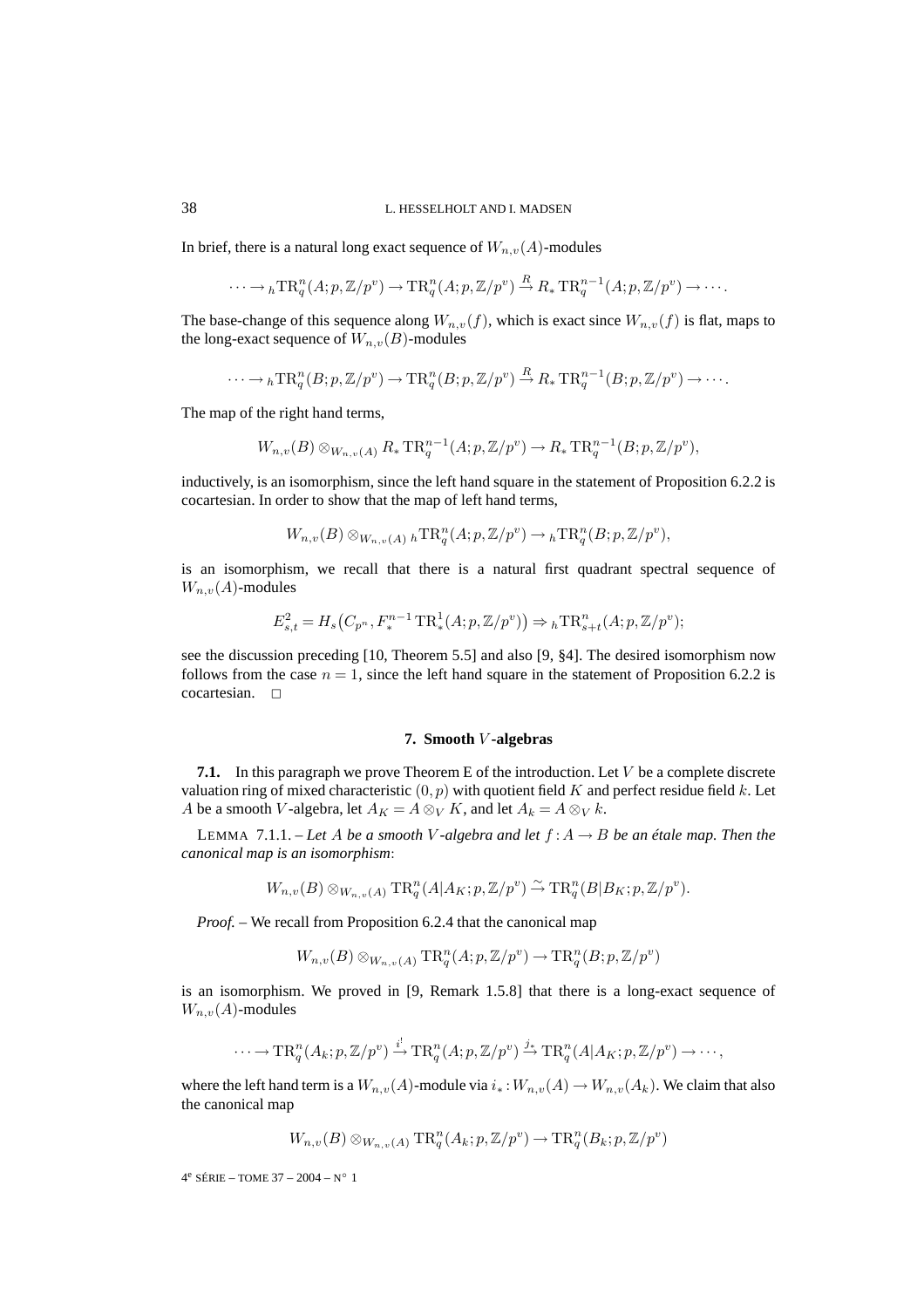In brief, there is a natural long exact sequence of $W_{n,v}(A)$-modules

$$\cdots \to {}_h\mathrm{TR}^n_q(A;p,\mathbb{Z}/p^v) \to \mathrm{TR}^n_q(A;p,\mathbb{Z}/p^v) \xrightarrow{R} R_*\,\mathrm{TR}^{n-1}_q(A;p,\mathbb{Z}/p^v) \to \cdots.$$

The base-change of this sequence along $W_{n,v}(f)$, which is exact since $W_{n,v}(f)$ is flat, maps to the long-exact sequence of $W_{n,v}(B)$-modules

$$\cdots \to {}_h\mathrm{TR}^n_q(B;p,\mathbb{Z}/p^v) \to \mathrm{TR}^n_q(B;p,\mathbb{Z}/p^v) \xrightarrow{R} R_*\,\mathrm{TR}^{n-1}_q(B;p,\mathbb{Z}/p^v) \to \cdots.$$

The map of the right hand terms,

$$W_{n,v}(B) \otimes_{W_{n,v}(A)} R_*\,\mathrm{TR}^{n-1}_q(A;p,\mathbb{Z}/p^v) \to R_*\,\mathrm{TR}^{n-1}_q(B;p,\mathbb{Z}/p^v),$$

inductively, is an isomorphism, since the left hand square in the statement of Proposition 6.2.2 is cocartesian. In order to show that the map of left hand terms,

$$W_{n,v}(B) \otimes_{W_{n,v}(A)} {}_h\mathrm{TR}^n_q(A;p,\mathbb{Z}/p^v) \to {}_h\mathrm{TR}^n_q(B;p,\mathbb{Z}/p^v),$$

is an isomorphism, we recall that there is a natural first quadrant spectral sequence of $W_{n,v}(A)$-modules

$$E^2_{s,t} = H_s\big(C_{p^n}, F^{n-1}_*\,\mathrm{TR}^1_*(A;p,\mathbb{Z}/p^v)\big) \Rightarrow {}_h\mathrm{TR}^n_{s+t}(A;p,\mathbb{Z}/p^v);$$

see the discussion preceding [10, Theorem 5.5] and also [9, §4]. The desired isomorphism now follows from the case $n=1$, since the left hand square in the statement of Proposition 6.2.2 is cocartesian. □

## 7. Smooth $V$-algebras

**7.1.** In this paragraph we prove Theorem E of the introduction. Let $V$ be a complete discrete valuation ring of mixed characteristic $(0,p)$ with quotient field $K$ and perfect residue field $k$. Let $A$ be a smooth $V$-algebra, let $A_K = A\otimes_V K$, and let $A_k = A\otimes_V k$.

LEMMA 7.1.1. – *Let $A$ be a smooth $V$-algebra and let $f : A \to B$ be an étale map. Then the canonical map is an isomorphism*:

$$W_{n,v}(B) \otimes_{W_{n,v}(A)} \mathrm{TR}^n_q(A|A_K;p,\mathbb{Z}/p^v) \xrightarrow{\sim} \mathrm{TR}^n_q(B|B_K;p,\mathbb{Z}/p^v).$$

*Proof.* – We recall from Proposition 6.2.4 that the canonical map

$$W_{n,v}(B) \otimes_{W_{n,v}(A)} \mathrm{TR}^n_q(A;p,\mathbb{Z}/p^v) \to \mathrm{TR}^n_q(B;p,\mathbb{Z}/p^v)$$

is an isomorphism. We proved in [9, Remark 1.5.8] that there is a long-exact sequence of $W_{n,v}(A)$-modules

$$\cdots \to \mathrm{TR}^n_q(A_k;p,\mathbb{Z}/p^v) \xrightarrow{i^!} \mathrm{TR}^n_q(A;p,\mathbb{Z}/p^v) \xrightarrow{j_*} \mathrm{TR}^n_q(A|A_K;p,\mathbb{Z}/p^v) \to \cdots,$$

where the left hand term is a $W_{n,v}(A)$-module via $i_* : W_{n,v}(A) \to W_{n,v}(A_k)$. We claim that also the canonical map

$$W_{n,v}(B) \otimes_{W_{n,v}(A)} \mathrm{TR}^n_q(A_k;p,\mathbb{Z}/p^v) \to \mathrm{TR}^n_q(B_k;p,\mathbb{Z}/p^v)$$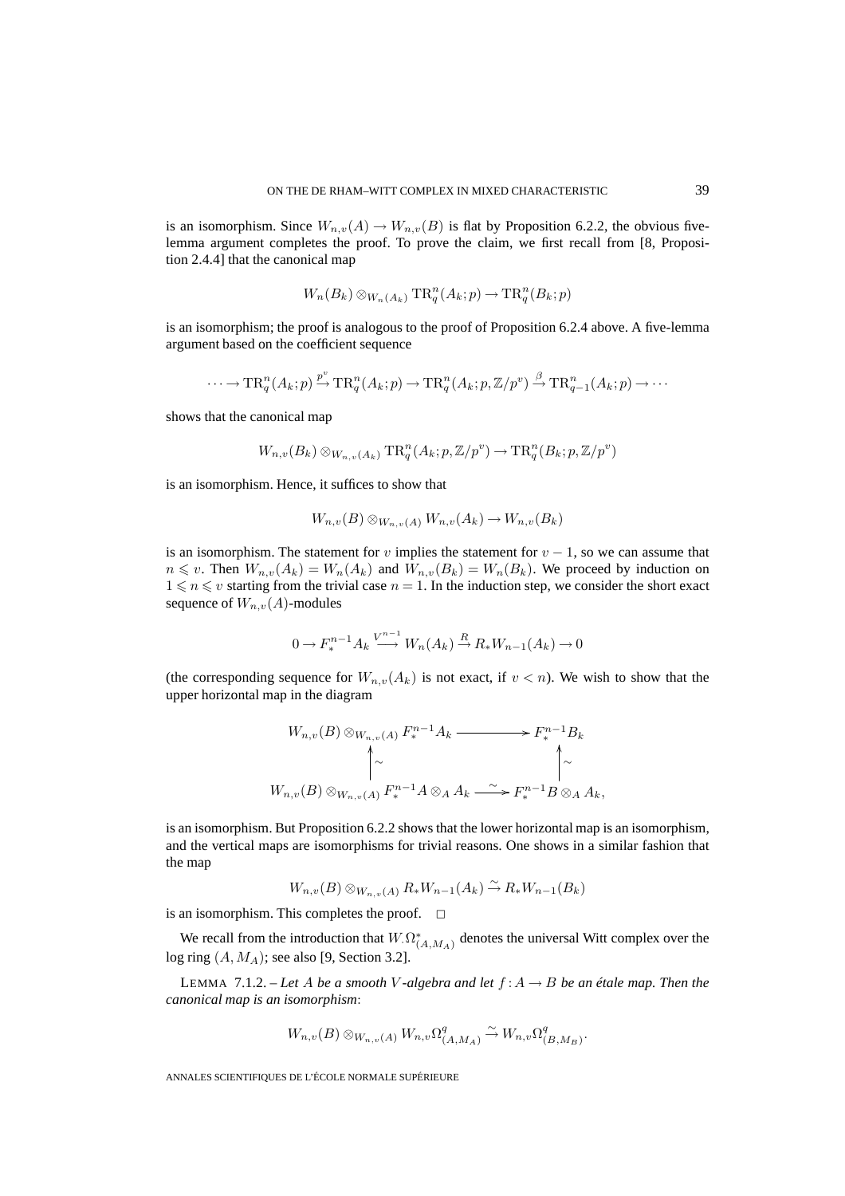is an isomorphism. Since $W_{n,v}(A) \to W_{n,v}(B)$ is flat by Proposition 6.2.2, the obvious five-lemma argument completes the proof. To prove the claim, we first recall from [8, Proposition 2.4.4] that the canonical map

$$W_n(B_k) \otimes_{W_n(A_k)} \mathrm{TR}^n_q(A_k;p) \to \mathrm{TR}^n_q(B_k;p)$$

is an isomorphism; the proof is analogous to the proof of Proposition 6.2.4 above. A five-lemma argument based on the coefficient sequence

$$\cdots \to \mathrm{TR}^n_q(A_k;p) \xrightarrow{p^v} \mathrm{TR}^n_q(A_k;p) \to \mathrm{TR}^n_q(A_k;p,\mathbb{Z}/p^v) \xrightarrow{\beta} \mathrm{TR}^n_{q-1}(A_k;p) \to \cdots$$

shows that the canonical map

$$W_{n,v}(B_k) \otimes_{W_{n,v}(A_k)} \mathrm{TR}^n_q(A_k;p,\mathbb{Z}/p^v) \to \mathrm{TR}^n_q(B_k;p,\mathbb{Z}/p^v)$$

is an isomorphism. Hence, it suffices to show that

$$W_{n,v}(B) \otimes_{W_{n,v}(A)} W_{n,v}(A_k) \to W_{n,v}(B_k)$$

is an isomorphism. The statement for $v$ implies the statement for $v-1$, so we can assume that $n \leqslant v$. Then $W_{n,v}(A_k) = W_n(A_k)$ and $W_{n,v}(B_k) = W_n(B_k)$. We proceed by induction on $1 \leqslant n \leqslant v$ starting from the trivial case $n = 1$. In the induction step, we consider the short exact sequence of $W_{n,v}(A)$-modules

$$0 \to F^{n-1}_* A_k \xrightarrow{V^{n-1}} W_n(A_k) \xrightarrow{R} R_* W_{n-1}(A_k) \to 0$$

(the corresponding sequence for $W_{n,v}(A_k)$ is not exact, if $v < n$). We wish to show that the upper horizontal map in the diagram

$$\begin{array}{ccc}
W_{n,v}(B) \otimes_{W_{n,v}(A)} F^{n-1}_* A_k & \longrightarrow & F^{n-1}_* B_k \\
\uparrow \wr & & \uparrow \wr \\
W_{n,v}(B) \otimes_{W_{n,v}(A)} F^{n-1}_* A \otimes_A A_k & \xrightarrow{\sim} & F^{n-1}_* B \otimes_A A_k,
\end{array}$$

is an isomorphism. But Proposition 6.2.2 shows that the lower horizontal map is an isomorphism, and the vertical maps are isomorphisms for trivial reasons. One shows in a similar fashion that the map

$$W_{n,v}(B) \otimes_{W_{n,v}(A)} R_* W_{n-1}(A_k) \xrightarrow{\sim} R_* W_{n-1}(B_k)$$

is an isomorphism. This completes the proof. $\square$

We recall from the introduction that $W.\Omega^*_{(A,M_A)}$ denotes the universal Witt complex over the log ring $(A, M_A)$; see also [9, Section 3.2].

LEMMA 7.1.2. – *Let $A$ be a smooth $V$-algebra and let $f : A \to B$ be an étale map. Then the canonical map is an isomorphism*:

$$W_{n,v}(B) \otimes_{W_{n,v}(A)} W_{n,v}\Omega^q_{(A,M_A)} \xrightarrow{\sim} W_{n,v}\Omega^q_{(B,M_B)}.$$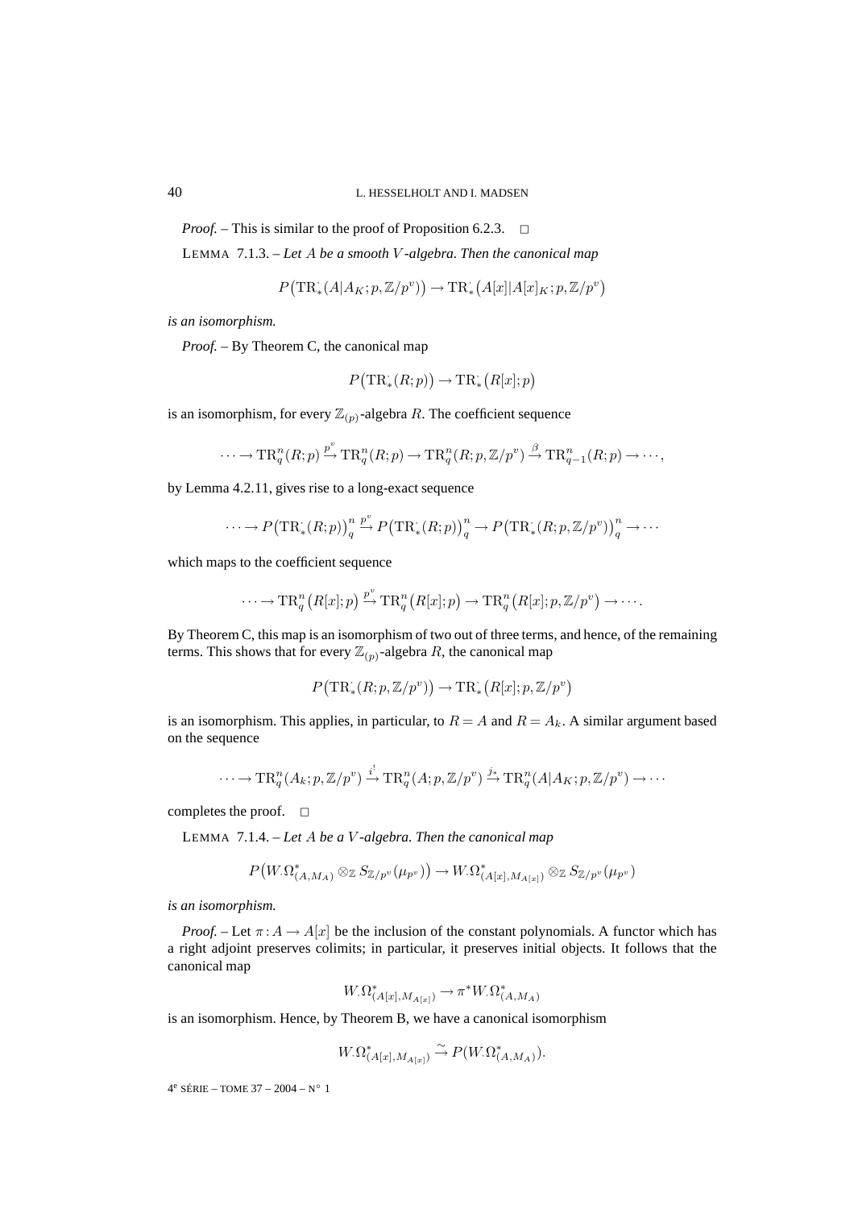*Proof.* – This is similar to the proof of Proposition 6.2.3. □

LEMMA 7.1.3. – *Let $A$ be a smooth $V$-algebra. Then the canonical map*

$$P\big(\mathrm{TR}^{\cdot}_{*}(A|A_K;p,\mathbb{Z}/p^v)\big) \to \mathrm{TR}^{\cdot}_{*}\big(A[x]|A[x]_K;p,\mathbb{Z}/p^v\big)$$

*is an isomorphism.*

*Proof.* – By Theorem C, the canonical map

$$P\big(\mathrm{TR}^{\cdot}_{*}(R;p)\big) \to \mathrm{TR}^{\cdot}_{*}\big(R[x];p\big)$$

is an isomorphism, for every $\mathbb{Z}_{(p)}$-algebra $R$. The coefficient sequence

$$\cdots \to \mathrm{TR}^n_q(R;p) \xrightarrow{p^v} \mathrm{TR}^n_q(R;p) \to \mathrm{TR}^n_q(R;p,\mathbb{Z}/p^v) \xrightarrow{\beta} \mathrm{TR}^n_{q-1}(R;p) \to \cdots,$$

by Lemma 4.2.11, gives rise to a long-exact sequence

$$\cdots \to P\big(\mathrm{TR}^{\cdot}_{*}(R;p)\big)^n_q \xrightarrow{p^v} P\big(\mathrm{TR}^{\cdot}_{*}(R;p)\big)^n_q \to P\big(\mathrm{TR}^{\cdot}_{*}(R;p,\mathbb{Z}/p^v)\big)^n_q \to \cdots$$

which maps to the coefficient sequence

$$\cdots \to \mathrm{TR}^n_q\big(R[x];p\big) \xrightarrow{p^v} \mathrm{TR}^n_q\big(R[x];p\big) \to \mathrm{TR}^n_q\big(R[x];p,\mathbb{Z}/p^v\big) \to \cdots.$$

By Theorem C, this map is an isomorphism of two out of three terms, and hence, of the remaining terms. This shows that for every $\mathbb{Z}_{(p)}$-algebra $R$, the canonical map

$$P\big(\mathrm{TR}^{\cdot}_{*}(R;p,\mathbb{Z}/p^v)\big) \to \mathrm{TR}^{\cdot}_{*}\big(R[x];p,\mathbb{Z}/p^v\big)$$

is an isomorphism. This applies, in particular, to $R = A$ and $R = A_k$. A similar argument based on the sequence

$$\cdots \to \mathrm{TR}^n_q(A_k;p,\mathbb{Z}/p^v) \xrightarrow{i^!} \mathrm{TR}^n_q(A;p,\mathbb{Z}/p^v) \xrightarrow{j_*} \mathrm{TR}^n_q(A|A_K;p,\mathbb{Z}/p^v) \to \cdots$$

completes the proof. □

LEMMA 7.1.4. – *Let $A$ be a $V$-algebra. Then the canonical map*

$$P\big(W_{\cdot}\Omega^*_{(A,M_A)} \otimes_{\mathbb{Z}} S_{\mathbb{Z}/p^v}(\mu_{p^v})\big) \to W_{\cdot}\Omega^*_{(A[x],M_{A[x]})} \otimes_{\mathbb{Z}} S_{\mathbb{Z}/p^v}(\mu_{p^v})$$

*is an isomorphism.*

*Proof.* – Let $\pi : A \to A[x]$ be the inclusion of the constant polynomials. A functor which has a right adjoint preserves colimits; in particular, it preserves initial objects. It follows that the canonical map

$$W_{\cdot}\Omega^*_{(A[x],M_{A[x]})} \to \pi^* W_{\cdot}\Omega^*_{(A,M_A)}$$

is an isomorphism. Hence, by Theorem B, we have a canonical isomorphism

$$W_{\cdot}\Omega^*_{(A[x],M_{A[x]})} \xrightarrow{\sim} P\big(W_{\cdot}\Omega^*_{(A,M_A)}\big).$$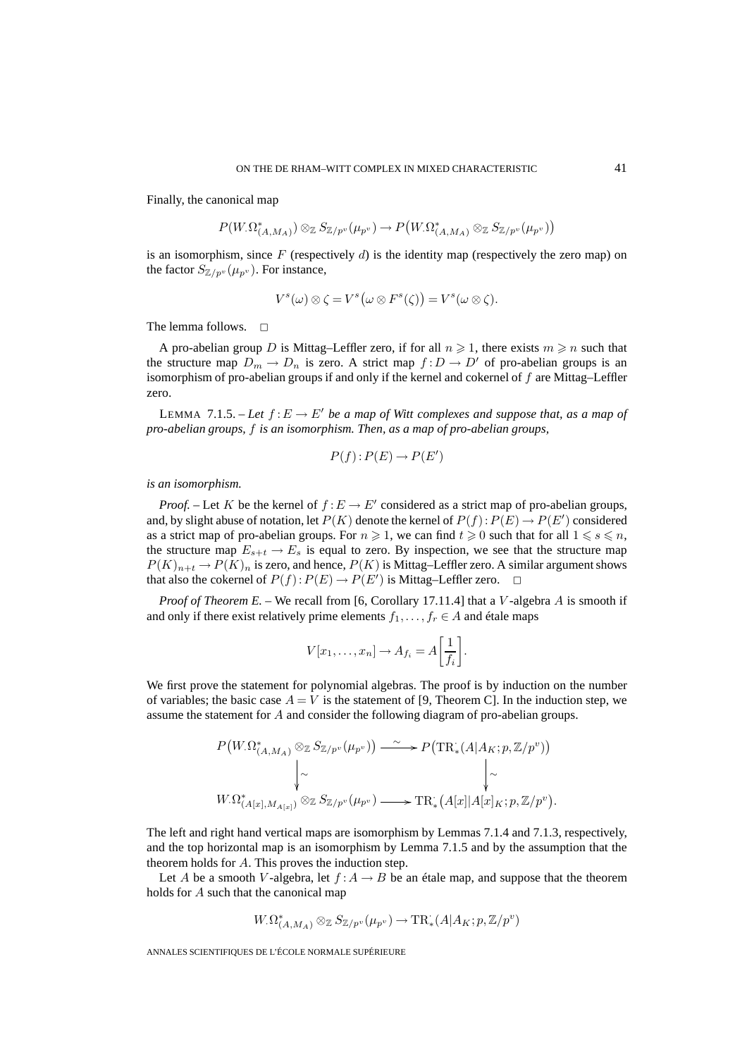Finally, the canonical map

$$P(W_\cdot\Omega^*_{(A,M_A)}) \otimes_{\mathbb{Z}} S_{\mathbb{Z}/p^v}(\mu_{p^v}) \to P\big(W_\cdot\Omega^*_{(A,M_A)} \otimes_{\mathbb{Z}} S_{\mathbb{Z}/p^v}(\mu_{p^v})\big)$$

is an isomorphism, since $F$ (respectively $d$) is the identity map (respectively the zero map) on the factor $S_{\mathbb{Z}/p^v}(\mu_{p^v})$. For instance,

$$V^s(\omega) \otimes \zeta = V^s\big(\omega \otimes F^s(\zeta)\big) = V^s(\omega \otimes \zeta).$$

The lemma follows. $\square$

A pro-abelian group $D$ is Mittag–Leffler zero, if for all $n \geqslant 1$, there exists $m \geqslant n$ such that the structure map $D_m \to D_n$ is zero. A strict map $f : D \to D'$ of pro-abelian groups is an isomorphism of pro-abelian groups if and only if the kernel and cokernel of $f$ are Mittag–Leffler zero.

LEMMA 7.1.5. – *Let $f : E \to E'$ be a map of Witt complexes and suppose that, as a map of pro-abelian groups, $f$ is an isomorphism. Then, as a map of pro-abelian groups,*

$$P(f) : P(E) \to P(E')$$

*is an isomorphism.*

*Proof.* – Let $K$ be the kernel of $f : E \to E'$ considered as a strict map of pro-abelian groups, and, by slight abuse of notation, let $P(K)$ denote the kernel of $P(f) : P(E) \to P(E')$ considered as a strict map of pro-abelian groups. For $n \geqslant 1$, we can find $t \geqslant 0$ such that for all $1 \leqslant s \leqslant n$, the structure map $E_{s+t} \to E_s$ is equal to zero. By inspection, we see that the structure map $P(K)_{n+t} \to P(K)_n$ is zero, and hence, $P(K)$ is Mittag–Leffler zero. A similar argument shows that also the cokernel of $P(f) : P(E) \to P(E')$ is Mittag–Leffler zero. $\square$

*Proof of Theorem E.* – We recall from [6, Corollary 17.11.4] that a $V$-algebra $A$ is smooth if and only if there exist relatively prime elements $f_1, \dots, f_r \in A$ and étale maps

$$V[x_1, \dots, x_n] \to A_{f_i} = A\left[\frac{1}{f_i}\right].$$

We first prove the statement for polynomial algebras. The proof is by induction on the number of variables; the basic case $A = V$ is the statement of [9, Theorem C]. In the induction step, we assume the statement for $A$ and consider the following diagram of pro-abelian groups.

$$\begin{array}{ccc}
P\big(W_\cdot\Omega^*_{(A,M_A)} \otimes_{\mathbb{Z}} S_{\mathbb{Z}/p^v}(\mu_{p^v})\big) & \xrightarrow{\sim} & P\big(\mathrm{TR}^\cdot_*(A|A_K; p, \mathbb{Z}/p^v)\big) \\
\Big\downarrow \wr & & \Big\downarrow \wr \\
W_\cdot\Omega^*_{(A[x],M_{A[x]})} \otimes_{\mathbb{Z}} S_{\mathbb{Z}/p^v}(\mu_{p^v}) & \longrightarrow & \mathrm{TR}^\cdot_*\big(A[x]|A[x]_K; p, \mathbb{Z}/p^v\big).
\end{array}$$

The left and right hand vertical maps are isomorphism by Lemmas 7.1.4 and 7.1.3, respectively, and the top horizontal map is an isomorphism by Lemma 7.1.5 and by the assumption that the theorem holds for $A$. This proves the induction step.

Let $A$ be a smooth $V$-algebra, let $f : A \to B$ be an étale map, and suppose that the theorem holds for $A$ such that the canonical map

$$W_\cdot\Omega^*_{(A,M_A)} \otimes_{\mathbb{Z}} S_{\mathbb{Z}/p^v}(\mu_{p^v}) \to \mathrm{TR}^\cdot_*(A|A_K; p, \mathbb{Z}/p^v)$$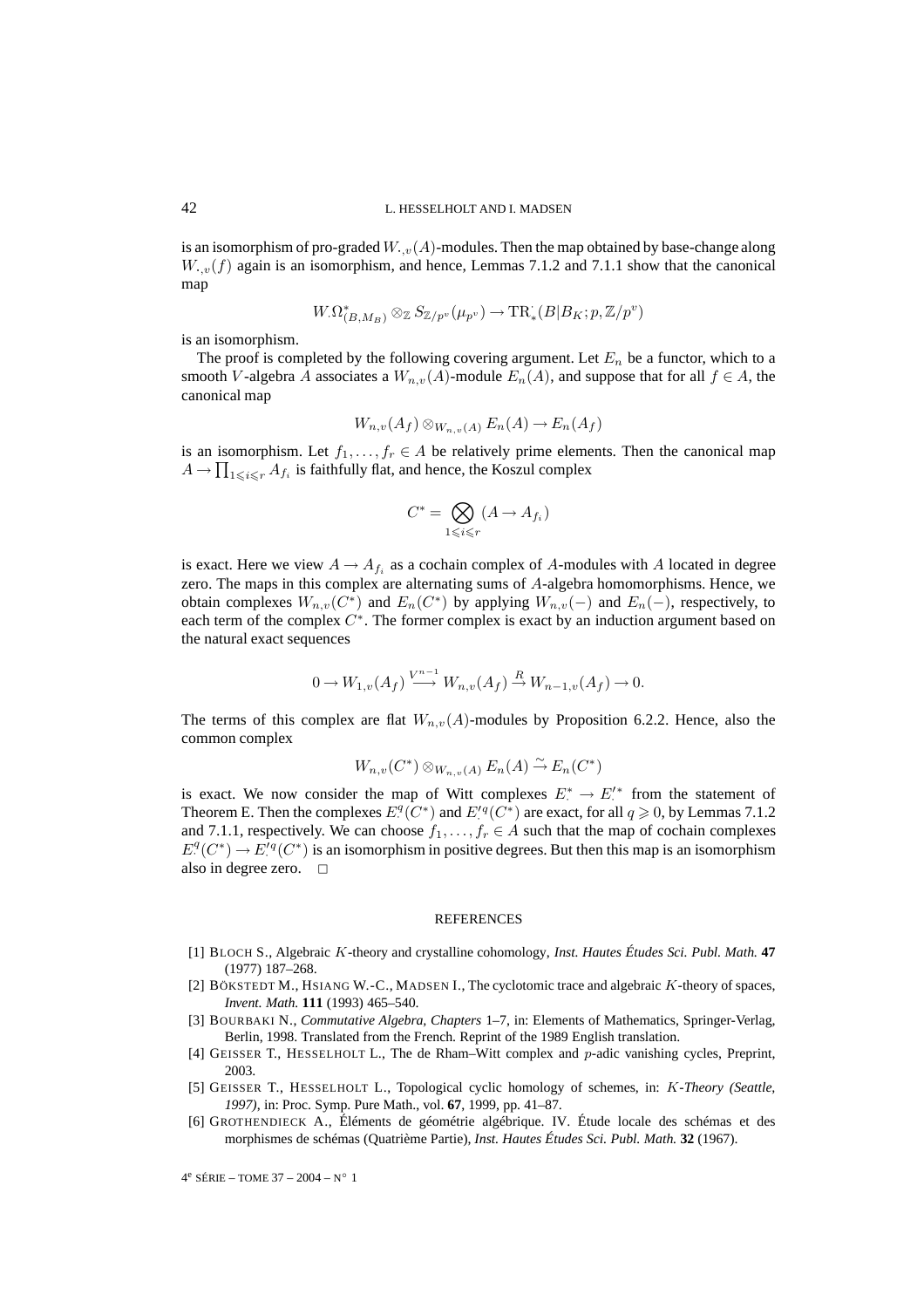is an isomorphism of pro-graded $W_{\cdot,v}(A)$-modules. Then the map obtained by base-change along $W_{\cdot,v}(f)$ again is an isomorphism, and hence, Lemmas 7.1.2 and 7.1.1 show that the canonical map

$$W_{\cdot}\Omega^*_{(B,M_B)} \otimes_{\mathbb{Z}} S_{\mathbb{Z}/p^v}(\mu_{p^v}) \to \mathrm{TR}^{\cdot}_*(B|B_K;p,\mathbb{Z}/p^v)$$

is an isomorphism.

The proof is completed by the following covering argument. Let $E_n$ be a functor, which to a smooth $V$-algebra $A$ associates a $W_{n,v}(A)$-module $E_n(A)$, and suppose that for all $f \in A$, the canonical map

$$W_{n,v}(A_f) \otimes_{W_{n,v}(A)} E_n(A) \to E_n(A_f)$$

is an isomorphism. Let $f_1, \ldots, f_r \in A$ be relatively prime elements. Then the canonical map $A \to \prod_{1 \leqslant i \leqslant r} A_{f_i}$ is faithfully flat, and hence, the Koszul complex

$$C^* = \bigotimes_{1 \leqslant i \leqslant r} (A \to A_{f_i})$$

is exact. Here we view $A \to A_{f_i}$ as a cochain complex of $A$-modules with $A$ located in degree zero. The maps in this complex are alternating sums of $A$-algebra homomorphisms. Hence, we obtain complexes $W_{n,v}(C^*)$ and $E_n(C^*)$ by applying $W_{n,v}(-)$ and $E_n(-)$, respectively, to each term of the complex $C^*$. The former complex is exact by an induction argument based on the natural exact sequences

$$0 \to W_{1,v}(A_f) \xrightarrow{V^{n-1}} W_{n,v}(A_f) \xrightarrow{R} W_{n-1,v}(A_f) \to 0.$$

The terms of this complex are flat $W_{n,v}(A)$-modules by Proposition 6.2.2. Hence, also the common complex

$$W_{n,v}(C^*) \otimes_{W_{n,v}(A)} E_n(A) \xrightarrow{\sim} E_n(C^*)$$

is exact. We now consider the map of Witt complexes $E^*_{\cdot} \to E'^*_{\cdot}$ from the statement of Theorem E. Then the complexes $E^q_{\cdot}(C^*)$ and $E'^q_{\cdot}(C^*)$ are exact, for all $q \geqslant 0$, by Lemmas 7.1.2 and 7.1.1, respectively. We can choose $f_1, \ldots, f_r \in A$ such that the map of cochain complexes $E^q_{\cdot}(C^*) \to E'^q_{\cdot}(C^*)$ is an isomorphism in positive degrees. But then this map is an isomorphism also in degree zero. □

## REFERENCES

[1] BLOCH S., Algebraic $K$-theory and crystalline cohomology, *Inst. Hautes Études Sci. Publ. Math.* **47** (1977) 187–268.

[2] BÖKSTEDT M., HSIANG W.-C., MADSEN I., The cyclotomic trace and algebraic $K$-theory of spaces, *Invent. Math.* **111** (1993) 465–540.

[3] BOURBAKI N., *Commutative Algebra, Chapters* 1–7, in: Elements of Mathematics, Springer-Verlag, Berlin, 1998. Translated from the French. Reprint of the 1989 English translation.

[4] GEISSER T., HESSELHOLT L., The de Rham–Witt complex and $p$-adic vanishing cycles, Preprint, 2003.

[5] GEISSER T., HESSELHOLT L., Topological cyclic homology of schemes, in: *$K$-Theory (Seattle, 1997)*, in: Proc. Symp. Pure Math., vol. **67**, 1999, pp. 41–87.

[6] GROTHENDIECK A., Éléments de géométrie algébrique. IV. Étude locale des schémas et des morphismes de schémas (Quatrième Partie), *Inst. Hautes Études Sci. Publ. Math.* **32** (1967).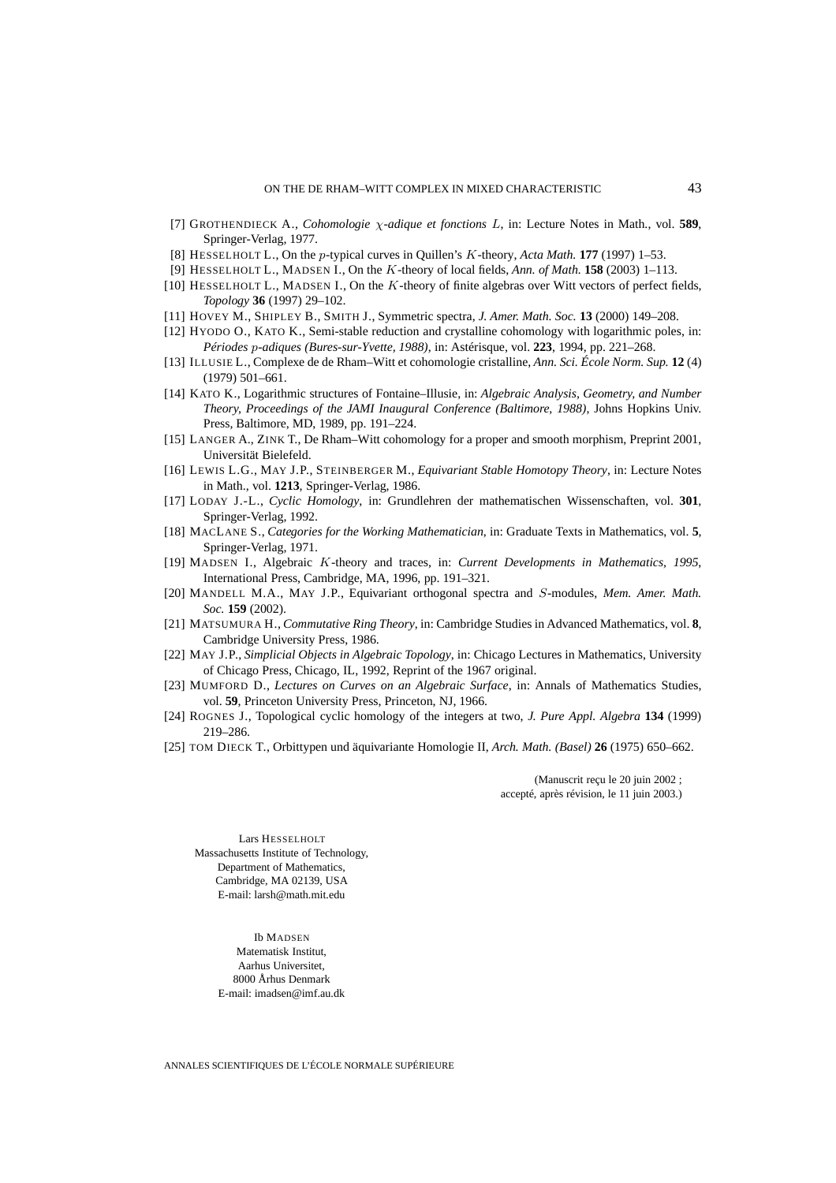[7] GROTHENDIECK A., *Cohomologie $\chi$-adique et fonctions $L$*, in: Lecture Notes in Math., vol. **589**, Springer-Verlag, 1977.

[8] HESSELHOLT L., On the $p$-typical curves in Quillen's $K$-theory, *Acta Math.* **177** (1997) 1–53.

[9] HESSELHOLT L., MADSEN I., On the $K$-theory of local fields, *Ann. of Math.* **158** (2003) 1–113.

[10] HESSELHOLT L., MADSEN I., On the $K$-theory of finite algebras over Witt vectors of perfect fields, *Topology* **36** (1997) 29–102.

[11] HOVEY M., SHIPLEY B., SMITH J., Symmetric spectra, *J. Amer. Math. Soc.* **13** (2000) 149–208.

[12] HYODO O., KATO K., Semi-stable reduction and crystalline cohomology with logarithmic poles, in: *Périodes $p$-adiques (Bures-sur-Yvette, 1988)*, in: Astérisque, vol. **223**, 1994, pp. 221–268.

[13] ILLUSIE L., Complexe de de Rham–Witt et cohomologie cristalline, *Ann. Sci. École Norm. Sup.* **12** (4) (1979) 501–661.

[14] KATO K., Logarithmic structures of Fontaine–Illusie, in: *Algebraic Analysis, Geometry, and Number Theory, Proceedings of the JAMI Inaugural Conference (Baltimore, 1988)*, Johns Hopkins Univ. Press, Baltimore, MD, 1989, pp. 191–224.

[15] LANGER A., ZINK T., De Rham–Witt cohomology for a proper and smooth morphism, Preprint 2001, Universität Bielefeld.

[16] LEWIS L.G., MAY J.P., STEINBERGER M., *Equivariant Stable Homotopy Theory*, in: Lecture Notes in Math., vol. **1213**, Springer-Verlag, 1986.

[17] LODAY J.-L., *Cyclic Homology*, in: Grundlehren der mathematischen Wissenschaften, vol. **301**, Springer-Verlag, 1992.

[18] MACLANE S., *Categories for the Working Mathematician*, in: Graduate Texts in Mathematics, vol. **5**, Springer-Verlag, 1971.

[19] MADSEN I., Algebraic $K$-theory and traces, in: *Current Developments in Mathematics, 1995*, International Press, Cambridge, MA, 1996, pp. 191–321.

[20] MANDELL M.A., MAY J.P., Equivariant orthogonal spectra and $S$-modules, *Mem. Amer. Math. Soc.* **159** (2002).

[21] MATSUMURA H., *Commutative Ring Theory*, in: Cambridge Studies in Advanced Mathematics, vol. **8**, Cambridge University Press, 1986.

[22] MAY J.P., *Simplicial Objects in Algebraic Topology*, in: Chicago Lectures in Mathematics, University of Chicago Press, Chicago, IL, 1992, Reprint of the 1967 original.

[23] MUMFORD D., *Lectures on Curves on an Algebraic Surface*, in: Annals of Mathematics Studies, vol. **59**, Princeton University Press, Princeton, NJ, 1966.

[24] ROGNES J., Topological cyclic homology of the integers at two, *J. Pure Appl. Algebra* **134** (1999) 219–286.

[25] TOM DIECK T., Orbittypen und äquivariante Homologie II, *Arch. Math. (Basel)* **26** (1975) 650–662.

(Manuscrit reçu le 20 juin 2002 ;
accepté, après révision, le 11 juin 2003.)

Lars HESSELHOLT
Massachusetts Institute of Technology,
Department of Mathematics,
Cambridge, MA 02139, USA
E-mail: larsh@math.mit.edu

Ib MADSEN
Matematisk Institut,
Aarhus Universitet,
8000 Århus Denmark
E-mail: imadsen@imf.au.dk